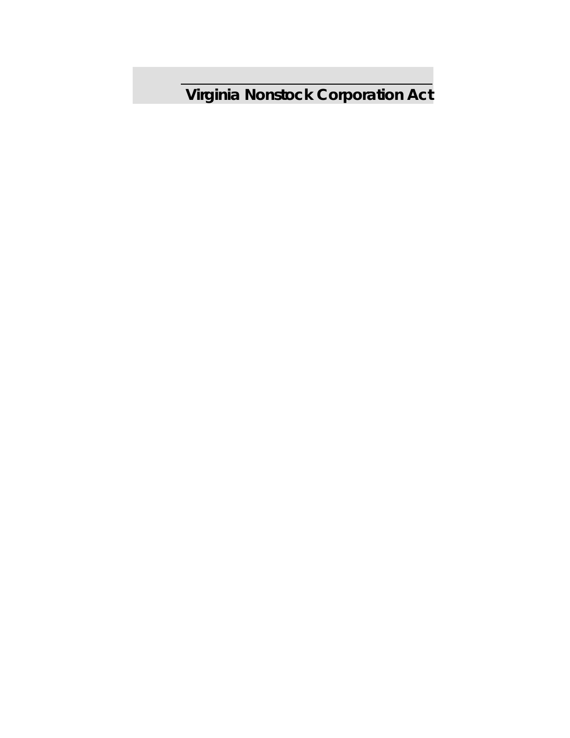# Virginia Nonstock Corporation Act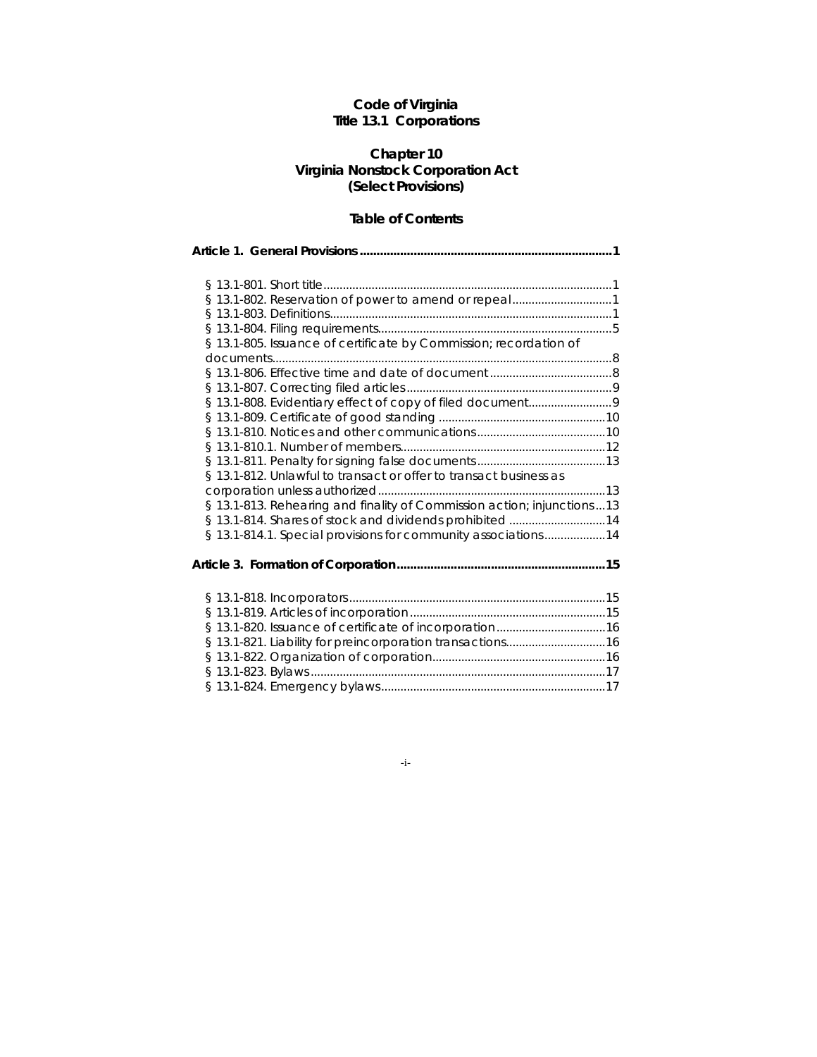# Code of Virginia
# Title 13.1 Corporations

## Chapter 10
## Virginia Nonstock Corporation Act
## (Select Provisions)

### Table of Contents

**Article 1. General Provisions..........................................................................1**

§ 13.1-801. Short title.........................................................................................1
§ 13.1-802. Reservation of power to amend or repeal...............................1
§ 13.1-803. Definitions.......................................................................................1
§ 13.1-804. Filing requirements........................................................................5
§ 13.1-805. Issuance of certificate by Commission; recordation of documents.........................................................................................................8
§ 13.1-806. Effective time and date of document......................................8
§ 13.1-807. Correcting filed articles................................................................9
§ 13.1-808. Evidentiary effect of copy of filed document..........................9
§ 13.1-809. Certificate of good standing ....................................................10
§ 13.1-810. Notices and other communications........................................10
§ 13.1-810.1. Number of members................................................................12
§ 13.1-811. Penalty for signing false documents........................................13
§ 13.1-812. Unlawful to transact or offer to transact business as corporation unless authorized.......................................................................13
§ 13.1-813. Rehearing and finality of Commission action; injunctions...13
§ 13.1-814. Shares of stock and dividends prohibited ..............................14
§ 13.1-814.1. Special provisions for community associations...................14

**Article 3. Formation of Corporation.............................................................15**

§ 13.1-818. Incorporators................................................................................15
§ 13.1-819. Articles of incorporation.............................................................15
§ 13.1-820. Issuance of certificate of incorporation..................................16
§ 13.1-821. Liability for preincorporation transactions...............................16
§ 13.1-822. Organization of corporation......................................................16
§ 13.1-823. Bylaws............................................................................................17
§ 13.1-824. Emergency bylaws......................................................................17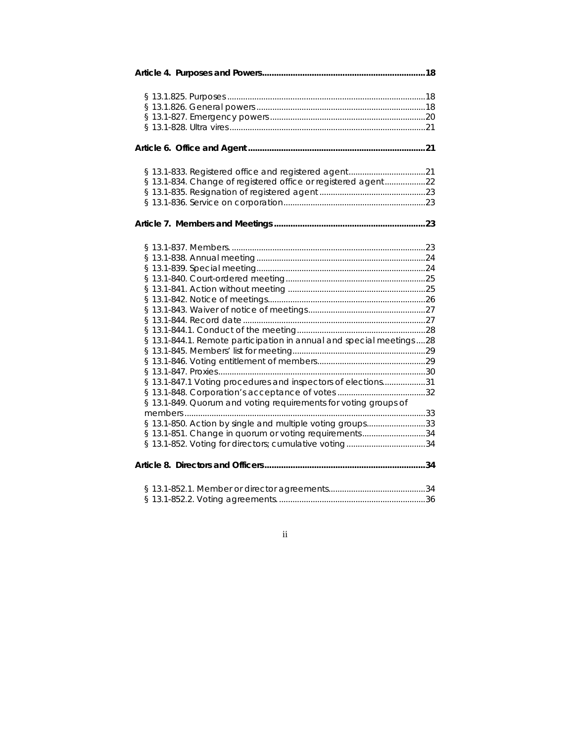**Article 4. Purposes and Powers....................................................................18**

§ 13.1.825. Purposes .......................................................................................18
§ 13.1.826. General powers ...........................................................................18
§ 13.1-827. Emergency powers ....................................................................20
§ 13.1-828. Ultra vires.......................................................................................21

**Article 6. Office and Agent ..........................................................................21**

§ 13.1-833. Registered office and registered agent..................................21
§ 13.1-834. Change of registered office or registered agent..................22
§ 13.1-835. Resignation of registered agent ...............................................23
§ 13.1-836. Service on corporation...............................................................23

**Article 7. Members and Meetings ................................................................23**

§ 13.1-837. Members. .....................................................................................23
§ 13.1-838. Annual meeting ...........................................................................24
§ 13.1-839. Special meeting...........................................................................24
§ 13.1-840. Court-ordered meeting ..............................................................25
§ 13.1-841. Action without meeting .............................................................25
§ 13.1-842. Notice of meetings......................................................................26
§ 13.1-843. Waiver of notice of meetings....................................................27
§ 13.1-844. Record date .................................................................................27
§ 13.1-844.1. Conduct of the meeting.........................................................28
§ 13.1-844.1. Remote participation in annual and special meetings ....28
§ 13.1-845. Members' list for meeting...........................................................29
§ 13.1-846. Voting entitlement of members................................................29
§ 13.1-847. Proxies............................................................................................30
§ 13.1-847.1 Voting procedures and inspectors of elections...................31
§ 13.1-848. Corporation's acceptance of votes .......................................32
§ 13.1-849. Quorum and voting requirements for voting groups of members..........................................................................................................33
§ 13.1-850. Action by single and multiple voting groups..........................33
§ 13.1-851. Change in quorum or voting requirements............................34
§ 13.1-852. Voting for directors; cumulative voting ...................................34

**Article 8. Directors and Officers...................................................................34**

§ 13.1-852.1. Member or director agreements...........................................34
§ 13.1-852.2. Voting agreements. ................................................................36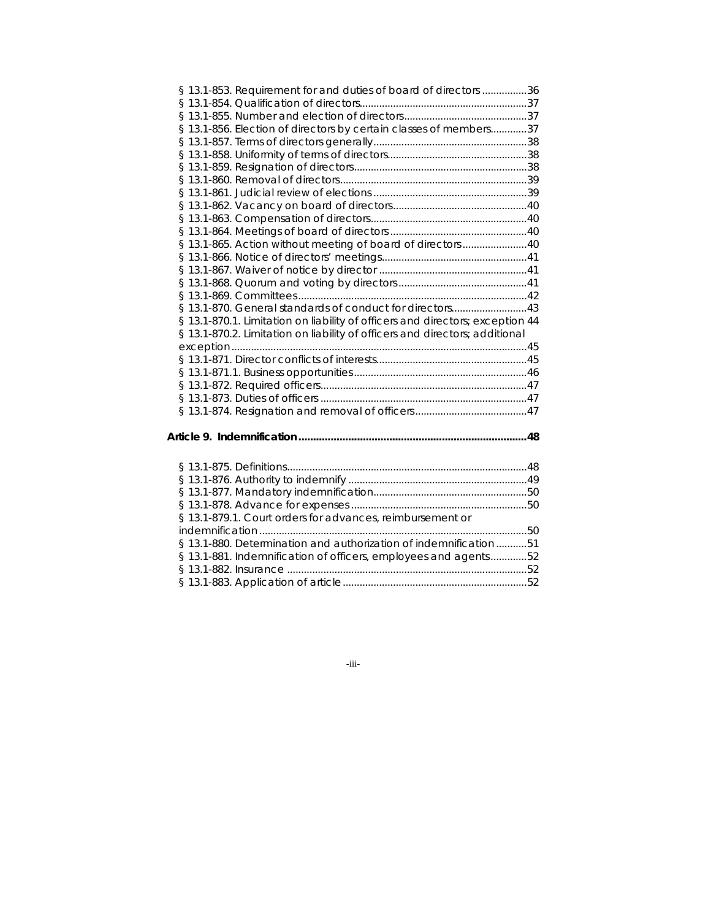§ 13.1-853. Requirement for and duties of board of directors ................36
§ 13.1-854. Qualification of directors............................................................37
§ 13.1-855. Number and election of directors............................................37
§ 13.1-856. Election of directors by certain classes of members.............37
§ 13.1-857. Terms of directors generally.......................................................38
§ 13.1-858. Uniformity of terms of directors..................................................38
§ 13.1-859. Resignation of directors..............................................................38
§ 13.1-860. Removal of directors...................................................................39
§ 13.1-861. Judicial review of elections.......................................................39
§ 13.1-862. Vacancy on board of directors................................................40
§ 13.1-863. Compensation of directors........................................................40
§ 13.1-864. Meetings of board of directors.................................................40
§ 13.1-865. Action without meeting of board of directors.......................40
§ 13.1-866. Notice of directors' meetings....................................................41
§ 13.1-867. Waiver of notice by director.....................................................41
§ 13.1-868. Quorum and voting by directors..............................................41
§ 13.1-869. Committees..................................................................................42
§ 13.1-870. General standards of conduct for directors...........................43
§ 13.1-870.1. Limitation on liability of officers and directors; exception 44
§ 13.1-870.2. Limitation on liability of officers and directors; additional exception..........................................................................................................45
§ 13.1-871. Director conflicts of interests......................................................45
§ 13.1-871.1. Business opportunities..............................................................46
§ 13.1-872. Required officers..........................................................................47
§ 13.1-873. Duties of officers..........................................................................47
§ 13.1-874. Resignation and removal of officers........................................47

**Article 9. Indemnification..............................................................................48**

§ 13.1-875. Definitions......................................................................................48
§ 13.1-876. Authority to indemnify................................................................49
§ 13.1-877. Mandatory indemnification.......................................................50
§ 13.1-878. Advance for expenses...............................................................50
§ 13.1-879.1. Court orders for advances, reimbursement or indemnification................................................................................................50
§ 13.1-880. Determination and authorization of indemnification...........51
§ 13.1-881. Indemnification of officers, employees and agents.............52
§ 13.1-882. Insurance......................................................................................52
§ 13.1-883. Application of article..................................................................52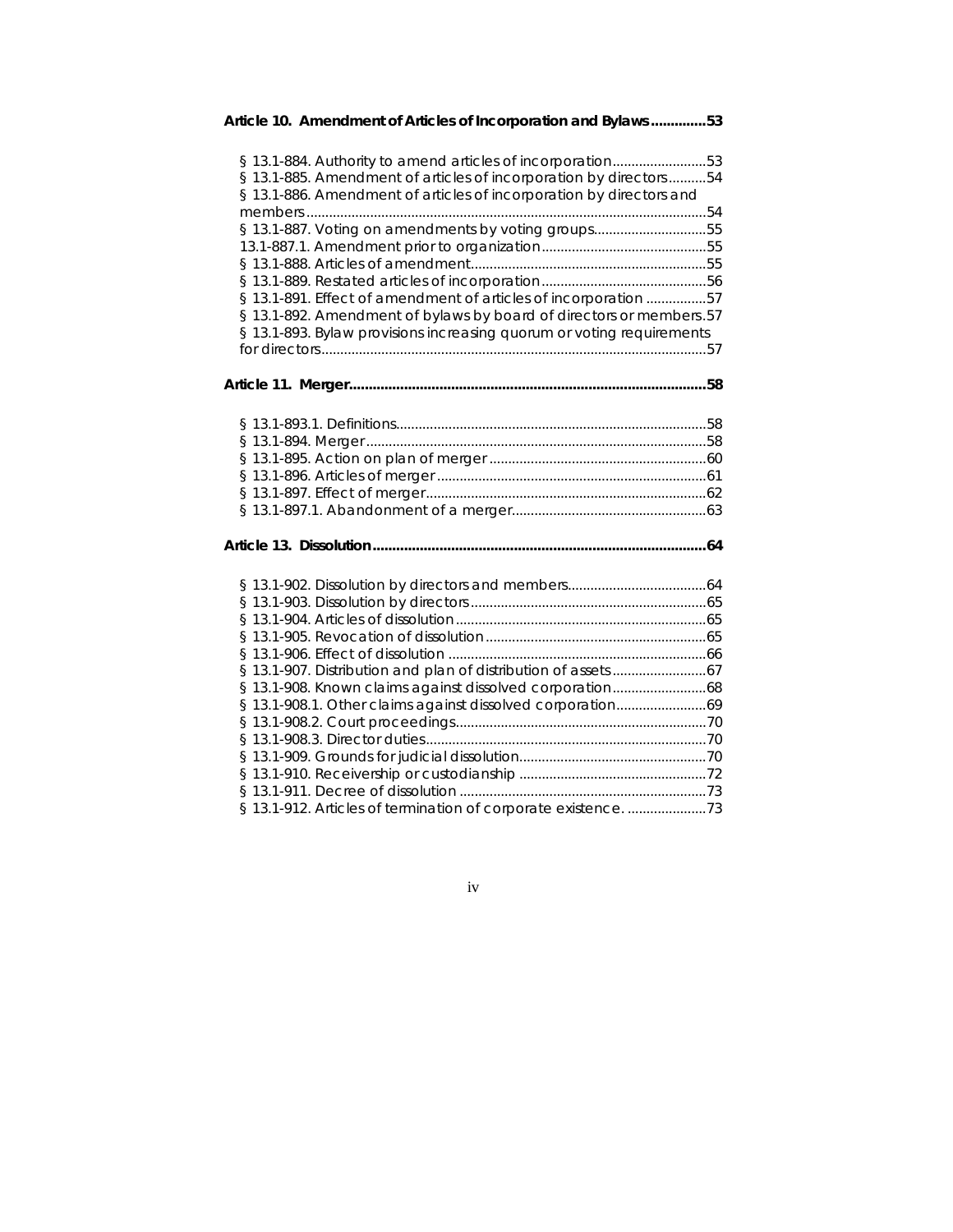**Article 10. Amendment of Articles of Incorporation and Bylaws..............53**

§ 13.1-884. Authority to amend articles of incorporation.........................53
§ 13.1-885. Amendment of articles of incorporation by directors..........54
§ 13.1-886. Amendment of articles of incorporation by directors and members..........................................................................................................54
§ 13.1-887. Voting on amendments by voting groups.............................55
13.1-887.1. Amendment prior to organization............................................55
§ 13.1-888. Articles of amendment..............................................................55
§ 13.1-889. Restated articles of incorporation............................................56
§ 13.1-891. Effect of amendment of articles of incorporation ................57
§ 13.1-892. Amendment of bylaws by board of directors or members.57
§ 13.1-893. Bylaw provisions increasing quorum or voting requirements for directors......................................................................................................57

**Article 11. Merger..........................................................................................58**

§ 13.1-893.1. Definitions..................................................................................58
§ 13.1-894. Merger..........................................................................................58
§ 13.1-895. Action on plan of merger..........................................................60
§ 13.1-896. Articles of merger.......................................................................61
§ 13.1-897. Effect of merger..........................................................................62
§ 13.1-897.1. Abandonment of a merger....................................................63

**Article 13. Dissolution....................................................................................64**

§ 13.1-902. Dissolution by directors and members.....................................64
§ 13.1-903. Dissolution by directors...............................................................65
§ 13.1-904. Articles of dissolution..................................................................65
§ 13.1-905. Revocation of dissolution...........................................................65
§ 13.1-906. Effect of dissolution ....................................................................66
§ 13.1-907. Distribution and plan of distribution of assets.........................67
§ 13.1-908. Known claims against dissolved corporation.........................68
§ 13.1-908.1. Other claims against dissolved corporation........................69
§ 13.1-908.2. Court proceedings..................................................................70
§ 13.1-908.3. Director duties..........................................................................70
§ 13.1-909. Grounds for judicial dissolution.................................................70
§ 13.1-910. Receivership or custodianship .................................................72
§ 13.1-911. Decree of dissolution .................................................................73
§ 13.1-912. Articles of termination of corporate existence. .....................73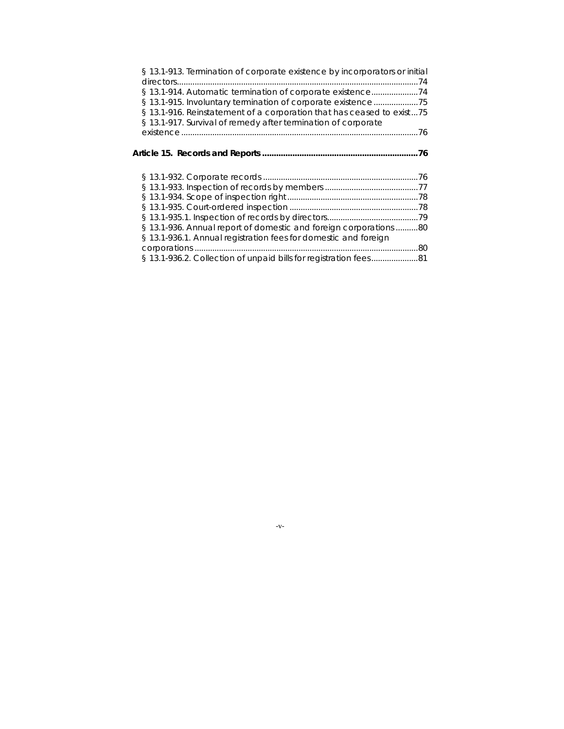§ 13.1-913. Termination of corporate existence by incorporators or initial directors.............................................................................................................74
§ 13.1-914. Automatic termination of corporate existence.....................74
§ 13.1-915. Involuntary termination of corporate existence ....................75
§ 13.1-916. Reinstatement of a corporation that has ceased to exist...75
§ 13.1-917. Survival of remedy after termination of corporate existence ...........................................................................................................76

**Article 15. Records and Reports ...................................................................76**

§ 13.1-932. Corporate records ......................................................................76
§ 13.1-933. Inspection of records by members ..........................................77
§ 13.1-934. Scope of inspection right ...........................................................78
§ 13.1-935. Court-ordered inspection ..........................................................78
§ 13.1-935.1. Inspection of records by directors.........................................79
§ 13.1-936. Annual report of domestic and foreign corporations ..........80
§ 13.1-936.1. Annual registration fees for domestic and foreign corporations .....................................................................................................80
§ 13.1-936.2. Collection of unpaid bills for registration fees.....................81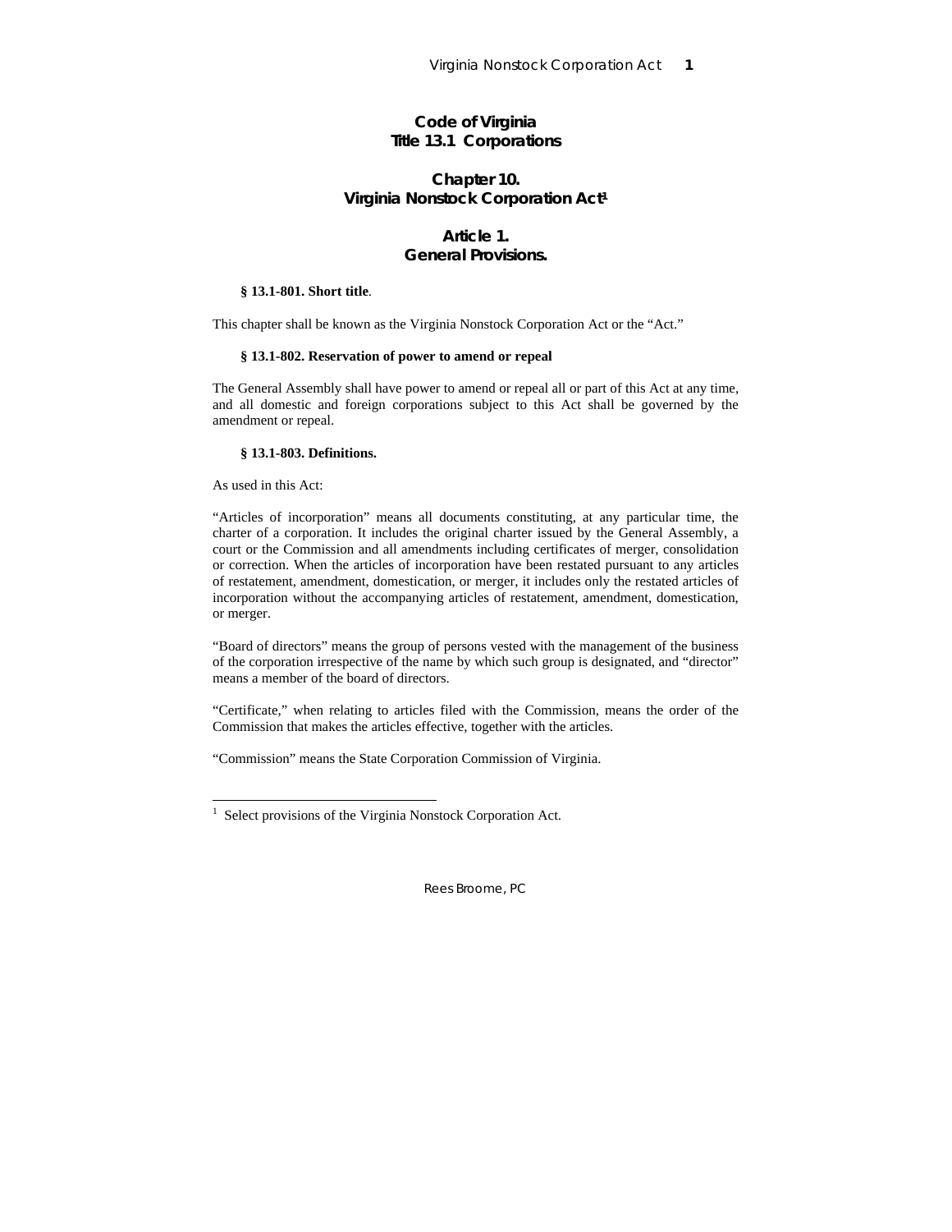# Code of Virginia
# Title 13.1 Corporations

## Chapter 10.
## Virginia Nonstock Corporation Act[1]

## Article 1.
## General Provisions.

**§ 13.1-801. Short title**.

This chapter shall be known as the Virginia Nonstock Corporation Act or the "Act."

**§ 13.1-802. Reservation of power to amend or repeal**

The General Assembly shall have power to amend or repeal all or part of this Act at any time, and all domestic and foreign corporations subject to this Act shall be governed by the amendment or repeal.

**§ 13.1-803. Definitions.**

As used in this Act:

"Articles of incorporation" means all documents constituting, at any particular time, the charter of a corporation. It includes the original charter issued by the General Assembly, a court or the Commission and all amendments including certificates of merger, consolidation or correction. When the articles of incorporation have been restated pursuant to any articles of restatement, amendment, domestication, or merger, it includes only the restated articles of incorporation without the accompanying articles of restatement, amendment, domestication, or merger.

"Board of directors" means the group of persons vested with the management of the business of the corporation irrespective of the name by which such group is designated, and "director" means a member of the board of directors.

"Certificate," when relating to articles filed with the Commission, means the order of the Commission that makes the articles effective, together with the articles.

"Commission" means the State Corporation Commission of Virginia.

---

[1] Select provisions of the Virginia Nonstock Corporation Act.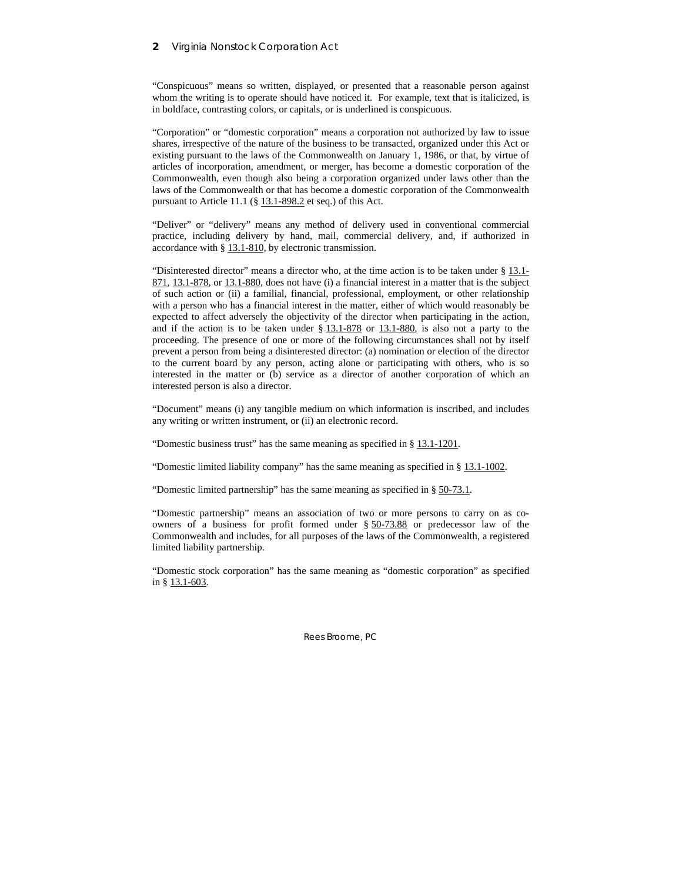"Conspicuous" means so written, displayed, or presented that a reasonable person against whom the writing is to operate should have noticed it. For example, text that is italicized, is in boldface, contrasting colors, or capitals, or is underlined is conspicuous.

"Corporation" or "domestic corporation" means a corporation not authorized by law to issue shares, irrespective of the nature of the business to be transacted, organized under this Act or existing pursuant to the laws of the Commonwealth on January 1, 1986, or that, by virtue of articles of incorporation, amendment, or merger, has become a domestic corporation of the Commonwealth, even though also being a corporation organized under laws other than the laws of the Commonwealth or that has become a domestic corporation of the Commonwealth pursuant to Article 11.1 (§ 13.1-898.2 et seq.) of this Act.

"Deliver" or "delivery" means any method of delivery used in conventional commercial practice, including delivery by hand, mail, commercial delivery, and, if authorized in accordance with § 13.1-810, by electronic transmission.

"Disinterested director" means a director who, at the time action is to be taken under § 13.1-871, 13.1-878, or 13.1-880, does not have (i) a financial interest in a matter that is the subject of such action or (ii) a familial, financial, professional, employment, or other relationship with a person who has a financial interest in the matter, either of which would reasonably be expected to affect adversely the objectivity of the director when participating in the action, and if the action is to be taken under § 13.1-878 or 13.1-880, is also not a party to the proceeding. The presence of one or more of the following circumstances shall not by itself prevent a person from being a disinterested director: (a) nomination or election of the director to the current board by any person, acting alone or participating with others, who is so interested in the matter or (b) service as a director of another corporation of which an interested person is also a director.

"Document" means (i) any tangible medium on which information is inscribed, and includes any writing or written instrument, or (ii) an electronic record.

"Domestic business trust" has the same meaning as specified in § 13.1-1201.

"Domestic limited liability company" has the same meaning as specified in § 13.1-1002.

"Domestic limited partnership" has the same meaning as specified in § 50-73.1.

"Domestic partnership" means an association of two or more persons to carry on as co-owners of a business for profit formed under § 50-73.88 or predecessor law of the Commonwealth and includes, for all purposes of the laws of the Commonwealth, a registered limited liability partnership.

"Domestic stock corporation" has the same meaning as "domestic corporation" as specified in § 13.1-603.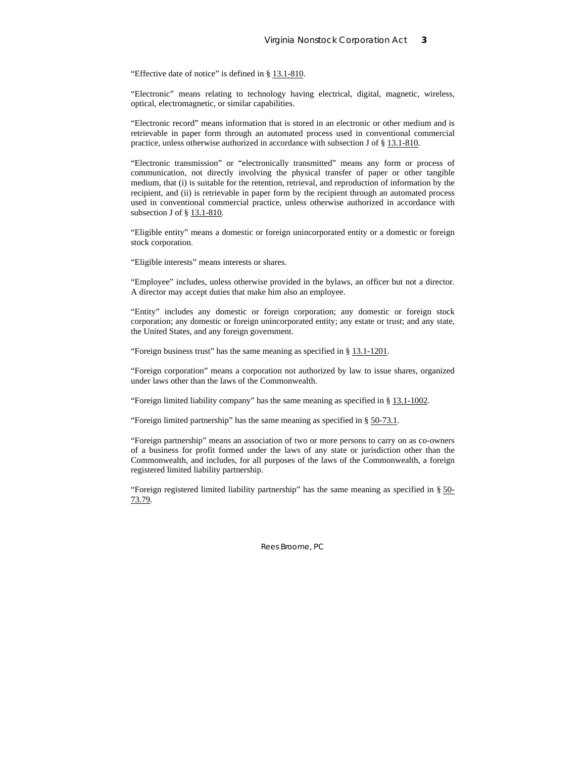"Effective date of notice" is defined in § 13.1-810.

"Electronic" means relating to technology having electrical, digital, magnetic, wireless, optical, electromagnetic, or similar capabilities.

"Electronic record" means information that is stored in an electronic or other medium and is retrievable in paper form through an automated process used in conventional commercial practice, unless otherwise authorized in accordance with subsection J of § 13.1-810.

"Electronic transmission" or "electronically transmitted" means any form or process of communication, not directly involving the physical transfer of paper or other tangible medium, that (i) is suitable for the retention, retrieval, and reproduction of information by the recipient, and (ii) is retrievable in paper form by the recipient through an automated process used in conventional commercial practice, unless otherwise authorized in accordance with subsection J of § 13.1-810.

"Eligible entity" means a domestic or foreign unincorporated entity or a domestic or foreign stock corporation.

"Eligible interests" means interests or shares.

"Employee" includes, unless otherwise provided in the bylaws, an officer but not a director. A director may accept duties that make him also an employee.

"Entity" includes any domestic or foreign corporation; any domestic or foreign stock corporation; any domestic or foreign unincorporated entity; any estate or trust; and any state, the United States, and any foreign government.

"Foreign business trust" has the same meaning as specified in § 13.1-1201.

"Foreign corporation" means a corporation not authorized by law to issue shares, organized under laws other than the laws of the Commonwealth.

"Foreign limited liability company" has the same meaning as specified in § 13.1-1002.

"Foreign limited partnership" has the same meaning as specified in § 50-73.1.

"Foreign partnership" means an association of two or more persons to carry on as co-owners of a business for profit formed under the laws of any state or jurisdiction other than the Commonwealth, and includes, for all purposes of the laws of the Commonwealth, a foreign registered limited liability partnership.

"Foreign registered limited liability partnership" has the same meaning as specified in § 50-73.79.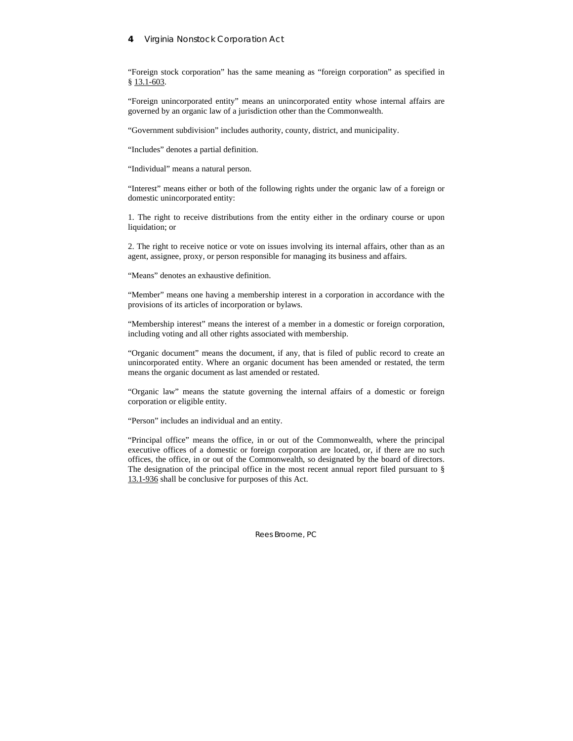"Foreign stock corporation" has the same meaning as "foreign corporation" as specified in § 13.1-603.

"Foreign unincorporated entity" means an unincorporated entity whose internal affairs are governed by an organic law of a jurisdiction other than the Commonwealth.

"Government subdivision" includes authority, county, district, and municipality.

"Includes" denotes a partial definition.

"Individual" means a natural person.

"Interest" means either or both of the following rights under the organic law of a foreign or domestic unincorporated entity:

1. The right to receive distributions from the entity either in the ordinary course or upon liquidation; or

2. The right to receive notice or vote on issues involving its internal affairs, other than as an agent, assignee, proxy, or person responsible for managing its business and affairs.

"Means" denotes an exhaustive definition.

"Member" means one having a membership interest in a corporation in accordance with the provisions of its articles of incorporation or bylaws.

"Membership interest" means the interest of a member in a domestic or foreign corporation, including voting and all other rights associated with membership.

"Organic document" means the document, if any, that is filed of public record to create an unincorporated entity. Where an organic document has been amended or restated, the term means the organic document as last amended or restated.

"Organic law" means the statute governing the internal affairs of a domestic or foreign corporation or eligible entity.

"Person" includes an individual and an entity.

"Principal office" means the office, in or out of the Commonwealth, where the principal executive offices of a domestic or foreign corporation are located, or, if there are no such offices, the office, in or out of the Commonwealth, so designated by the board of directors. The designation of the principal office in the most recent annual report filed pursuant to § 13.1-936 shall be conclusive for purposes of this Act.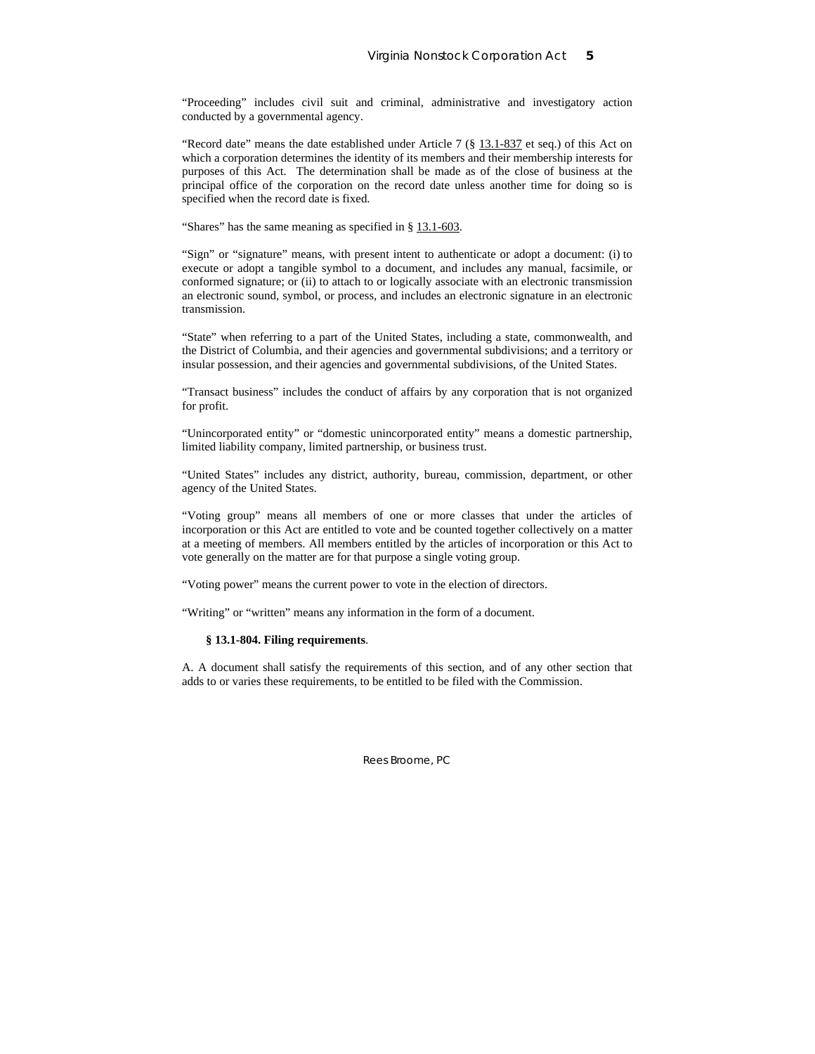"Proceeding" includes civil suit and criminal, administrative and investigatory action conducted by a governmental agency.

"Record date" means the date established under Article 7 (§ 13.1-837 et seq.) of this Act on which a corporation determines the identity of its members and their membership interests for purposes of this Act. The determination shall be made as of the close of business at the principal office of the corporation on the record date unless another time for doing so is specified when the record date is fixed.

"Shares" has the same meaning as specified in § 13.1-603.

"Sign" or "signature" means, with present intent to authenticate or adopt a document: (i) to execute or adopt a tangible symbol to a document, and includes any manual, facsimile, or conformed signature; or (ii) to attach to or logically associate with an electronic transmission an electronic sound, symbol, or process, and includes an electronic signature in an electronic transmission.

"State" when referring to a part of the United States, including a state, commonwealth, and the District of Columbia, and their agencies and governmental subdivisions; and a territory or insular possession, and their agencies and governmental subdivisions, of the United States.

"Transact business" includes the conduct of affairs by any corporation that is not organized for profit.

"Unincorporated entity" or "domestic unincorporated entity" means a domestic partnership, limited liability company, limited partnership, or business trust.

"United States" includes any district, authority, bureau, commission, department, or other agency of the United States.

"Voting group" means all members of one or more classes that under the articles of incorporation or this Act are entitled to vote and be counted together collectively on a matter at a meeting of members. All members entitled by the articles of incorporation or this Act to vote generally on the matter are for that purpose a single voting group.

"Voting power" means the current power to vote in the election of directors.

"Writing" or "written" means any information in the form of a document.

**§ 13.1-804. Filing requirements**.

A. A document shall satisfy the requirements of this section, and of any other section that adds to or varies these requirements, to be entitled to be filed with the Commission.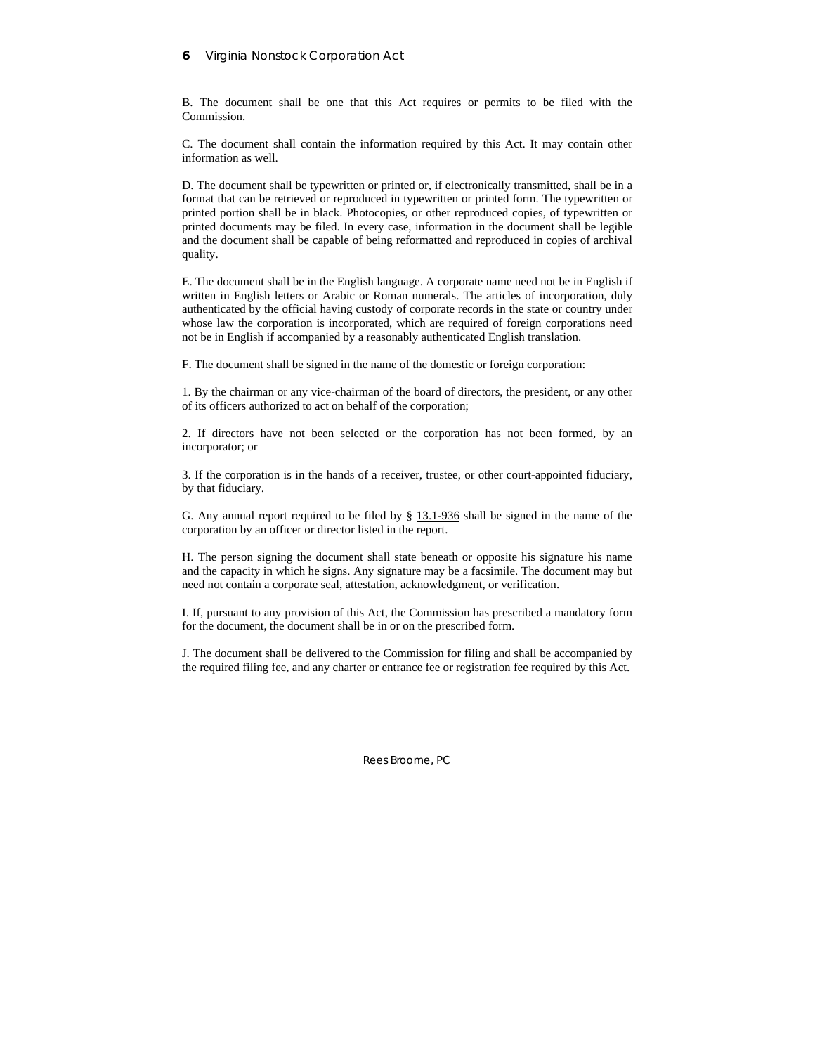B. The document shall be one that this Act requires or permits to be filed with the Commission.

C. The document shall contain the information required by this Act. It may contain other information as well.

D. The document shall be typewritten or printed or, if electronically transmitted, shall be in a format that can be retrieved or reproduced in typewritten or printed form. The typewritten or printed portion shall be in black. Photocopies, or other reproduced copies, of typewritten or printed documents may be filed. In every case, information in the document shall be legible and the document shall be capable of being reformatted and reproduced in copies of archival quality.

E. The document shall be in the English language. A corporate name need not be in English if written in English letters or Arabic or Roman numerals. The articles of incorporation, duly authenticated by the official having custody of corporate records in the state or country under whose law the corporation is incorporated, which are required of foreign corporations need not be in English if accompanied by a reasonably authenticated English translation.

F. The document shall be signed in the name of the domestic or foreign corporation:

1. By the chairman or any vice-chairman of the board of directors, the president, or any other of its officers authorized to act on behalf of the corporation;

2. If directors have not been selected or the corporation has not been formed, by an incorporator; or

3. If the corporation is in the hands of a receiver, trustee, or other court-appointed fiduciary, by that fiduciary.

G. Any annual report required to be filed by § 13.1-936 shall be signed in the name of the corporation by an officer or director listed in the report.

H. The person signing the document shall state beneath or opposite his signature his name and the capacity in which he signs. Any signature may be a facsimile. The document may but need not contain a corporate seal, attestation, acknowledgment, or verification.

I. If, pursuant to any provision of this Act, the Commission has prescribed a mandatory form for the document, the document shall be in or on the prescribed form.

J. The document shall be delivered to the Commission for filing and shall be accompanied by the required filing fee, and any charter or entrance fee or registration fee required by this Act.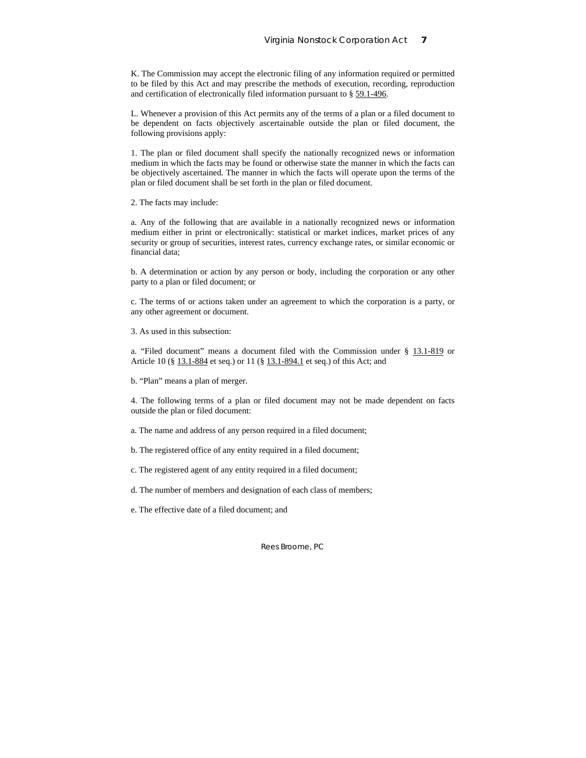K. The Commission may accept the electronic filing of any information required or permitted to be filed by this Act and may prescribe the methods of execution, recording, reproduction and certification of electronically filed information pursuant to § 59.1-496.

L. Whenever a provision of this Act permits any of the terms of a plan or a filed document to be dependent on facts objectively ascertainable outside the plan or filed document, the following provisions apply:

1. The plan or filed document shall specify the nationally recognized news or information medium in which the facts may be found or otherwise state the manner in which the facts can be objectively ascertained. The manner in which the facts will operate upon the terms of the plan or filed document shall be set forth in the plan or filed document.

2. The facts may include:

a. Any of the following that are available in a nationally recognized news or information medium either in print or electronically: statistical or market indices, market prices of any security or group of securities, interest rates, currency exchange rates, or similar economic or financial data;

b. A determination or action by any person or body, including the corporation or any other party to a plan or filed document; or

c. The terms of or actions taken under an agreement to which the corporation is a party, or any other agreement or document.

3. As used in this subsection:

a. "Filed document" means a document filed with the Commission under § 13.1-819 or Article 10 (§ 13.1-884 et seq.) or 11 (§ 13.1-894.1 et seq.) of this Act; and

b. "Plan" means a plan of merger.

4. The following terms of a plan or filed document may not be made dependent on facts outside the plan or filed document:

a. The name and address of any person required in a filed document;

b. The registered office of any entity required in a filed document;

c. The registered agent of any entity required in a filed document;

d. The number of members and designation of each class of members;

e. The effective date of a filed document; and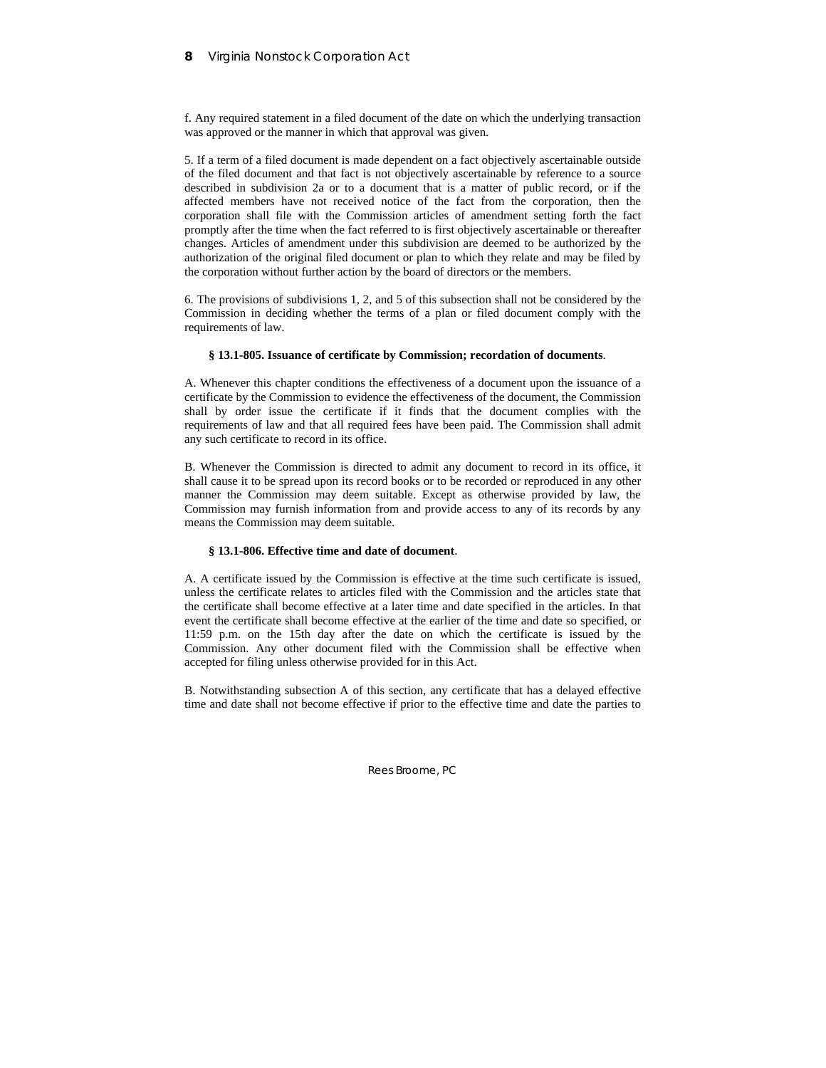f. Any required statement in a filed document of the date on which the underlying transaction was approved or the manner in which that approval was given.

5. If a term of a filed document is made dependent on a fact objectively ascertainable outside of the filed document and that fact is not objectively ascertainable by reference to a source described in subdivision 2a or to a document that is a matter of public record, or if the affected members have not received notice of the fact from the corporation, then the corporation shall file with the Commission articles of amendment setting forth the fact promptly after the time when the fact referred to is first objectively ascertainable or thereafter changes. Articles of amendment under this subdivision are deemed to be authorized by the authorization of the original filed document or plan to which they relate and may be filed by the corporation without further action by the board of directors or the members.

6. The provisions of subdivisions 1, 2, and 5 of this subsection shall not be considered by the Commission in deciding whether the terms of a plan or filed document comply with the requirements of law.

**§ 13.1-805. Issuance of certificate by Commission; recordation of documents**.

A. Whenever this chapter conditions the effectiveness of a document upon the issuance of a certificate by the Commission to evidence the effectiveness of the document, the Commission shall by order issue the certificate if it finds that the document complies with the requirements of law and that all required fees have been paid. The Commission shall admit any such certificate to record in its office.

B. Whenever the Commission is directed to admit any document to record in its office, it shall cause it to be spread upon its record books or to be recorded or reproduced in any other manner the Commission may deem suitable. Except as otherwise provided by law, the Commission may furnish information from and provide access to any of its records by any means the Commission may deem suitable.

**§ 13.1-806. Effective time and date of document**.

A. A certificate issued by the Commission is effective at the time such certificate is issued, unless the certificate relates to articles filed with the Commission and the articles state that the certificate shall become effective at a later time and date specified in the articles. In that event the certificate shall become effective at the earlier of the time and date so specified, or 11:59 p.m. on the 15th day after the date on which the certificate is issued by the Commission. Any other document filed with the Commission shall be effective when accepted for filing unless otherwise provided for in this Act.

B. Notwithstanding subsection A of this section, any certificate that has a delayed effective time and date shall not become effective if prior to the effective time and date the parties to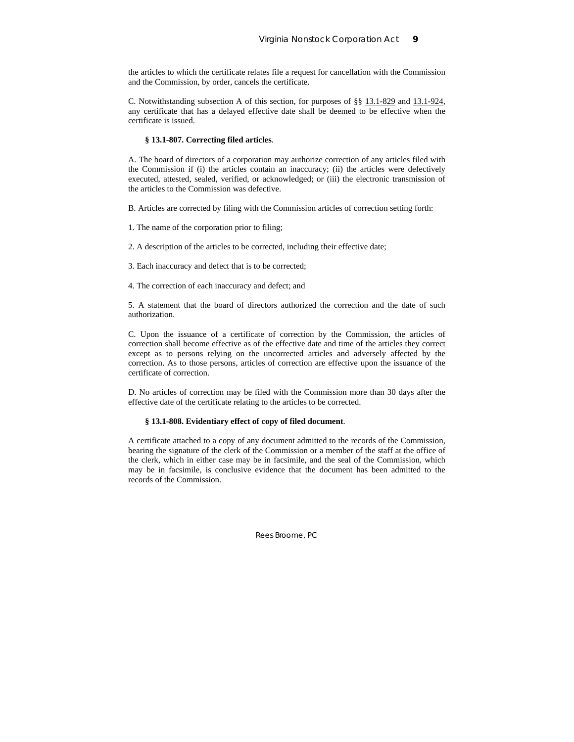the articles to which the certificate relates file a request for cancellation with the Commission and the Commission, by order, cancels the certificate.

C. Notwithstanding subsection A of this section, for purposes of §§ 13.1-829 and 13.1-924, any certificate that has a delayed effective date shall be deemed to be effective when the certificate is issued.

**§ 13.1-807. Correcting filed articles**.

A. The board of directors of a corporation may authorize correction of any articles filed with the Commission if (i) the articles contain an inaccuracy; (ii) the articles were defectively executed, attested, sealed, verified, or acknowledged; or (iii) the electronic transmission of the articles to the Commission was defective.

B. Articles are corrected by filing with the Commission articles of correction setting forth:

1. The name of the corporation prior to filing;

2. A description of the articles to be corrected, including their effective date;

3. Each inaccuracy and defect that is to be corrected;

4. The correction of each inaccuracy and defect; and

5. A statement that the board of directors authorized the correction and the date of such authorization.

C. Upon the issuance of a certificate of correction by the Commission, the articles of correction shall become effective as of the effective date and time of the articles they correct except as to persons relying on the uncorrected articles and adversely affected by the correction. As to those persons, articles of correction are effective upon the issuance of the certificate of correction.

D. No articles of correction may be filed with the Commission more than 30 days after the effective date of the certificate relating to the articles to be corrected.

**§ 13.1-808. Evidentiary effect of copy of filed document**.

A certificate attached to a copy of any document admitted to the records of the Commission, bearing the signature of the clerk of the Commission or a member of the staff at the office of the clerk, which in either case may be in facsimile, and the seal of the Commission, which may be in facsimile, is conclusive evidence that the document has been admitted to the records of the Commission.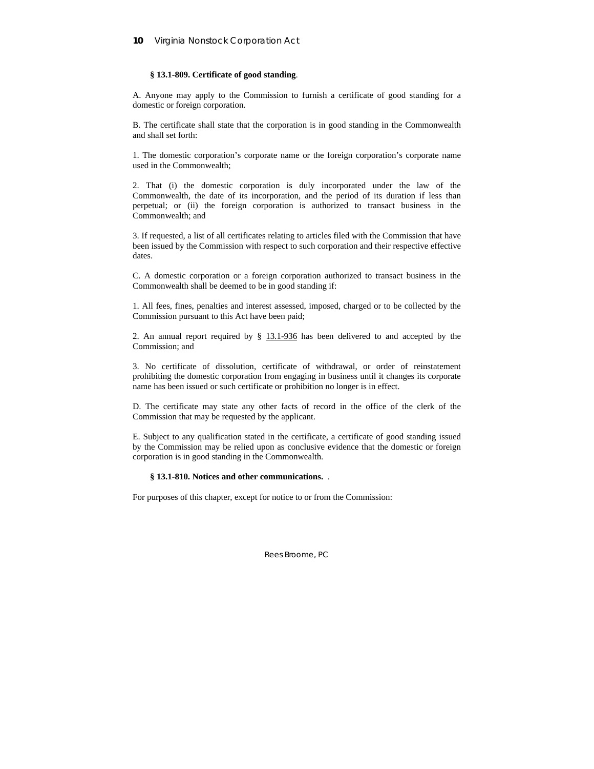**§ 13.1-809. Certificate of good standing**.

A. Anyone may apply to the Commission to furnish a certificate of good standing for a domestic or foreign corporation.

B. The certificate shall state that the corporation is in good standing in the Commonwealth and shall set forth:

1. The domestic corporation's corporate name or the foreign corporation's corporate name used in the Commonwealth;

2. That (i) the domestic corporation is duly incorporated under the law of the Commonwealth, the date of its incorporation, and the period of its duration if less than perpetual; or (ii) the foreign corporation is authorized to transact business in the Commonwealth; and

3. If requested, a list of all certificates relating to articles filed with the Commission that have been issued by the Commission with respect to such corporation and their respective effective dates.

C. A domestic corporation or a foreign corporation authorized to transact business in the Commonwealth shall be deemed to be in good standing if:

1. All fees, fines, penalties and interest assessed, imposed, charged or to be collected by the Commission pursuant to this Act have been paid;

2. An annual report required by § 13.1-936 has been delivered to and accepted by the Commission; and

3. No certificate of dissolution, certificate of withdrawal, or order of reinstatement prohibiting the domestic corporation from engaging in business until it changes its corporate name has been issued or such certificate or prohibition no longer is in effect.

D. The certificate may state any other facts of record in the office of the clerk of the Commission that may be requested by the applicant.

E. Subject to any qualification stated in the certificate, a certificate of good standing issued by the Commission may be relied upon as conclusive evidence that the domestic or foreign corporation is in good standing in the Commonwealth.

**§ 13.1-810. Notices and other communications.** .

For purposes of this chapter, except for notice to or from the Commission: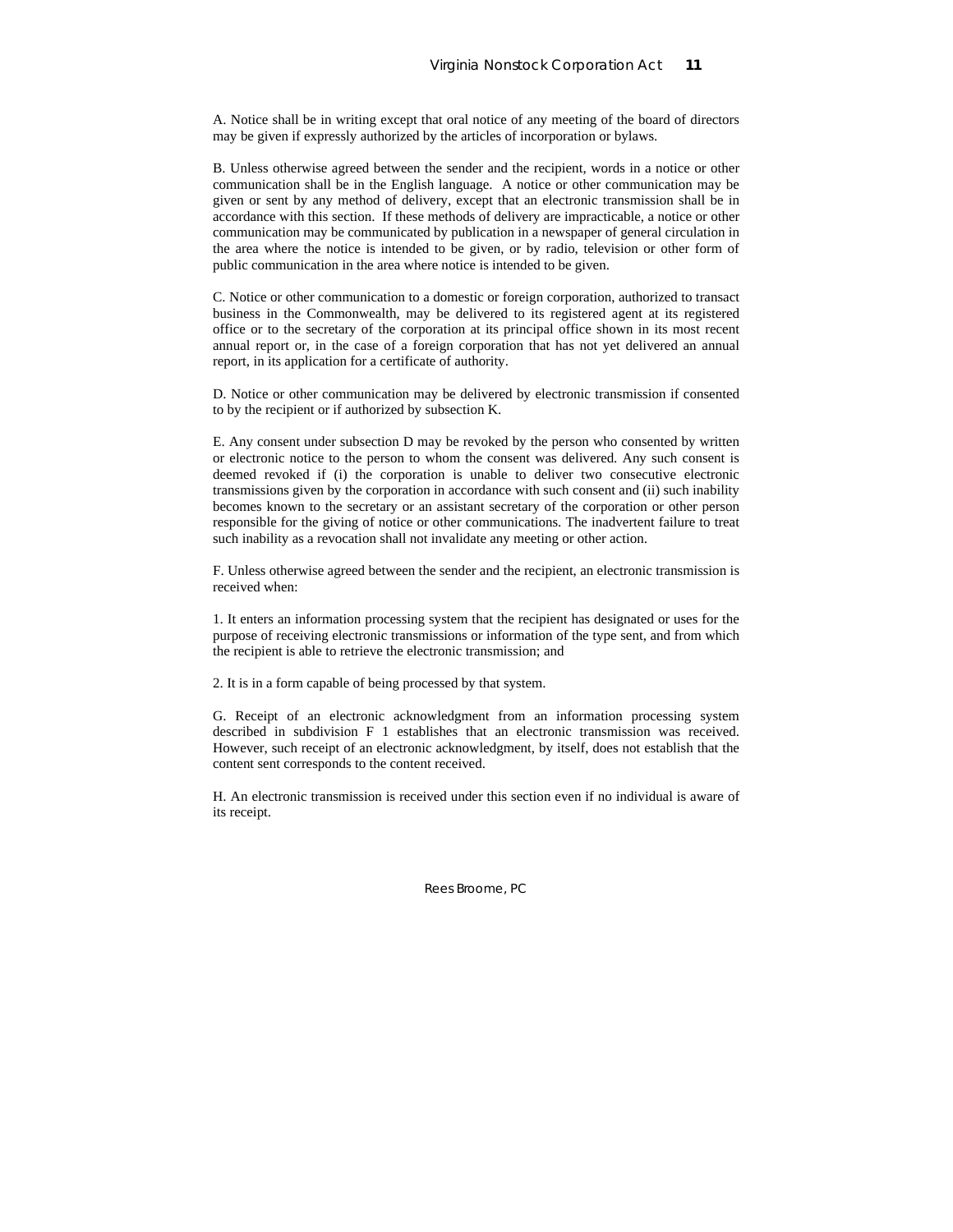A. Notice shall be in writing except that oral notice of any meeting of the board of directors may be given if expressly authorized by the articles of incorporation or bylaws.

B. Unless otherwise agreed between the sender and the recipient, words in a notice or other communication shall be in the English language. A notice or other communication may be given or sent by any method of delivery, except that an electronic transmission shall be in accordance with this section. If these methods of delivery are impracticable, a notice or other communication may be communicated by publication in a newspaper of general circulation in the area where the notice is intended to be given, or by radio, television or other form of public communication in the area where notice is intended to be given.

C. Notice or other communication to a domestic or foreign corporation, authorized to transact business in the Commonwealth, may be delivered to its registered agent at its registered office or to the secretary of the corporation at its principal office shown in its most recent annual report or, in the case of a foreign corporation that has not yet delivered an annual report, in its application for a certificate of authority.

D. Notice or other communication may be delivered by electronic transmission if consented to by the recipient or if authorized by subsection K.

E. Any consent under subsection D may be revoked by the person who consented by written or electronic notice to the person to whom the consent was delivered. Any such consent is deemed revoked if (i) the corporation is unable to deliver two consecutive electronic transmissions given by the corporation in accordance with such consent and (ii) such inability becomes known to the secretary or an assistant secretary of the corporation or other person responsible for the giving of notice or other communications. The inadvertent failure to treat such inability as a revocation shall not invalidate any meeting or other action.

F. Unless otherwise agreed between the sender and the recipient, an electronic transmission is received when:

1. It enters an information processing system that the recipient has designated or uses for the purpose of receiving electronic transmissions or information of the type sent, and from which the recipient is able to retrieve the electronic transmission; and

2. It is in a form capable of being processed by that system.

G. Receipt of an electronic acknowledgment from an information processing system described in subdivision F 1 establishes that an electronic transmission was received. However, such receipt of an electronic acknowledgment, by itself, does not establish that the content sent corresponds to the content received.

H. An electronic transmission is received under this section even if no individual is aware of its receipt.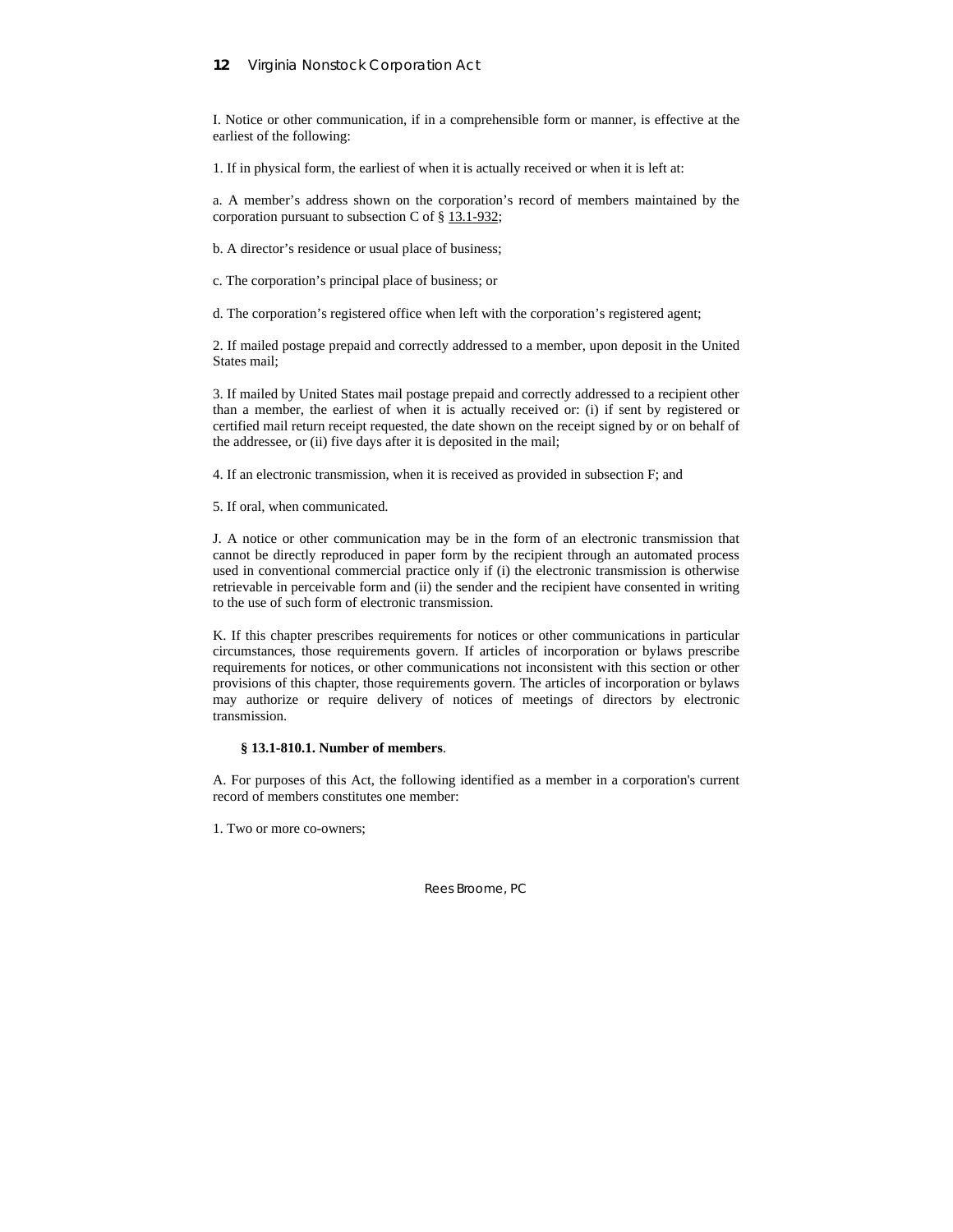I. Notice or other communication, if in a comprehensible form or manner, is effective at the earliest of the following:

1. If in physical form, the earliest of when it is actually received or when it is left at:

a. A member's address shown on the corporation's record of members maintained by the corporation pursuant to subsection C of § 13.1-932;

b. A director's residence or usual place of business;

c. The corporation's principal place of business; or

d. The corporation's registered office when left with the corporation's registered agent;

2. If mailed postage prepaid and correctly addressed to a member, upon deposit in the United States mail;

3. If mailed by United States mail postage prepaid and correctly addressed to a recipient other than a member, the earliest of when it is actually received or: (i) if sent by registered or certified mail return receipt requested, the date shown on the receipt signed by or on behalf of the addressee, or (ii) five days after it is deposited in the mail;

4. If an electronic transmission, when it is received as provided in subsection F; and

5. If oral, when communicated.

J. A notice or other communication may be in the form of an electronic transmission that cannot be directly reproduced in paper form by the recipient through an automated process used in conventional commercial practice only if (i) the electronic transmission is otherwise retrievable in perceivable form and (ii) the sender and the recipient have consented in writing to the use of such form of electronic transmission.

K. If this chapter prescribes requirements for notices or other communications in particular circumstances, those requirements govern. If articles of incorporation or bylaws prescribe requirements for notices, or other communications not inconsistent with this section or other provisions of this chapter, those requirements govern. The articles of incorporation or bylaws may authorize or require delivery of notices of meetings of directors by electronic transmission.

**§ 13.1-810.1. Number of members**.

A. For purposes of this Act, the following identified as a member in a corporation's current record of members constitutes one member:

1. Two or more co-owners;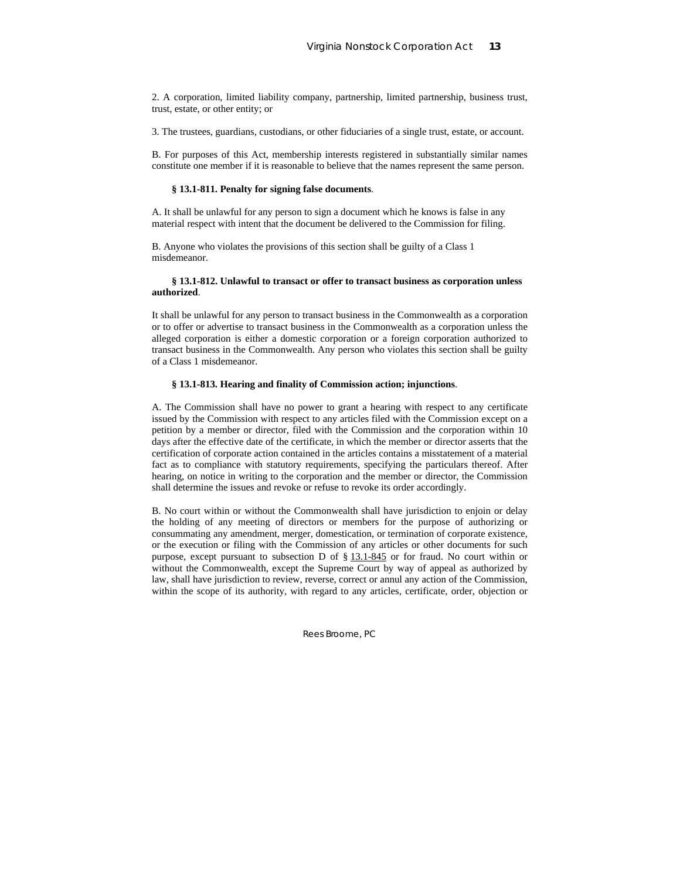2. A corporation, limited liability company, partnership, limited partnership, business trust, trust, estate, or other entity; or

3. The trustees, guardians, custodians, or other fiduciaries of a single trust, estate, or account.

B. For purposes of this Act, membership interests registered in substantially similar names constitute one member if it is reasonable to believe that the names represent the same person.

**§ 13.1-811. Penalty for signing false documents**.

A. It shall be unlawful for any person to sign a document which he knows is false in any material respect with intent that the document be delivered to the Commission for filing.

B. Anyone who violates the provisions of this section shall be guilty of a Class 1 misdemeanor.

**§ 13.1-812. Unlawful to transact or offer to transact business as corporation unless authorized**.

It shall be unlawful for any person to transact business in the Commonwealth as a corporation or to offer or advertise to transact business in the Commonwealth as a corporation unless the alleged corporation is either a domestic corporation or a foreign corporation authorized to transact business in the Commonwealth. Any person who violates this section shall be guilty of a Class 1 misdemeanor.

**§ 13.1-813. Hearing and finality of Commission action; injunctions**.

A. The Commission shall have no power to grant a hearing with respect to any certificate issued by the Commission with respect to any articles filed with the Commission except on a petition by a member or director, filed with the Commission and the corporation within 10 days after the effective date of the certificate, in which the member or director asserts that the certification of corporate action contained in the articles contains a misstatement of a material fact as to compliance with statutory requirements, specifying the particulars thereof. After hearing, on notice in writing to the corporation and the member or director, the Commission shall determine the issues and revoke or refuse to revoke its order accordingly.

B. No court within or without the Commonwealth shall have jurisdiction to enjoin or delay the holding of any meeting of directors or members for the purpose of authorizing or consummating any amendment, merger, domestication, or termination of corporate existence, or the execution or filing with the Commission of any articles or other documents for such purpose, except pursuant to subsection D of § 13.1-845 or for fraud. No court within or without the Commonwealth, except the Supreme Court by way of appeal as authorized by law, shall have jurisdiction to review, reverse, correct or annul any action of the Commission, within the scope of its authority, with regard to any articles, certificate, order, objection or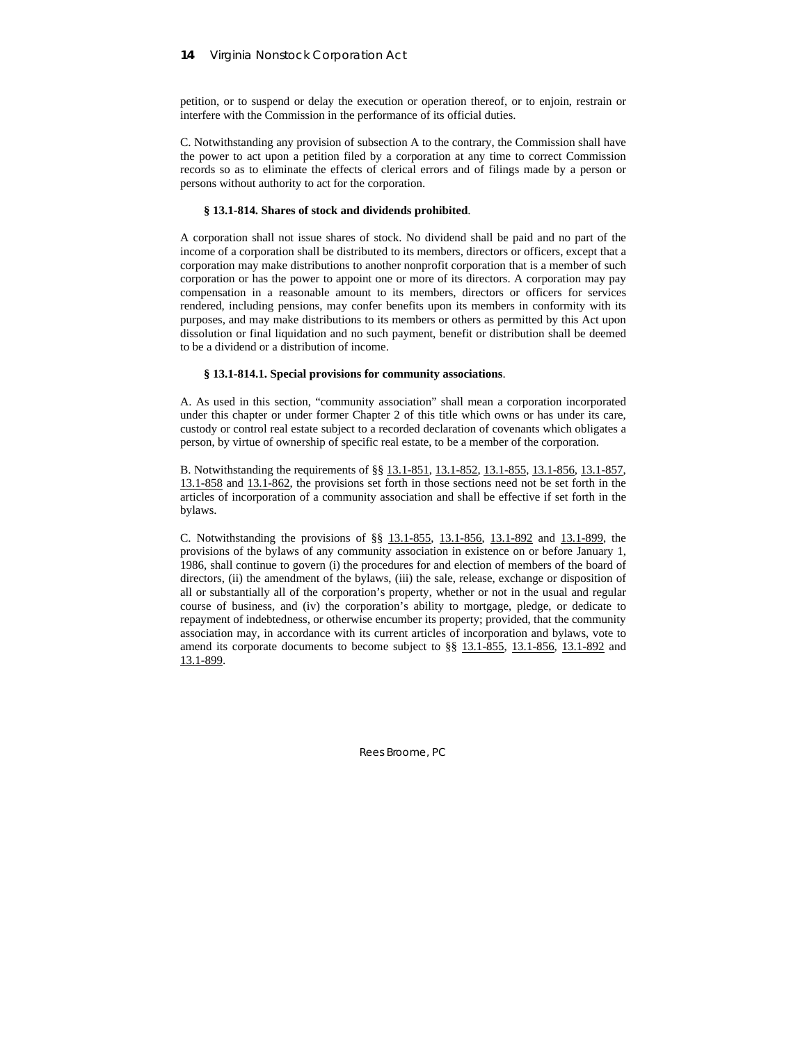petition, or to suspend or delay the execution or operation thereof, or to enjoin, restrain or interfere with the Commission in the performance of its official duties.

C. Notwithstanding any provision of subsection A to the contrary, the Commission shall have the power to act upon a petition filed by a corporation at any time to correct Commission records so as to eliminate the effects of clerical errors and of filings made by a person or persons without authority to act for the corporation.

**§ 13.1-814. Shares of stock and dividends prohibited**.

A corporation shall not issue shares of stock. No dividend shall be paid and no part of the income of a corporation shall be distributed to its members, directors or officers, except that a corporation may make distributions to another nonprofit corporation that is a member of such corporation or has the power to appoint one or more of its directors. A corporation may pay compensation in a reasonable amount to its members, directors or officers for services rendered, including pensions, may confer benefits upon its members in conformity with its purposes, and may make distributions to its members or others as permitted by this Act upon dissolution or final liquidation and no such payment, benefit or distribution shall be deemed to be a dividend or a distribution of income.

**§ 13.1-814.1. Special provisions for community associations**.

A. As used in this section, "community association" shall mean a corporation incorporated under this chapter or under former Chapter 2 of this title which owns or has under its care, custody or control real estate subject to a recorded declaration of covenants which obligates a person, by virtue of ownership of specific real estate, to be a member of the corporation.

B. Notwithstanding the requirements of §§ 13.1-851, 13.1-852, 13.1-855, 13.1-856, 13.1-857, 13.1-858 and 13.1-862, the provisions set forth in those sections need not be set forth in the articles of incorporation of a community association and shall be effective if set forth in the bylaws.

C. Notwithstanding the provisions of §§ 13.1-855, 13.1-856, 13.1-892 and 13.1-899, the provisions of the bylaws of any community association in existence on or before January 1, 1986, shall continue to govern (i) the procedures for and election of members of the board of directors, (ii) the amendment of the bylaws, (iii) the sale, release, exchange or disposition of all or substantially all of the corporation's property, whether or not in the usual and regular course of business, and (iv) the corporation's ability to mortgage, pledge, or dedicate to repayment of indebtedness, or otherwise encumber its property; provided, that the community association may, in accordance with its current articles of incorporation and bylaws, vote to amend its corporate documents to become subject to §§ 13.1-855, 13.1-856, 13.1-892 and 13.1-899.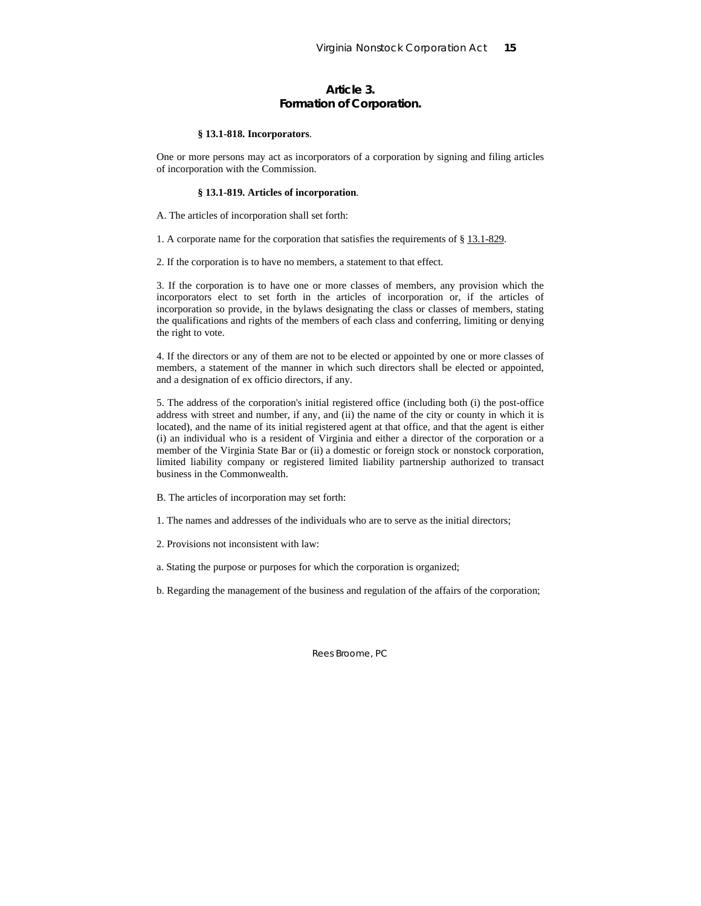## Article 3.
## Formation of Corporation.

### § 13.1-818. Incorporators.

One or more persons may act as incorporators of a corporation by signing and filing articles of incorporation with the Commission.

### § 13.1-819. Articles of incorporation.

A. The articles of incorporation shall set forth:

1. A corporate name for the corporation that satisfies the requirements of § 13.1-829.

2. If the corporation is to have no members, a statement to that effect.

3. If the corporation is to have one or more classes of members, any provision which the incorporators elect to set forth in the articles of incorporation or, if the articles of incorporation so provide, in the bylaws designating the class or classes of members, stating the qualifications and rights of the members of each class and conferring, limiting or denying the right to vote.

4. If the directors or any of them are not to be elected or appointed by one or more classes of members, a statement of the manner in which such directors shall be elected or appointed, and a designation of ex officio directors, if any.

5. The address of the corporation's initial registered office (including both (i) the post-office address with street and number, if any, and (ii) the name of the city or county in which it is located), and the name of its initial registered agent at that office, and that the agent is either (i) an individual who is a resident of Virginia and either a director of the corporation or a member of the Virginia State Bar or (ii) a domestic or foreign stock or nonstock corporation, limited liability company or registered limited liability partnership authorized to transact business in the Commonwealth.

B. The articles of incorporation may set forth:

1. The names and addresses of the individuals who are to serve as the initial directors;

2. Provisions not inconsistent with law:

a. Stating the purpose or purposes for which the corporation is organized;

b. Regarding the management of the business and regulation of the affairs of the corporation;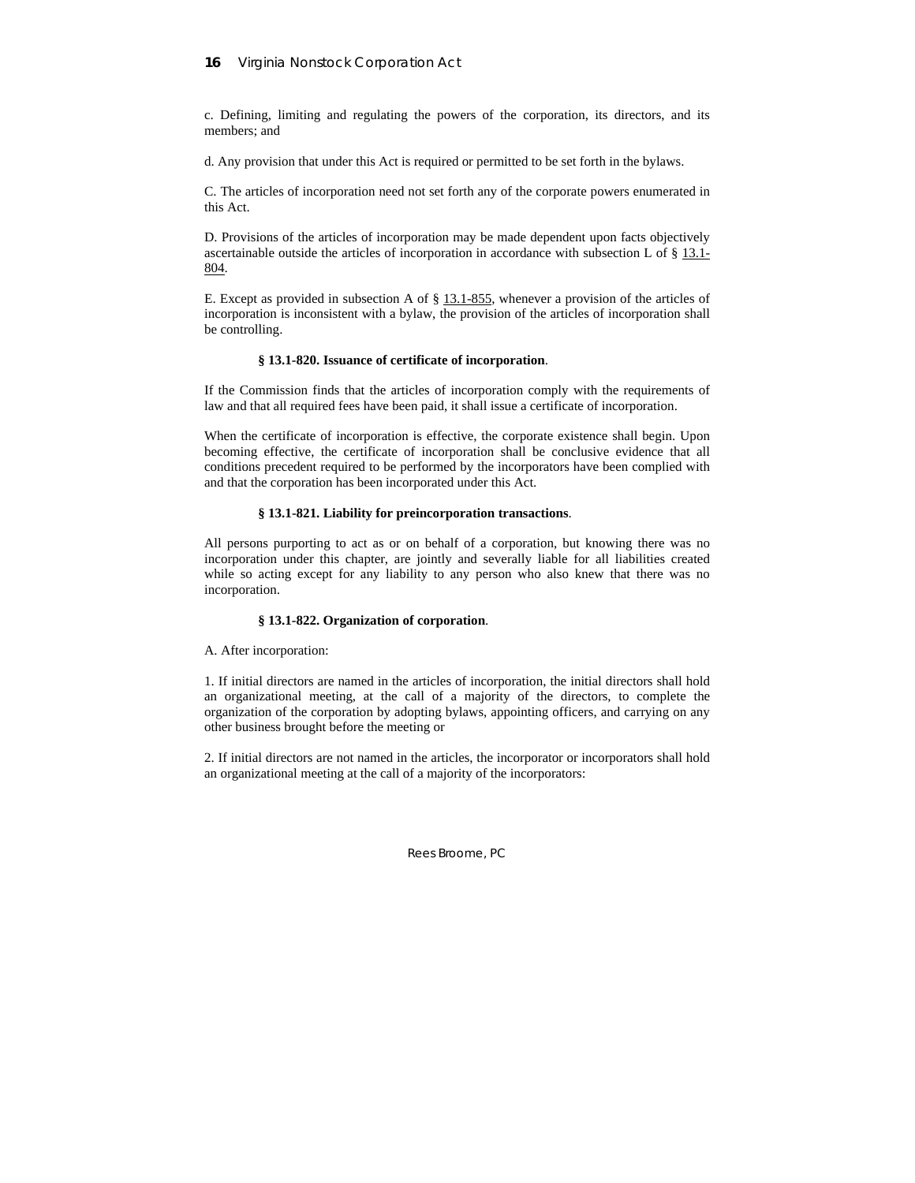c. Defining, limiting and regulating the powers of the corporation, its directors, and its members; and

d. Any provision that under this Act is required or permitted to be set forth in the bylaws.

C. The articles of incorporation need not set forth any of the corporate powers enumerated in this Act.

D. Provisions of the articles of incorporation may be made dependent upon facts objectively ascertainable outside the articles of incorporation in accordance with subsection L of § 13.1-804.

E. Except as provided in subsection A of § 13.1-855, whenever a provision of the articles of incorporation is inconsistent with a bylaw, the provision of the articles of incorporation shall be controlling.

**§ 13.1-820. Issuance of certificate of incorporation**.

If the Commission finds that the articles of incorporation comply with the requirements of law and that all required fees have been paid, it shall issue a certificate of incorporation.

When the certificate of incorporation is effective, the corporate existence shall begin. Upon becoming effective, the certificate of incorporation shall be conclusive evidence that all conditions precedent required to be performed by the incorporators have been complied with and that the corporation has been incorporated under this Act.

**§ 13.1-821. Liability for preincorporation transactions**.

All persons purporting to act as or on behalf of a corporation, but knowing there was no incorporation under this chapter, are jointly and severally liable for all liabilities created while so acting except for any liability to any person who also knew that there was no incorporation.

**§ 13.1-822. Organization of corporation**.

A. After incorporation:

1. If initial directors are named in the articles of incorporation, the initial directors shall hold an organizational meeting, at the call of a majority of the directors, to complete the organization of the corporation by adopting bylaws, appointing officers, and carrying on any other business brought before the meeting or

2. If initial directors are not named in the articles, the incorporator or incorporators shall hold an organizational meeting at the call of a majority of the incorporators: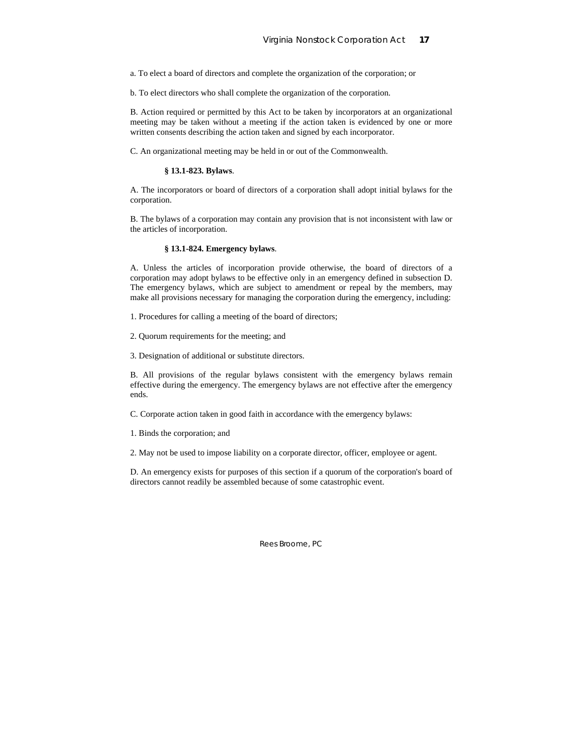a. To elect a board of directors and complete the organization of the corporation; or

b. To elect directors who shall complete the organization of the corporation.

B. Action required or permitted by this Act to be taken by incorporators at an organizational meeting may be taken without a meeting if the action taken is evidenced by one or more written consents describing the action taken and signed by each incorporator.

C. An organizational meeting may be held in or out of the Commonwealth.

**§ 13.1-823. Bylaws**.

A. The incorporators or board of directors of a corporation shall adopt initial bylaws for the corporation.

B. The bylaws of a corporation may contain any provision that is not inconsistent with law or the articles of incorporation.

**§ 13.1-824. Emergency bylaws**.

A. Unless the articles of incorporation provide otherwise, the board of directors of a corporation may adopt bylaws to be effective only in an emergency defined in subsection D. The emergency bylaws, which are subject to amendment or repeal by the members, may make all provisions necessary for managing the corporation during the emergency, including:

1. Procedures for calling a meeting of the board of directors;

2. Quorum requirements for the meeting; and

3. Designation of additional or substitute directors.

B. All provisions of the regular bylaws consistent with the emergency bylaws remain effective during the emergency. The emergency bylaws are not effective after the emergency ends.

C. Corporate action taken in good faith in accordance with the emergency bylaws:

1. Binds the corporation; and

2. May not be used to impose liability on a corporate director, officer, employee or agent.

D. An emergency exists for purposes of this section if a quorum of the corporation's board of directors cannot readily be assembled because of some catastrophic event.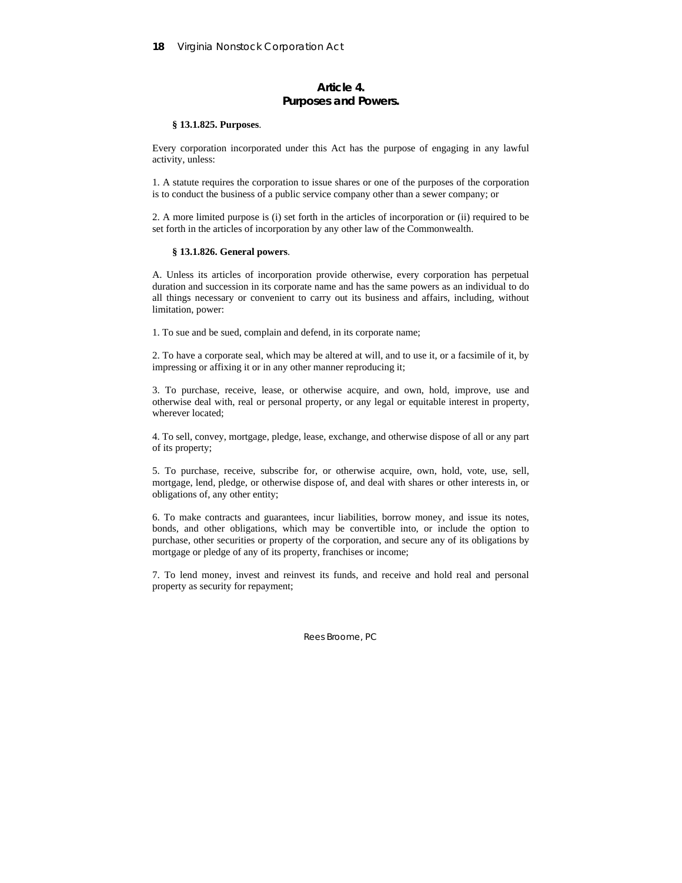## Article 4.
## Purposes and Powers.

**§ 13.1.825. Purposes**.

Every corporation incorporated under this Act has the purpose of engaging in any lawful activity, unless:

1. A statute requires the corporation to issue shares or one of the purposes of the corporation is to conduct the business of a public service company other than a sewer company; or

2. A more limited purpose is (i) set forth in the articles of incorporation or (ii) required to be set forth in the articles of incorporation by any other law of the Commonwealth.

**§ 13.1.826. General powers**.

A. Unless its articles of incorporation provide otherwise, every corporation has perpetual duration and succession in its corporate name and has the same powers as an individual to do all things necessary or convenient to carry out its business and affairs, including, without limitation, power:

1. To sue and be sued, complain and defend, in its corporate name;

2. To have a corporate seal, which may be altered at will, and to use it, or a facsimile of it, by impressing or affixing it or in any other manner reproducing it;

3. To purchase, receive, lease, or otherwise acquire, and own, hold, improve, use and otherwise deal with, real or personal property, or any legal or equitable interest in property, wherever located;

4. To sell, convey, mortgage, pledge, lease, exchange, and otherwise dispose of all or any part of its property;

5. To purchase, receive, subscribe for, or otherwise acquire, own, hold, vote, use, sell, mortgage, lend, pledge, or otherwise dispose of, and deal with shares or other interests in, or obligations of, any other entity;

6. To make contracts and guarantees, incur liabilities, borrow money, and issue its notes, bonds, and other obligations, which may be convertible into, or include the option to purchase, other securities or property of the corporation, and secure any of its obligations by mortgage or pledge of any of its property, franchises or income;

7. To lend money, invest and reinvest its funds, and receive and hold real and personal property as security for repayment;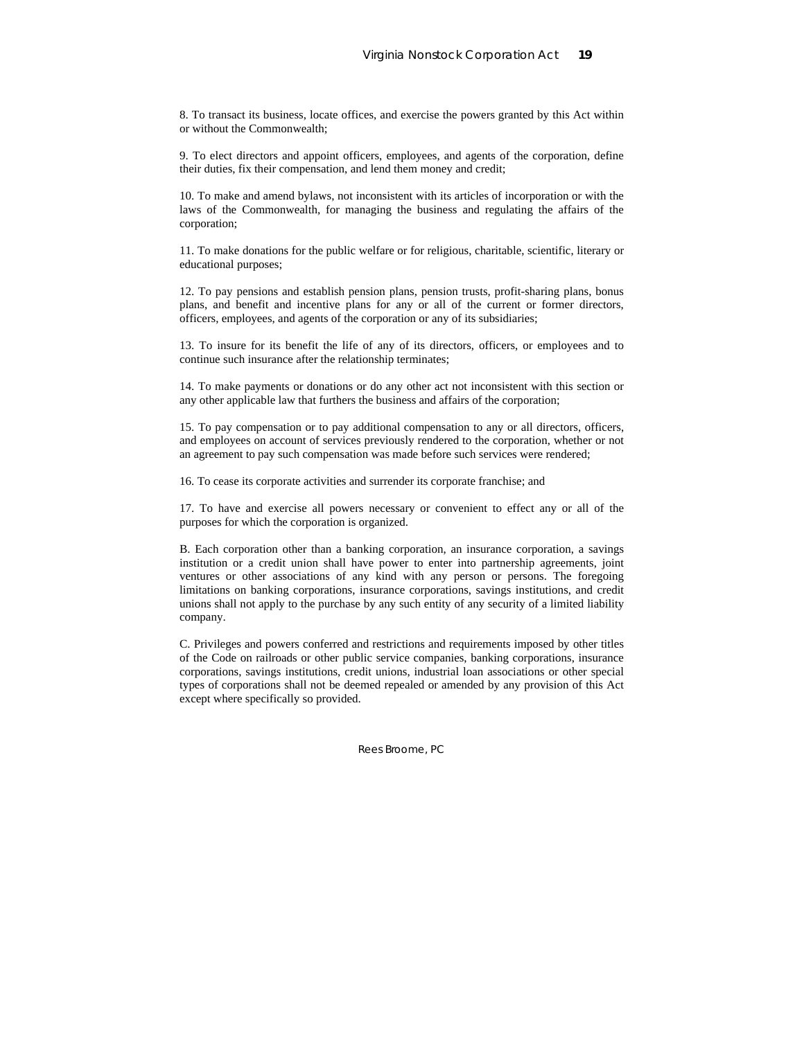8. To transact its business, locate offices, and exercise the powers granted by this Act within or without the Commonwealth;

9. To elect directors and appoint officers, employees, and agents of the corporation, define their duties, fix their compensation, and lend them money and credit;

10. To make and amend bylaws, not inconsistent with its articles of incorporation or with the laws of the Commonwealth, for managing the business and regulating the affairs of the corporation;

11. To make donations for the public welfare or for religious, charitable, scientific, literary or educational purposes;

12. To pay pensions and establish pension plans, pension trusts, profit-sharing plans, bonus plans, and benefit and incentive plans for any or all of the current or former directors, officers, employees, and agents of the corporation or any of its subsidiaries;

13. To insure for its benefit the life of any of its directors, officers, or employees and to continue such insurance after the relationship terminates;

14. To make payments or donations or do any other act not inconsistent with this section or any other applicable law that furthers the business and affairs of the corporation;

15. To pay compensation or to pay additional compensation to any or all directors, officers, and employees on account of services previously rendered to the corporation, whether or not an agreement to pay such compensation was made before such services were rendered;

16. To cease its corporate activities and surrender its corporate franchise; and

17. To have and exercise all powers necessary or convenient to effect any or all of the purposes for which the corporation is organized.

B. Each corporation other than a banking corporation, an insurance corporation, a savings institution or a credit union shall have power to enter into partnership agreements, joint ventures or other associations of any kind with any person or persons. The foregoing limitations on banking corporations, insurance corporations, savings institutions, and credit unions shall not apply to the purchase by any such entity of any security of a limited liability company.

C. Privileges and powers conferred and restrictions and requirements imposed by other titles of the Code on railroads or other public service companies, banking corporations, insurance corporations, savings institutions, credit unions, industrial loan associations or other special types of corporations shall not be deemed repealed or amended by any provision of this Act except where specifically so provided.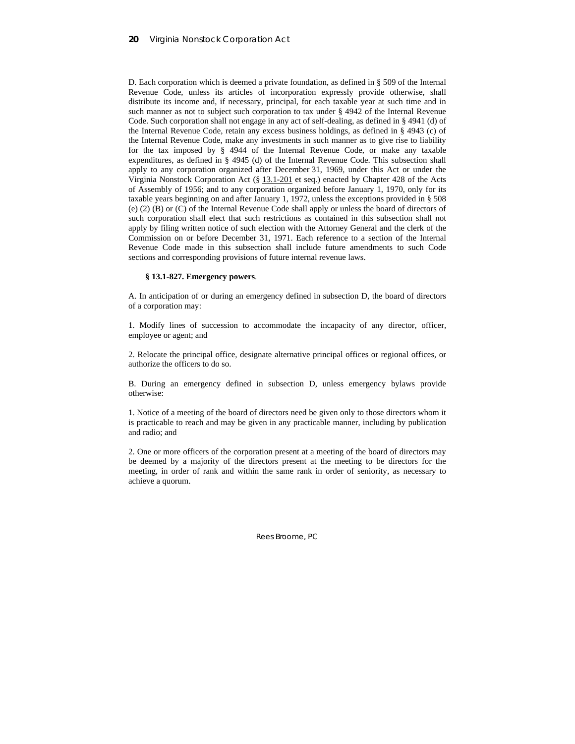D. Each corporation which is deemed a private foundation, as defined in § 509 of the Internal Revenue Code, unless its articles of incorporation expressly provide otherwise, shall distribute its income and, if necessary, principal, for each taxable year at such time and in such manner as not to subject such corporation to tax under § 4942 of the Internal Revenue Code. Such corporation shall not engage in any act of self-dealing, as defined in § 4941 (d) of the Internal Revenue Code, retain any excess business holdings, as defined in § 4943 (c) of the Internal Revenue Code, make any investments in such manner as to give rise to liability for the tax imposed by § 4944 of the Internal Revenue Code, or make any taxable expenditures, as defined in § 4945 (d) of the Internal Revenue Code. This subsection shall apply to any corporation organized after December 31, 1969, under this Act or under the Virginia Nonstock Corporation Act (§ 13.1-201 et seq.) enacted by Chapter 428 of the Acts of Assembly of 1956; and to any corporation organized before January 1, 1970, only for its taxable years beginning on and after January 1, 1972, unless the exceptions provided in § 508 (e) (2) (B) or (C) of the Internal Revenue Code shall apply or unless the board of directors of such corporation shall elect that such restrictions as contained in this subsection shall not apply by filing written notice of such election with the Attorney General and the clerk of the Commission on or before December 31, 1971. Each reference to a section of the Internal Revenue Code made in this subsection shall include future amendments to such Code sections and corresponding provisions of future internal revenue laws.

**§ 13.1-827. Emergency powers**.

A. In anticipation of or during an emergency defined in subsection D, the board of directors of a corporation may:

1. Modify lines of succession to accommodate the incapacity of any director, officer, employee or agent; and

2. Relocate the principal office, designate alternative principal offices or regional offices, or authorize the officers to do so.

B. During an emergency defined in subsection D, unless emergency bylaws provide otherwise:

1. Notice of a meeting of the board of directors need be given only to those directors whom it is practicable to reach and may be given in any practicable manner, including by publication and radio; and

2. One or more officers of the corporation present at a meeting of the board of directors may be deemed by a majority of the directors present at the meeting to be directors for the meeting, in order of rank and within the same rank in order of seniority, as necessary to achieve a quorum.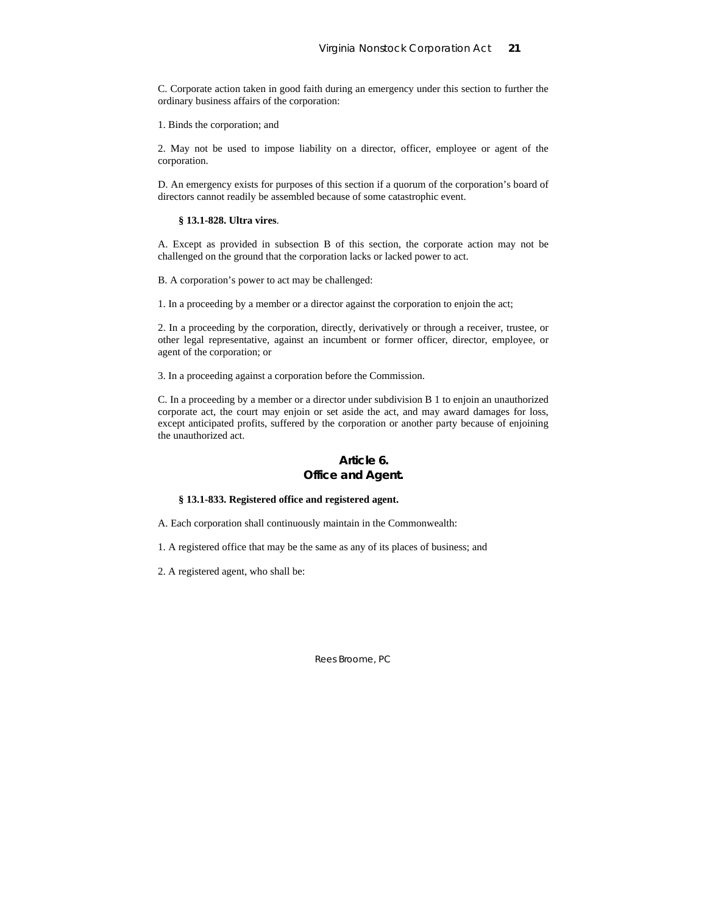C. Corporate action taken in good faith during an emergency under this section to further the ordinary business affairs of the corporation:

1. Binds the corporation; and

2. May not be used to impose liability on a director, officer, employee or agent of the corporation.

D. An emergency exists for purposes of this section if a quorum of the corporation's board of directors cannot readily be assembled because of some catastrophic event.

**§ 13.1-828. Ultra vires**.

A. Except as provided in subsection B of this section, the corporate action may not be challenged on the ground that the corporation lacks or lacked power to act.

B. A corporation's power to act may be challenged:

1. In a proceeding by a member or a director against the corporation to enjoin the act;

2. In a proceeding by the corporation, directly, derivatively or through a receiver, trustee, or other legal representative, against an incumbent or former officer, director, employee, or agent of the corporation; or

3. In a proceeding against a corporation before the Commission.

C. In a proceeding by a member or a director under subdivision B 1 to enjoin an unauthorized corporate act, the court may enjoin or set aside the act, and may award damages for loss, except anticipated profits, suffered by the corporation or another party because of enjoining the unauthorized act.

## Article 6.
## Office and Agent.

**§ 13.1-833. Registered office and registered agent.**

A. Each corporation shall continuously maintain in the Commonwealth:

1. A registered office that may be the same as any of its places of business; and

2. A registered agent, who shall be: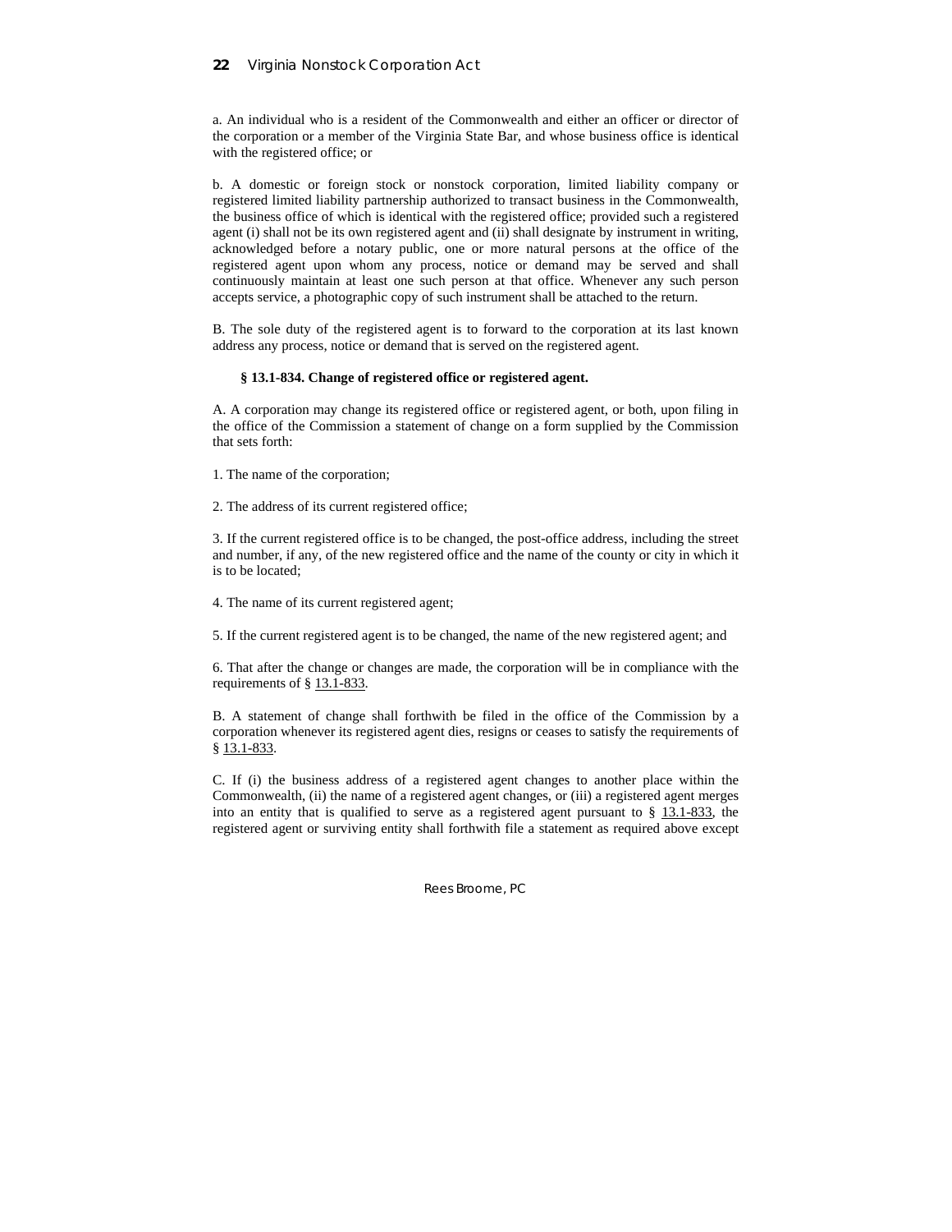a. An individual who is a resident of the Commonwealth and either an officer or director of the corporation or a member of the Virginia State Bar, and whose business office is identical with the registered office; or

b. A domestic or foreign stock or nonstock corporation, limited liability company or registered limited liability partnership authorized to transact business in the Commonwealth, the business office of which is identical with the registered office; provided such a registered agent (i) shall not be its own registered agent and (ii) shall designate by instrument in writing, acknowledged before a notary public, one or more natural persons at the office of the registered agent upon whom any process, notice or demand may be served and shall continuously maintain at least one such person at that office. Whenever any such person accepts service, a photographic copy of such instrument shall be attached to the return.

B. The sole duty of the registered agent is to forward to the corporation at its last known address any process, notice or demand that is served on the registered agent.

**§ 13.1-834. Change of registered office or registered agent.**

A. A corporation may change its registered office or registered agent, or both, upon filing in the office of the Commission a statement of change on a form supplied by the Commission that sets forth:

1. The name of the corporation;

2. The address of its current registered office;

3. If the current registered office is to be changed, the post-office address, including the street and number, if any, of the new registered office and the name of the county or city in which it is to be located;

4. The name of its current registered agent;

5. If the current registered agent is to be changed, the name of the new registered agent; and

6. That after the change or changes are made, the corporation will be in compliance with the requirements of § 13.1-833.

B. A statement of change shall forthwith be filed in the office of the Commission by a corporation whenever its registered agent dies, resigns or ceases to satisfy the requirements of § 13.1-833.

C. If (i) the business address of a registered agent changes to another place within the Commonwealth, (ii) the name of a registered agent changes, or (iii) a registered agent merges into an entity that is qualified to serve as a registered agent pursuant to § 13.1-833, the registered agent or surviving entity shall forthwith file a statement as required above except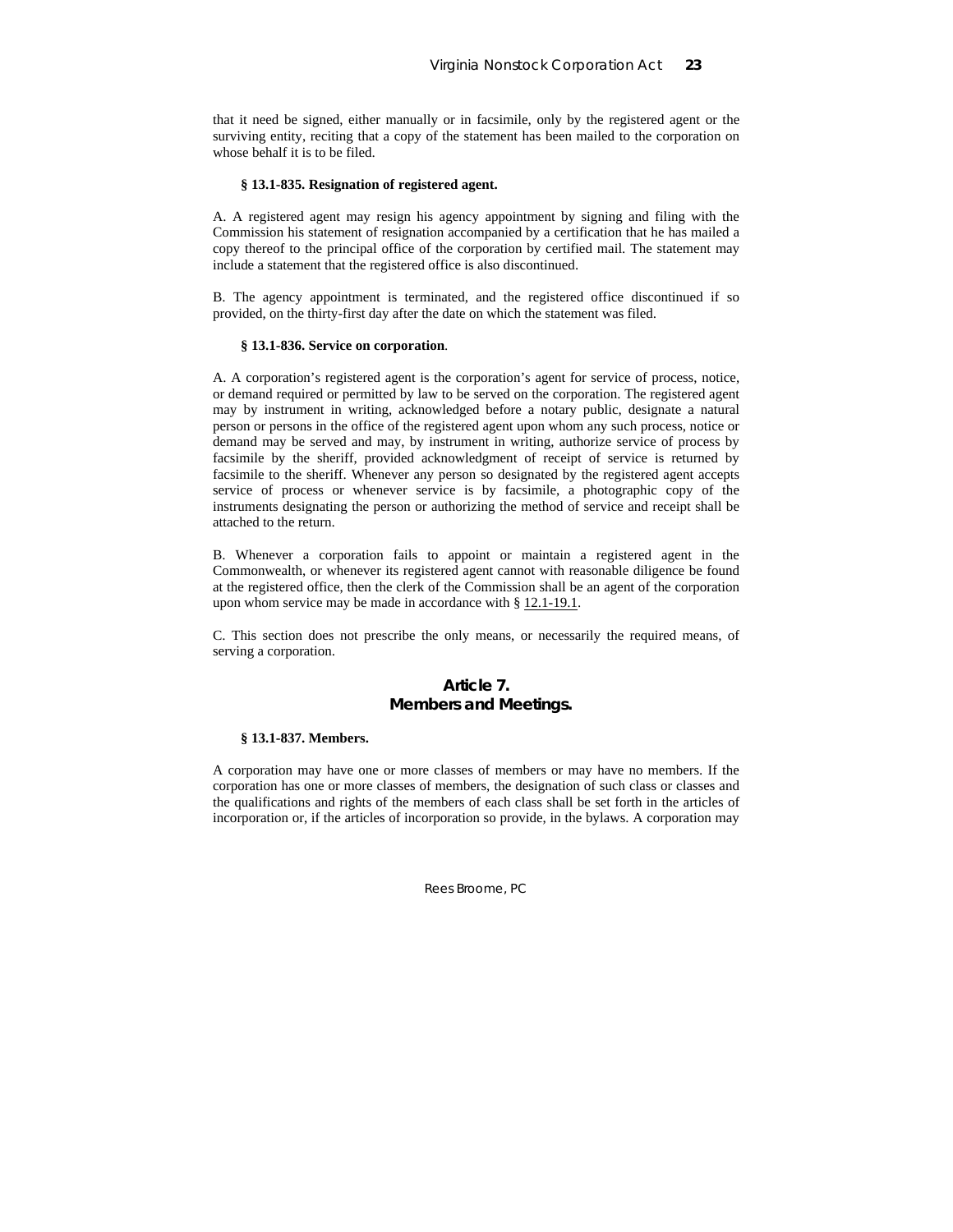that it need be signed, either manually or in facsimile, only by the registered agent or the surviving entity, reciting that a copy of the statement has been mailed to the corporation on whose behalf it is to be filed.

**§ 13.1-835. Resignation of registered agent.**

A. A registered agent may resign his agency appointment by signing and filing with the Commission his statement of resignation accompanied by a certification that he has mailed a copy thereof to the principal office of the corporation by certified mail. The statement may include a statement that the registered office is also discontinued.

B. The agency appointment is terminated, and the registered office discontinued if so provided, on the thirty-first day after the date on which the statement was filed.

**§ 13.1-836. Service on corporation**.

A. A corporation's registered agent is the corporation's agent for service of process, notice, or demand required or permitted by law to be served on the corporation. The registered agent may by instrument in writing, acknowledged before a notary public, designate a natural person or persons in the office of the registered agent upon whom any such process, notice or demand may be served and may, by instrument in writing, authorize service of process by facsimile by the sheriff, provided acknowledgment of receipt of service is returned by facsimile to the sheriff. Whenever any person so designated by the registered agent accepts service of process or whenever service is by facsimile, a photographic copy of the instruments designating the person or authorizing the method of service and receipt shall be attached to the return.

B. Whenever a corporation fails to appoint or maintain a registered agent in the Commonwealth, or whenever its registered agent cannot with reasonable diligence be found at the registered office, then the clerk of the Commission shall be an agent of the corporation upon whom service may be made in accordance with § 12.1-19.1.

C. This section does not prescribe the only means, or necessarily the required means, of serving a corporation.

## Article 7.
## Members and Meetings.

**§ 13.1-837. Members.**

A corporation may have one or more classes of members or may have no members. If the corporation has one or more classes of members, the designation of such class or classes and the qualifications and rights of the members of each class shall be set forth in the articles of incorporation or, if the articles of incorporation so provide, in the bylaws. A corporation may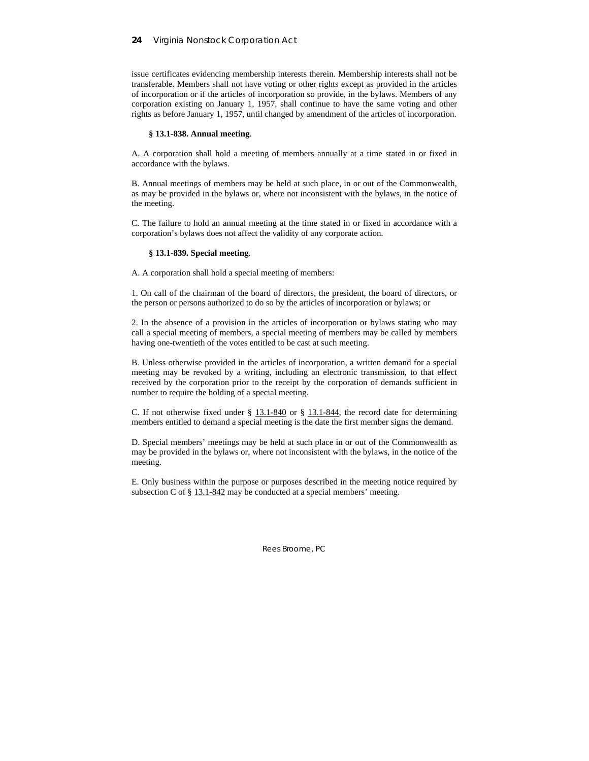issue certificates evidencing membership interests therein. Membership interests shall not be transferable. Members shall not have voting or other rights except as provided in the articles of incorporation or if the articles of incorporation so provide, in the bylaws. Members of any corporation existing on January 1, 1957, shall continue to have the same voting and other rights as before January 1, 1957, until changed by amendment of the articles of incorporation.

**§ 13.1-838. Annual meeting**.

A. A corporation shall hold a meeting of members annually at a time stated in or fixed in accordance with the bylaws.

B. Annual meetings of members may be held at such place, in or out of the Commonwealth, as may be provided in the bylaws or, where not inconsistent with the bylaws, in the notice of the meeting.

C. The failure to hold an annual meeting at the time stated in or fixed in accordance with a corporation's bylaws does not affect the validity of any corporate action.

**§ 13.1-839. Special meeting**.

A. A corporation shall hold a special meeting of members:

1. On call of the chairman of the board of directors, the president, the board of directors, or the person or persons authorized to do so by the articles of incorporation or bylaws; or

2. In the absence of a provision in the articles of incorporation or bylaws stating who may call a special meeting of members, a special meeting of members may be called by members having one-twentieth of the votes entitled to be cast at such meeting.

B. Unless otherwise provided in the articles of incorporation, a written demand for a special meeting may be revoked by a writing, including an electronic transmission, to that effect received by the corporation prior to the receipt by the corporation of demands sufficient in number to require the holding of a special meeting.

C. If not otherwise fixed under § 13.1-840 or § 13.1-844, the record date for determining members entitled to demand a special meeting is the date the first member signs the demand.

D. Special members' meetings may be held at such place in or out of the Commonwealth as may be provided in the bylaws or, where not inconsistent with the bylaws, in the notice of the meeting.

E. Only business within the purpose or purposes described in the meeting notice required by subsection C of § 13.1-842 may be conducted at a special members' meeting.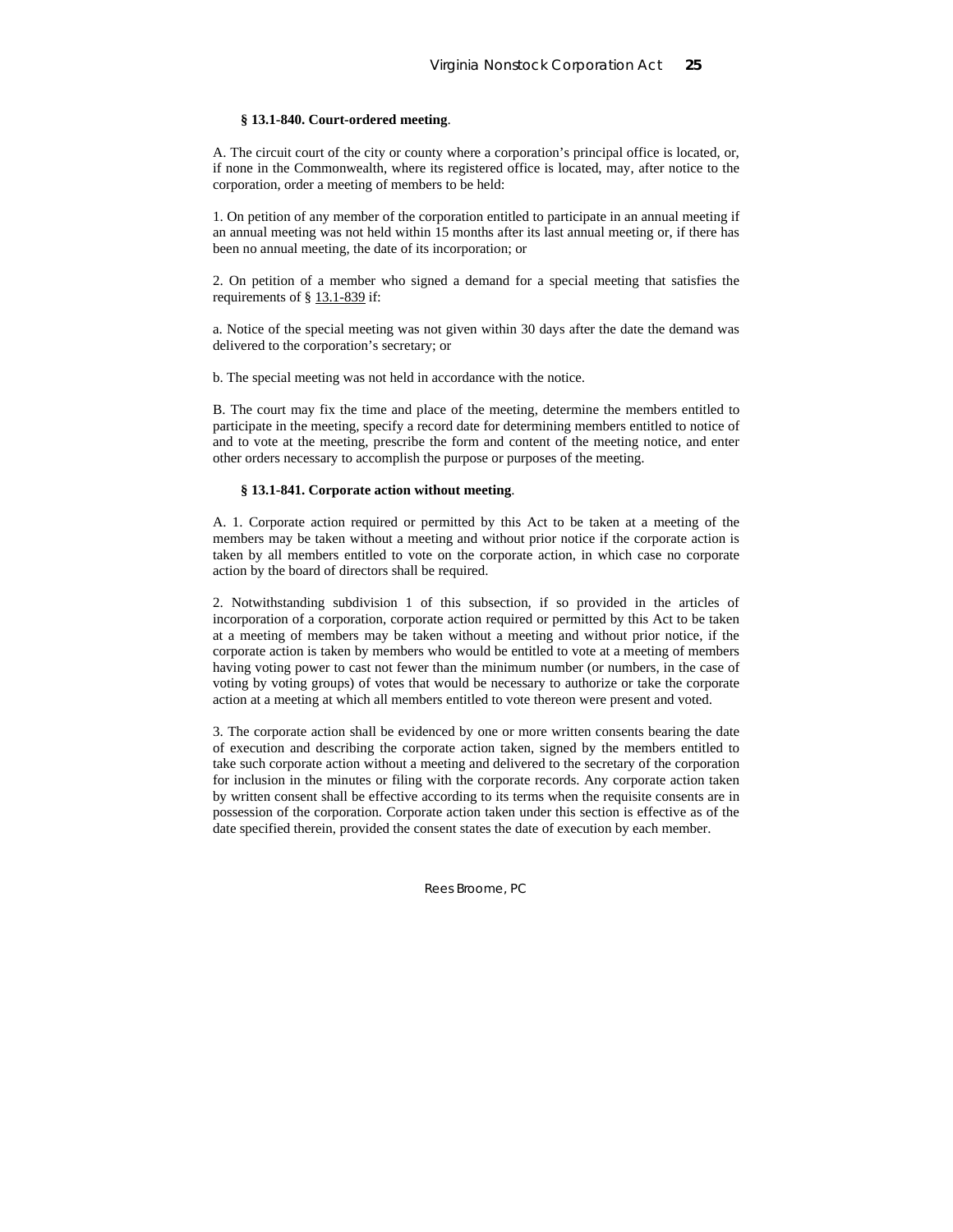**§ 13.1-840. Court-ordered meeting**.

A. The circuit court of the city or county where a corporation's principal office is located, or, if none in the Commonwealth, where its registered office is located, may, after notice to the corporation, order a meeting of members to be held:

1. On petition of any member of the corporation entitled to participate in an annual meeting if an annual meeting was not held within 15 months after its last annual meeting or, if there has been no annual meeting, the date of its incorporation; or

2. On petition of a member who signed a demand for a special meeting that satisfies the requirements of § 13.1-839 if:

a. Notice of the special meeting was not given within 30 days after the date the demand was delivered to the corporation's secretary; or

b. The special meeting was not held in accordance with the notice.

B. The court may fix the time and place of the meeting, determine the members entitled to participate in the meeting, specify a record date for determining members entitled to notice of and to vote at the meeting, prescribe the form and content of the meeting notice, and enter other orders necessary to accomplish the purpose or purposes of the meeting.

**§ 13.1-841. Corporate action without meeting**.

A. 1. Corporate action required or permitted by this Act to be taken at a meeting of the members may be taken without a meeting and without prior notice if the corporate action is taken by all members entitled to vote on the corporate action, in which case no corporate action by the board of directors shall be required.

2. Notwithstanding subdivision 1 of this subsection, if so provided in the articles of incorporation of a corporation, corporate action required or permitted by this Act to be taken at a meeting of members may be taken without a meeting and without prior notice, if the corporate action is taken by members who would be entitled to vote at a meeting of members having voting power to cast not fewer than the minimum number (or numbers, in the case of voting by voting groups) of votes that would be necessary to authorize or take the corporate action at a meeting at which all members entitled to vote thereon were present and voted.

3. The corporate action shall be evidenced by one or more written consents bearing the date of execution and describing the corporate action taken, signed by the members entitled to take such corporate action without a meeting and delivered to the secretary of the corporation for inclusion in the minutes or filing with the corporate records. Any corporate action taken by written consent shall be effective according to its terms when the requisite consents are in possession of the corporation. Corporate action taken under this section is effective as of the date specified therein, provided the consent states the date of execution by each member.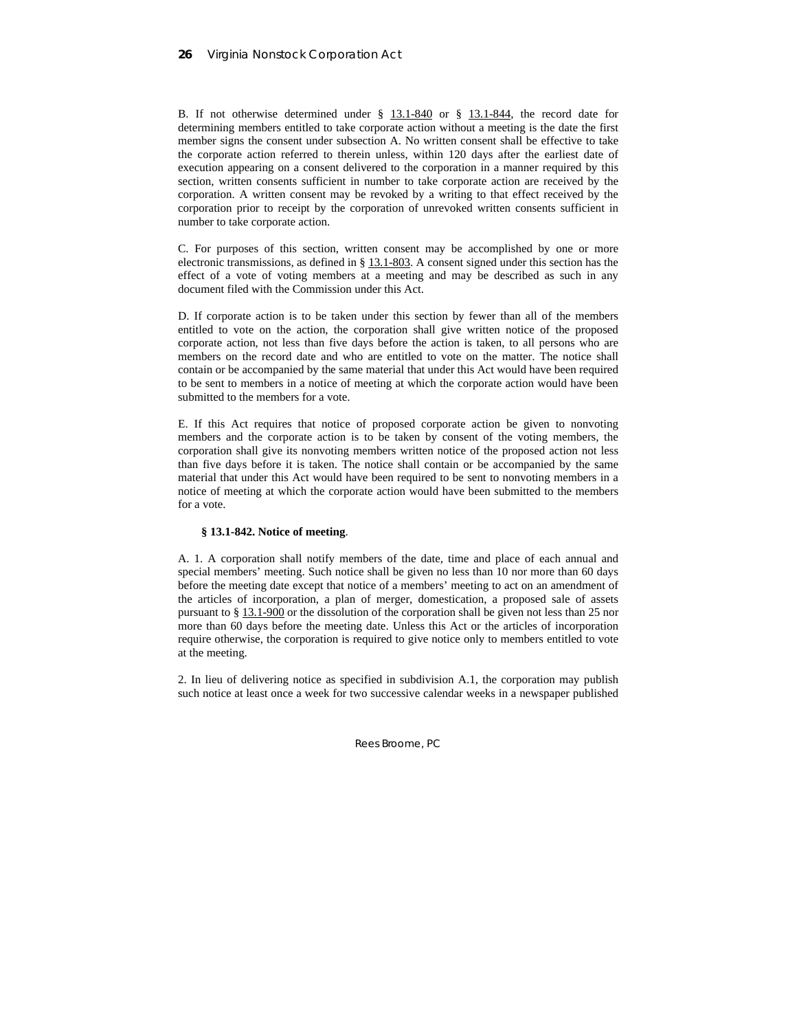B. If not otherwise determined under § 13.1-840 or § 13.1-844, the record date for determining members entitled to take corporate action without a meeting is the date the first member signs the consent under subsection A. No written consent shall be effective to take the corporate action referred to therein unless, within 120 days after the earliest date of execution appearing on a consent delivered to the corporation in a manner required by this section, written consents sufficient in number to take corporate action are received by the corporation. A written consent may be revoked by a writing to that effect received by the corporation prior to receipt by the corporation of unrevoked written consents sufficient in number to take corporate action.

C. For purposes of this section, written consent may be accomplished by one or more electronic transmissions, as defined in § 13.1-803. A consent signed under this section has the effect of a vote of voting members at a meeting and may be described as such in any document filed with the Commission under this Act.

D. If corporate action is to be taken under this section by fewer than all of the members entitled to vote on the action, the corporation shall give written notice of the proposed corporate action, not less than five days before the action is taken, to all persons who are members on the record date and who are entitled to vote on the matter. The notice shall contain or be accompanied by the same material that under this Act would have been required to be sent to members in a notice of meeting at which the corporate action would have been submitted to the members for a vote.

E. If this Act requires that notice of proposed corporate action be given to nonvoting members and the corporate action is to be taken by consent of the voting members, the corporation shall give its nonvoting members written notice of the proposed action not less than five days before it is taken. The notice shall contain or be accompanied by the same material that under this Act would have been required to be sent to nonvoting members in a notice of meeting at which the corporate action would have been submitted to the members for a vote.

**§ 13.1-842. Notice of meeting**.

A. 1. A corporation shall notify members of the date, time and place of each annual and special members' meeting. Such notice shall be given no less than 10 nor more than 60 days before the meeting date except that notice of a members' meeting to act on an amendment of the articles of incorporation, a plan of merger, domestication, a proposed sale of assets pursuant to § 13.1-900 or the dissolution of the corporation shall be given not less than 25 nor more than 60 days before the meeting date. Unless this Act or the articles of incorporation require otherwise, the corporation is required to give notice only to members entitled to vote at the meeting.

2. In lieu of delivering notice as specified in subdivision A.1, the corporation may publish such notice at least once a week for two successive calendar weeks in a newspaper published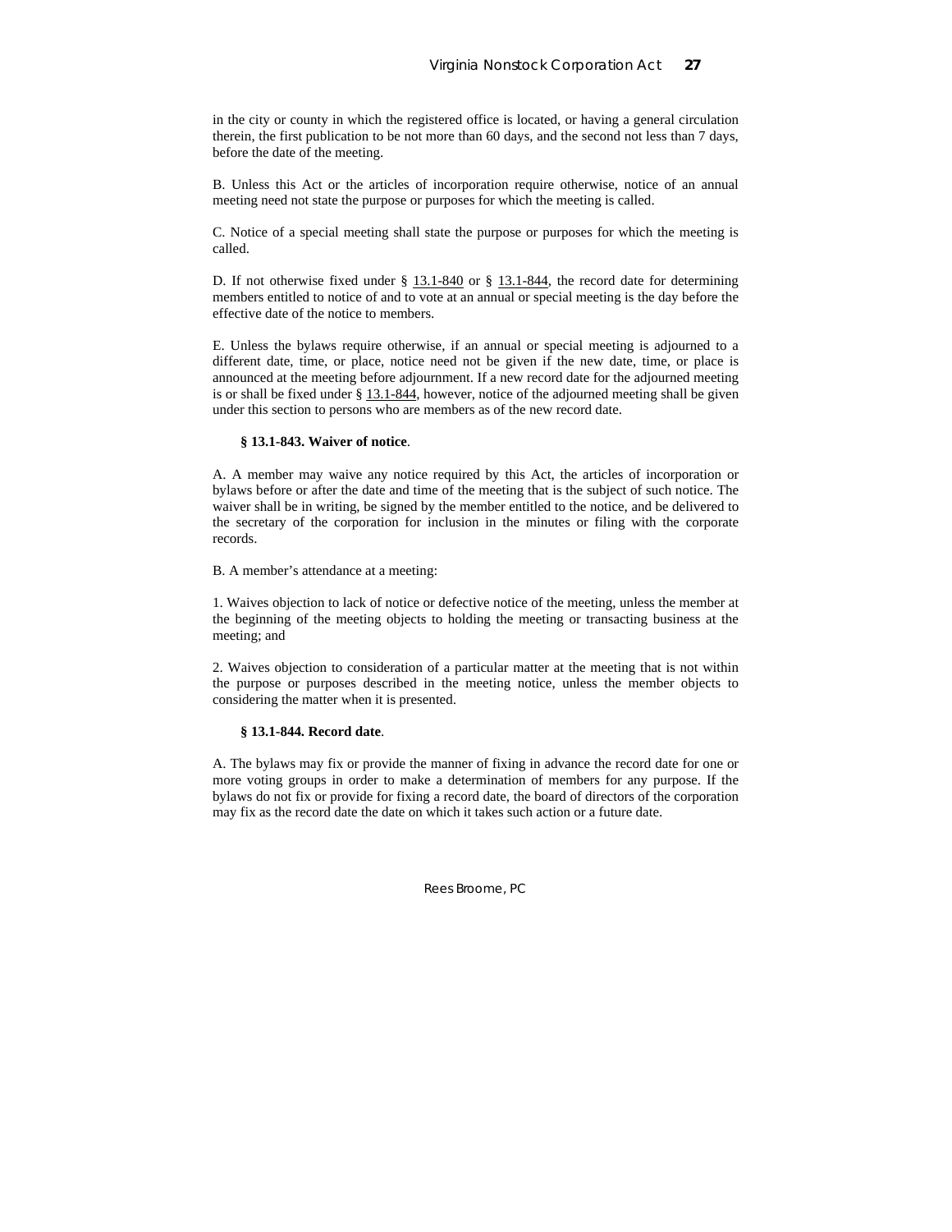in the city or county in which the registered office is located, or having a general circulation therein, the first publication to be not more than 60 days, and the second not less than 7 days, before the date of the meeting.

B. Unless this Act or the articles of incorporation require otherwise, notice of an annual meeting need not state the purpose or purposes for which the meeting is called.

C. Notice of a special meeting shall state the purpose or purposes for which the meeting is called.

D. If not otherwise fixed under § 13.1-840 or § 13.1-844, the record date for determining members entitled to notice of and to vote at an annual or special meeting is the day before the effective date of the notice to members.

E. Unless the bylaws require otherwise, if an annual or special meeting is adjourned to a different date, time, or place, notice need not be given if the new date, time, or place is announced at the meeting before adjournment. If a new record date for the adjourned meeting is or shall be fixed under § 13.1-844, however, notice of the adjourned meeting shall be given under this section to persons who are members as of the new record date.

**§ 13.1-843. Waiver of notice**.

A. A member may waive any notice required by this Act, the articles of incorporation or bylaws before or after the date and time of the meeting that is the subject of such notice. The waiver shall be in writing, be signed by the member entitled to the notice, and be delivered to the secretary of the corporation for inclusion in the minutes or filing with the corporate records.

B. A member's attendance at a meeting:

1. Waives objection to lack of notice or defective notice of the meeting, unless the member at the beginning of the meeting objects to holding the meeting or transacting business at the meeting; and

2. Waives objection to consideration of a particular matter at the meeting that is not within the purpose or purposes described in the meeting notice, unless the member objects to considering the matter when it is presented.

**§ 13.1-844. Record date**.

A. The bylaws may fix or provide the manner of fixing in advance the record date for one or more voting groups in order to make a determination of members for any purpose. If the bylaws do not fix or provide for fixing a record date, the board of directors of the corporation may fix as the record date the date on which it takes such action or a future date.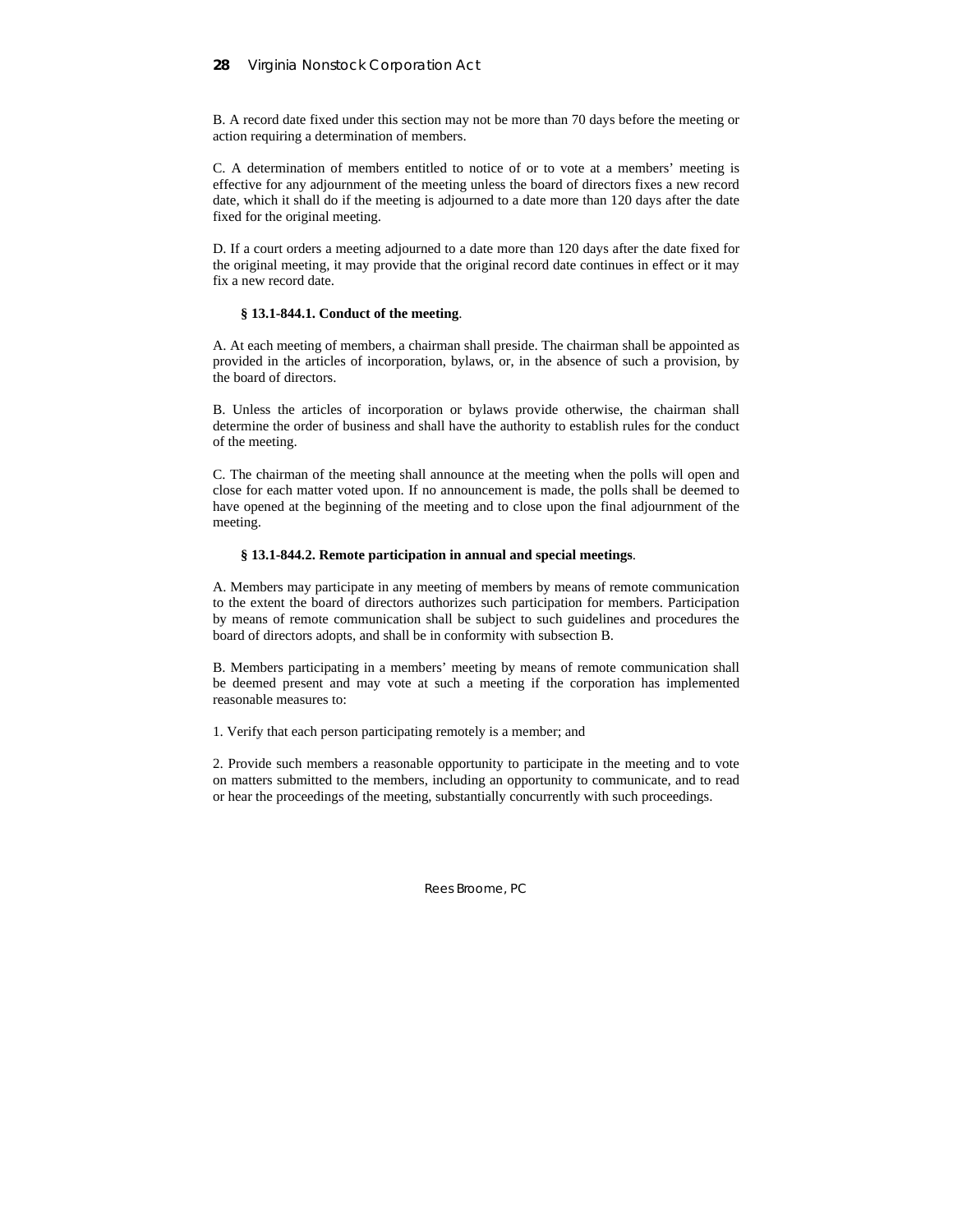B. A record date fixed under this section may not be more than 70 days before the meeting or action requiring a determination of members.

C. A determination of members entitled to notice of or to vote at a members' meeting is effective for any adjournment of the meeting unless the board of directors fixes a new record date, which it shall do if the meeting is adjourned to a date more than 120 days after the date fixed for the original meeting.

D. If a court orders a meeting adjourned to a date more than 120 days after the date fixed for the original meeting, it may provide that the original record date continues in effect or it may fix a new record date.

**§ 13.1-844.1. Conduct of the meeting**.

A. At each meeting of members, a chairman shall preside. The chairman shall be appointed as provided in the articles of incorporation, bylaws, or, in the absence of such a provision, by the board of directors.

B. Unless the articles of incorporation or bylaws provide otherwise, the chairman shall determine the order of business and shall have the authority to establish rules for the conduct of the meeting.

C. The chairman of the meeting shall announce at the meeting when the polls will open and close for each matter voted upon. If no announcement is made, the polls shall be deemed to have opened at the beginning of the meeting and to close upon the final adjournment of the meeting.

**§ 13.1-844.2. Remote participation in annual and special meetings**.

A. Members may participate in any meeting of members by means of remote communication to the extent the board of directors authorizes such participation for members. Participation by means of remote communication shall be subject to such guidelines and procedures the board of directors adopts, and shall be in conformity with subsection B.

B. Members participating in a members' meeting by means of remote communication shall be deemed present and may vote at such a meeting if the corporation has implemented reasonable measures to:

1. Verify that each person participating remotely is a member; and

2. Provide such members a reasonable opportunity to participate in the meeting and to vote on matters submitted to the members, including an opportunity to communicate, and to read or hear the proceedings of the meeting, substantially concurrently with such proceedings.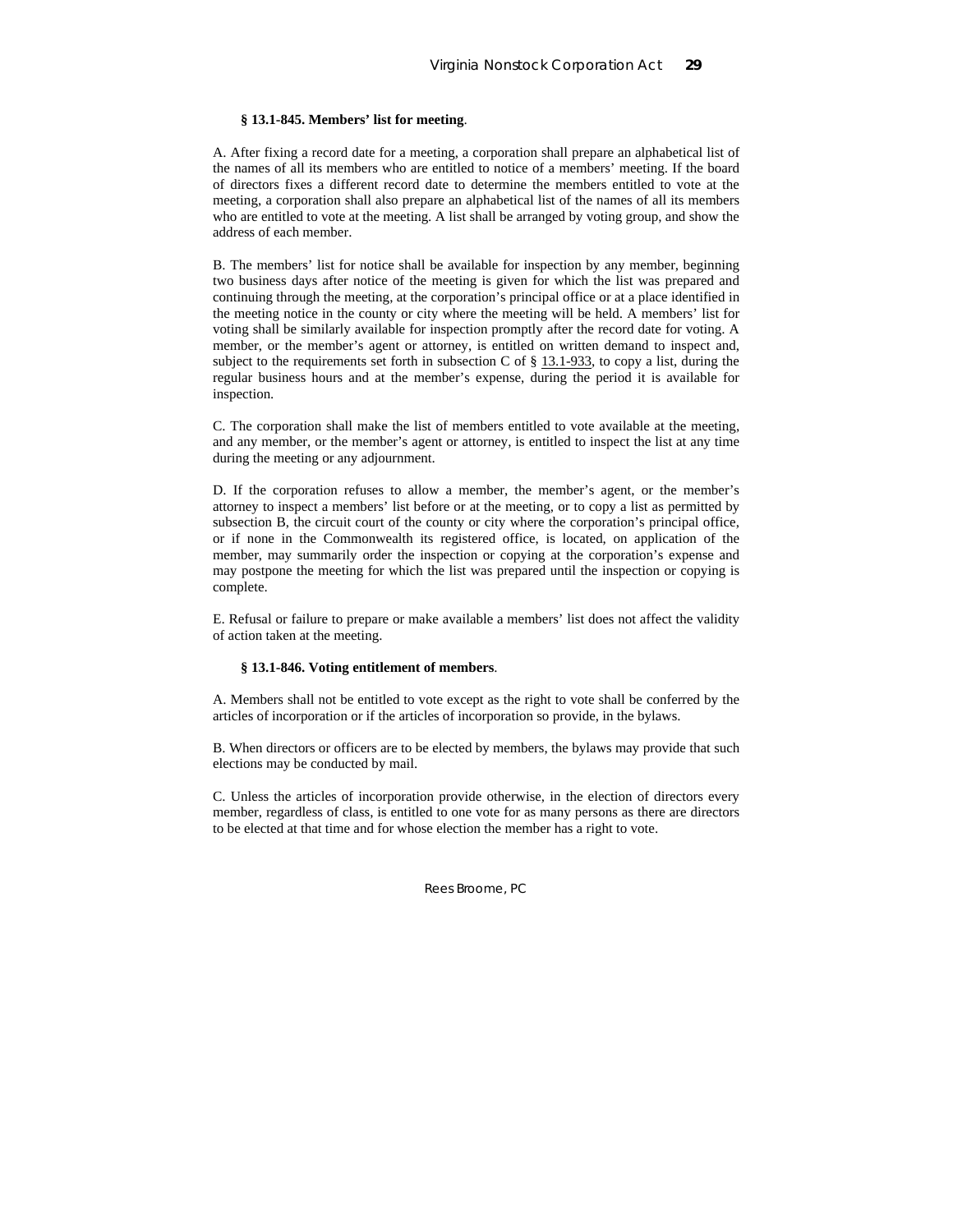**§ 13.1-845. Members' list for meeting**.

A. After fixing a record date for a meeting, a corporation shall prepare an alphabetical list of the names of all its members who are entitled to notice of a members' meeting. If the board of directors fixes a different record date to determine the members entitled to vote at the meeting, a corporation shall also prepare an alphabetical list of the names of all its members who are entitled to vote at the meeting. A list shall be arranged by voting group, and show the address of each member.

B. The members' list for notice shall be available for inspection by any member, beginning two business days after notice of the meeting is given for which the list was prepared and continuing through the meeting, at the corporation's principal office or at a place identified in the meeting notice in the county or city where the meeting will be held. A members' list for voting shall be similarly available for inspection promptly after the record date for voting. A member, or the member's agent or attorney, is entitled on written demand to inspect and, subject to the requirements set forth in subsection C of § 13.1-933, to copy a list, during the regular business hours and at the member's expense, during the period it is available for inspection.

C. The corporation shall make the list of members entitled to vote available at the meeting, and any member, or the member's agent or attorney, is entitled to inspect the list at any time during the meeting or any adjournment.

D. If the corporation refuses to allow a member, the member's agent, or the member's attorney to inspect a members' list before or at the meeting, or to copy a list as permitted by subsection B, the circuit court of the county or city where the corporation's principal office, or if none in the Commonwealth its registered office, is located, on application of the member, may summarily order the inspection or copying at the corporation's expense and may postpone the meeting for which the list was prepared until the inspection or copying is complete.

E. Refusal or failure to prepare or make available a members' list does not affect the validity of action taken at the meeting.

**§ 13.1-846. Voting entitlement of members**.

A. Members shall not be entitled to vote except as the right to vote shall be conferred by the articles of incorporation or if the articles of incorporation so provide, in the bylaws.

B. When directors or officers are to be elected by members, the bylaws may provide that such elections may be conducted by mail.

C. Unless the articles of incorporation provide otherwise, in the election of directors every member, regardless of class, is entitled to one vote for as many persons as there are directors to be elected at that time and for whose election the member has a right to vote.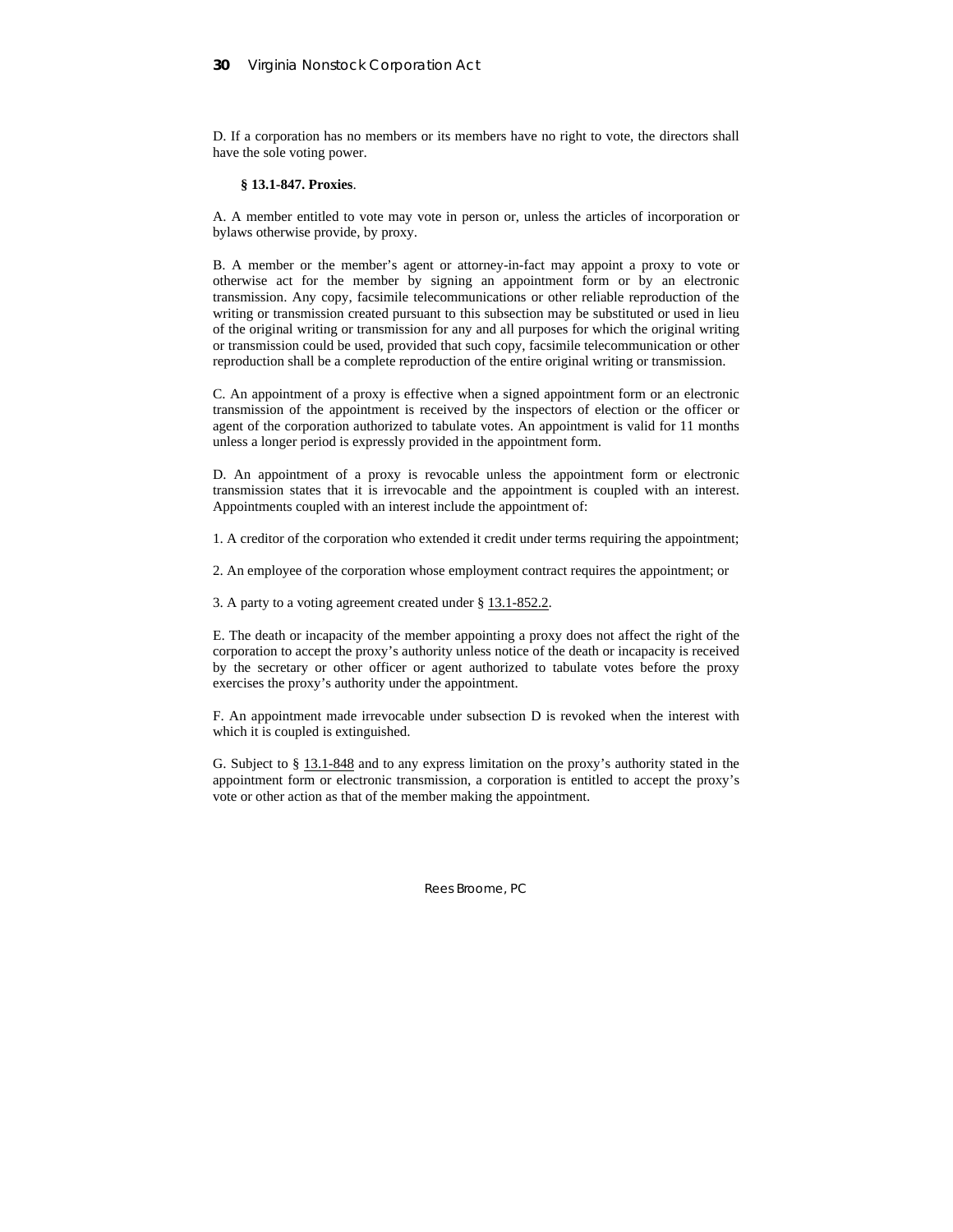D. If a corporation has no members or its members have no right to vote, the directors shall have the sole voting power.

**§ 13.1-847. Proxies**.

A. A member entitled to vote may vote in person or, unless the articles of incorporation or bylaws otherwise provide, by proxy.

B. A member or the member's agent or attorney-in-fact may appoint a proxy to vote or otherwise act for the member by signing an appointment form or by an electronic transmission. Any copy, facsimile telecommunications or other reliable reproduction of the writing or transmission created pursuant to this subsection may be substituted or used in lieu of the original writing or transmission for any and all purposes for which the original writing or transmission could be used, provided that such copy, facsimile telecommunication or other reproduction shall be a complete reproduction of the entire original writing or transmission.

C. An appointment of a proxy is effective when a signed appointment form or an electronic transmission of the appointment is received by the inspectors of election or the officer or agent of the corporation authorized to tabulate votes. An appointment is valid for 11 months unless a longer period is expressly provided in the appointment form.

D. An appointment of a proxy is revocable unless the appointment form or electronic transmission states that it is irrevocable and the appointment is coupled with an interest. Appointments coupled with an interest include the appointment of:

1. A creditor of the corporation who extended it credit under terms requiring the appointment;

2. An employee of the corporation whose employment contract requires the appointment; or

3. A party to a voting agreement created under § 13.1-852.2.

E. The death or incapacity of the member appointing a proxy does not affect the right of the corporation to accept the proxy's authority unless notice of the death or incapacity is received by the secretary or other officer or agent authorized to tabulate votes before the proxy exercises the proxy's authority under the appointment.

F. An appointment made irrevocable under subsection D is revoked when the interest with which it is coupled is extinguished.

G. Subject to § 13.1-848 and to any express limitation on the proxy's authority stated in the appointment form or electronic transmission, a corporation is entitled to accept the proxy's vote or other action as that of the member making the appointment.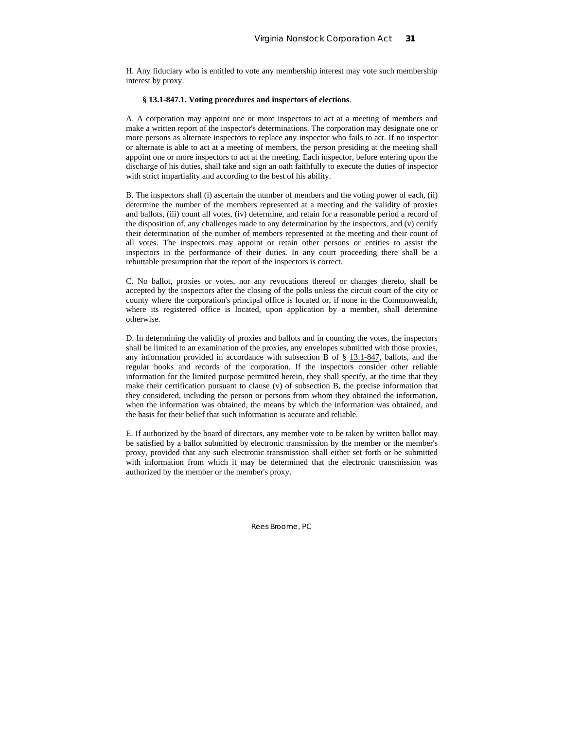H. Any fiduciary who is entitled to vote any membership interest may vote such membership interest by proxy.

**§ 13.1-847.1. Voting procedures and inspectors of elections**.

A. A corporation may appoint one or more inspectors to act at a meeting of members and make a written report of the inspector's determinations. The corporation may designate one or more persons as alternate inspectors to replace any inspector who fails to act. If no inspector or alternate is able to act at a meeting of members, the person presiding at the meeting shall appoint one or more inspectors to act at the meeting. Each inspector, before entering upon the discharge of his duties, shall take and sign an oath faithfully to execute the duties of inspector with strict impartiality and according to the best of his ability.

B. The inspectors shall (i) ascertain the number of members and the voting power of each, (ii) determine the number of the members represented at a meeting and the validity of proxies and ballots, (iii) count all votes, (iv) determine, and retain for a reasonable period a record of the disposition of, any challenges made to any determination by the inspectors, and (v) certify their determination of the number of members represented at the meeting and their count of all votes. The inspectors may appoint or retain other persons or entities to assist the inspectors in the performance of their duties. In any court proceeding there shall be a rebuttable presumption that the report of the inspectors is correct.

C. No ballot, proxies or votes, nor any revocations thereof or changes thereto, shall be accepted by the inspectors after the closing of the polls unless the circuit court of the city or county where the corporation's principal office is located or, if none in the Commonwealth, where its registered office is located, upon application by a member, shall determine otherwise.

D. In determining the validity of proxies and ballots and in counting the votes, the inspectors shall be limited to an examination of the proxies, any envelopes submitted with those proxies, any information provided in accordance with subsection B of § 13.1-847, ballots, and the regular books and records of the corporation. If the inspectors consider other reliable information for the limited purpose permitted herein, they shall specify, at the time that they make their certification pursuant to clause (v) of subsection B, the precise information that they considered, including the person or persons from whom they obtained the information, when the information was obtained, the means by which the information was obtained, and the basis for their belief that such information is accurate and reliable.

E. If authorized by the board of directors, any member vote to be taken by written ballot may be satisfied by a ballot submitted by electronic transmission by the member or the member's proxy, provided that any such electronic transmission shall either set forth or be submitted with information from which it may be determined that the electronic transmission was authorized by the member or the member's proxy.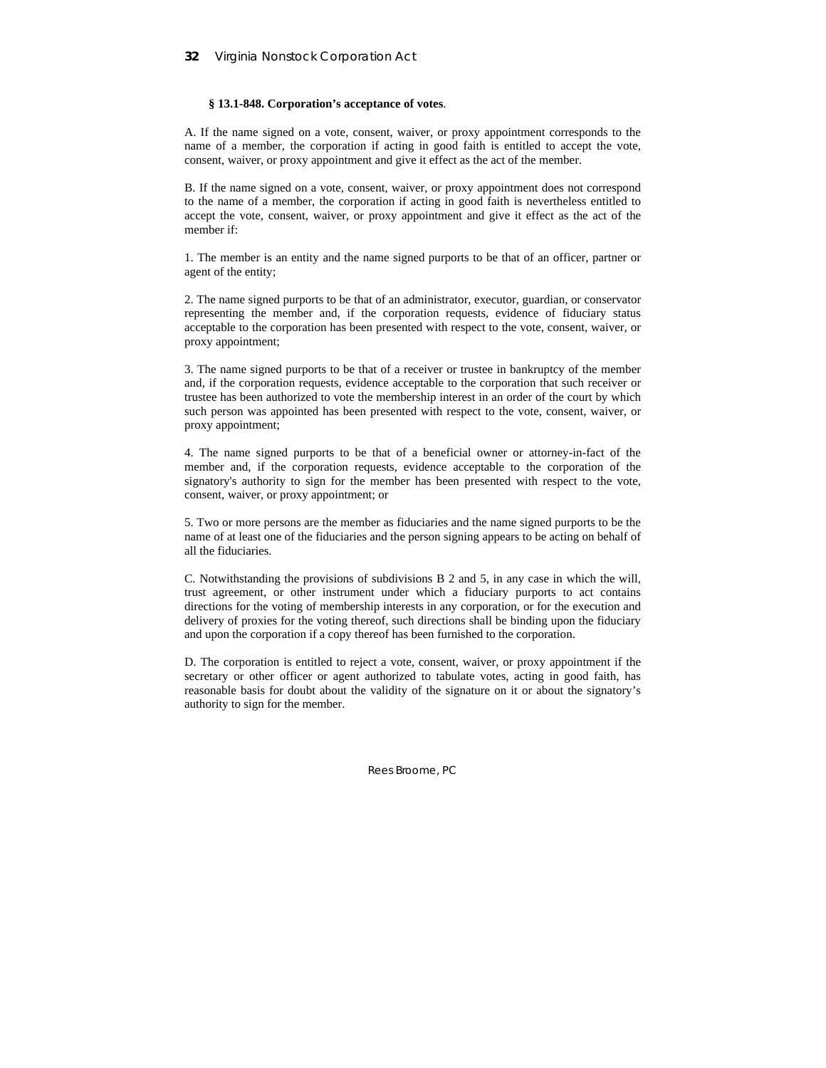**§ 13.1-848. Corporation's acceptance of votes**.

A. If the name signed on a vote, consent, waiver, or proxy appointment corresponds to the name of a member, the corporation if acting in good faith is entitled to accept the vote, consent, waiver, or proxy appointment and give it effect as the act of the member.

B. If the name signed on a vote, consent, waiver, or proxy appointment does not correspond to the name of a member, the corporation if acting in good faith is nevertheless entitled to accept the vote, consent, waiver, or proxy appointment and give it effect as the act of the member if:

1. The member is an entity and the name signed purports to be that of an officer, partner or agent of the entity;

2. The name signed purports to be that of an administrator, executor, guardian, or conservator representing the member and, if the corporation requests, evidence of fiduciary status acceptable to the corporation has been presented with respect to the vote, consent, waiver, or proxy appointment;

3. The name signed purports to be that of a receiver or trustee in bankruptcy of the member and, if the corporation requests, evidence acceptable to the corporation that such receiver or trustee has been authorized to vote the membership interest in an order of the court by which such person was appointed has been presented with respect to the vote, consent, waiver, or proxy appointment;

4. The name signed purports to be that of a beneficial owner or attorney-in-fact of the member and, if the corporation requests, evidence acceptable to the corporation of the signatory's authority to sign for the member has been presented with respect to the vote, consent, waiver, or proxy appointment; or

5. Two or more persons are the member as fiduciaries and the name signed purports to be the name of at least one of the fiduciaries and the person signing appears to be acting on behalf of all the fiduciaries.

C. Notwithstanding the provisions of subdivisions B 2 and 5, in any case in which the will, trust agreement, or other instrument under which a fiduciary purports to act contains directions for the voting of membership interests in any corporation, or for the execution and delivery of proxies for the voting thereof, such directions shall be binding upon the fiduciary and upon the corporation if a copy thereof has been furnished to the corporation.

D. The corporation is entitled to reject a vote, consent, waiver, or proxy appointment if the secretary or other officer or agent authorized to tabulate votes, acting in good faith, has reasonable basis for doubt about the validity of the signature on it or about the signatory's authority to sign for the member.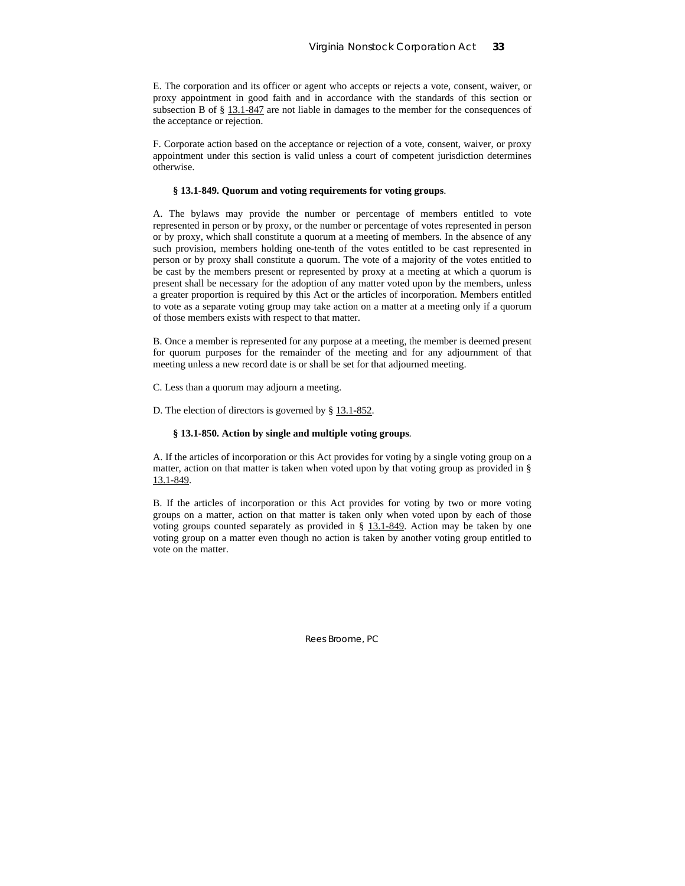E. The corporation and its officer or agent who accepts or rejects a vote, consent, waiver, or proxy appointment in good faith and in accordance with the standards of this section or subsection B of § 13.1-847 are not liable in damages to the member for the consequences of the acceptance or rejection.

F. Corporate action based on the acceptance or rejection of a vote, consent, waiver, or proxy appointment under this section is valid unless a court of competent jurisdiction determines otherwise.

**§ 13.1-849. Quorum and voting requirements for voting groups**.

A. The bylaws may provide the number or percentage of members entitled to vote represented in person or by proxy, or the number or percentage of votes represented in person or by proxy, which shall constitute a quorum at a meeting of members. In the absence of any such provision, members holding one-tenth of the votes entitled to be cast represented in person or by proxy shall constitute a quorum. The vote of a majority of the votes entitled to be cast by the members present or represented by proxy at a meeting at which a quorum is present shall be necessary for the adoption of any matter voted upon by the members, unless a greater proportion is required by this Act or the articles of incorporation. Members entitled to vote as a separate voting group may take action on a matter at a meeting only if a quorum of those members exists with respect to that matter.

B. Once a member is represented for any purpose at a meeting, the member is deemed present for quorum purposes for the remainder of the meeting and for any adjournment of that meeting unless a new record date is or shall be set for that adjourned meeting.

C. Less than a quorum may adjourn a meeting.

D. The election of directors is governed by § 13.1-852.

**§ 13.1-850. Action by single and multiple voting groups**.

A. If the articles of incorporation or this Act provides for voting by a single voting group on a matter, action on that matter is taken when voted upon by that voting group as provided in § 13.1-849.

B. If the articles of incorporation or this Act provides for voting by two or more voting groups on a matter, action on that matter is taken only when voted upon by each of those voting groups counted separately as provided in § 13.1-849. Action may be taken by one voting group on a matter even though no action is taken by another voting group entitled to vote on the matter.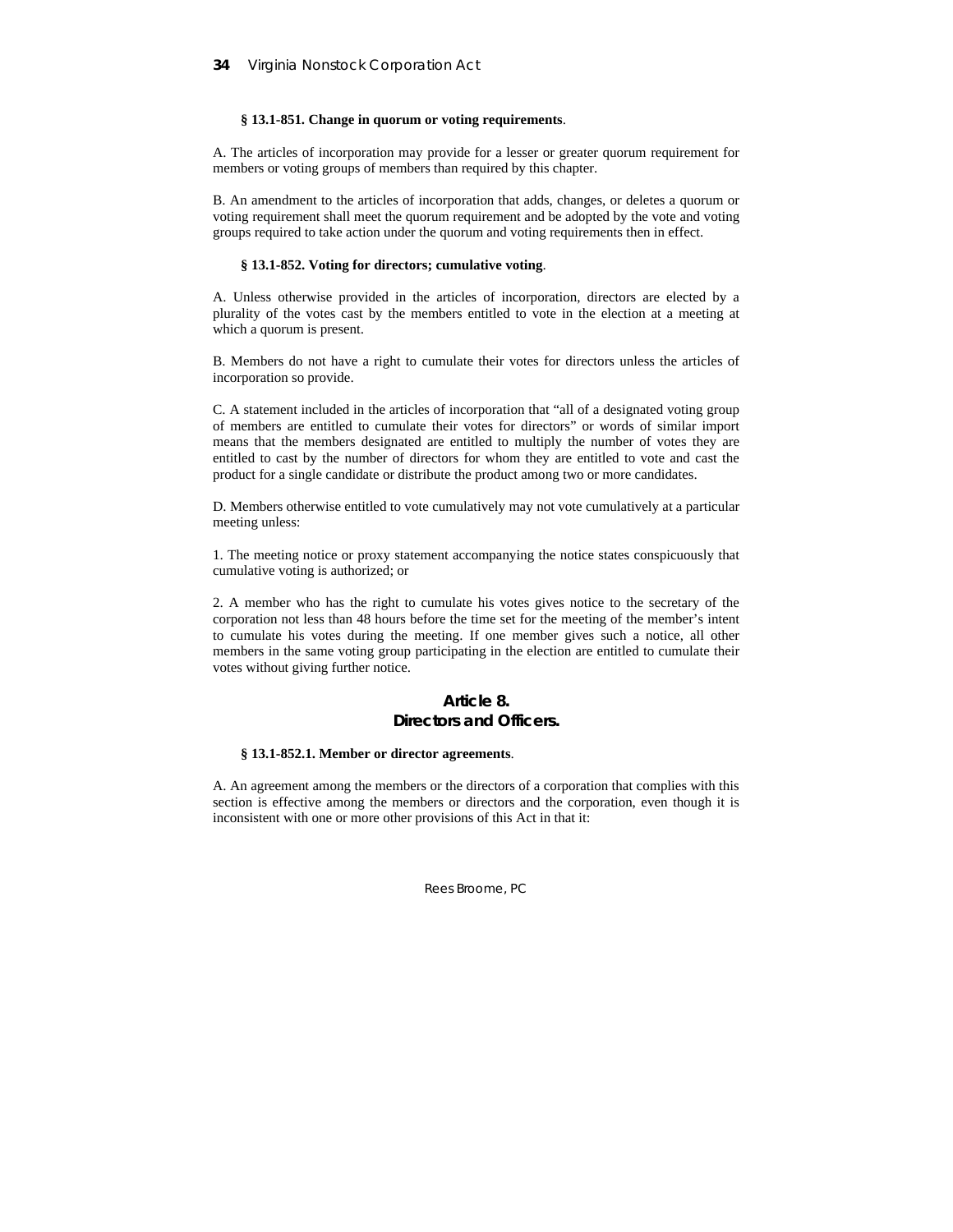**§ 13.1-851. Change in quorum or voting requirements**.

A. The articles of incorporation may provide for a lesser or greater quorum requirement for members or voting groups of members than required by this chapter.

B. An amendment to the articles of incorporation that adds, changes, or deletes a quorum or voting requirement shall meet the quorum requirement and be adopted by the vote and voting groups required to take action under the quorum and voting requirements then in effect.

**§ 13.1-852. Voting for directors; cumulative voting**.

A. Unless otherwise provided in the articles of incorporation, directors are elected by a plurality of the votes cast by the members entitled to vote in the election at a meeting at which a quorum is present.

B. Members do not have a right to cumulate their votes for directors unless the articles of incorporation so provide.

C. A statement included in the articles of incorporation that "all of a designated voting group of members are entitled to cumulate their votes for directors" or words of similar import means that the members designated are entitled to multiply the number of votes they are entitled to cast by the number of directors for whom they are entitled to vote and cast the product for a single candidate or distribute the product among two or more candidates.

D. Members otherwise entitled to vote cumulatively may not vote cumulatively at a particular meeting unless:

1. The meeting notice or proxy statement accompanying the notice states conspicuously that cumulative voting is authorized; or

2. A member who has the right to cumulate his votes gives notice to the secretary of the corporation not less than 48 hours before the time set for the meeting of the member's intent to cumulate his votes during the meeting. If one member gives such a notice, all other members in the same voting group participating in the election are entitled to cumulate their votes without giving further notice.

## Article 8.
## Directors and Officers.

**§ 13.1-852.1. Member or director agreements**.

A. An agreement among the members or the directors of a corporation that complies with this section is effective among the members or directors and the corporation, even though it is inconsistent with one or more other provisions of this Act in that it: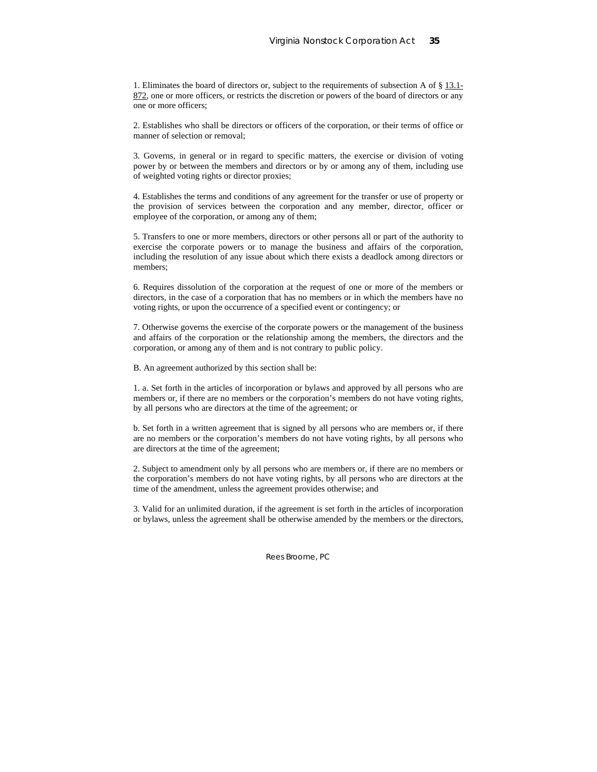1. Eliminates the board of directors or, subject to the requirements of subsection A of § 13.1-872, one or more officers, or restricts the discretion or powers of the board of directors or any one or more officers;

2. Establishes who shall be directors or officers of the corporation, or their terms of office or manner of selection or removal;

3. Governs, in general or in regard to specific matters, the exercise or division of voting power by or between the members and directors or by or among any of them, including use of weighted voting rights or director proxies;

4. Establishes the terms and conditions of any agreement for the transfer or use of property or the provision of services between the corporation and any member, director, officer or employee of the corporation, or among any of them;

5. Transfers to one or more members, directors or other persons all or part of the authority to exercise the corporate powers or to manage the business and affairs of the corporation, including the resolution of any issue about which there exists a deadlock among directors or members;

6. Requires dissolution of the corporation at the request of one or more of the members or directors, in the case of a corporation that has no members or in which the members have no voting rights, or upon the occurrence of a specified event or contingency; or

7. Otherwise governs the exercise of the corporate powers or the management of the business and affairs of the corporation or the relationship among the members, the directors and the corporation, or among any of them and is not contrary to public policy.

B. An agreement authorized by this section shall be:

1. a. Set forth in the articles of incorporation or bylaws and approved by all persons who are members or, if there are no members or the corporation's members do not have voting rights, by all persons who are directors at the time of the agreement; or

b. Set forth in a written agreement that is signed by all persons who are members or, if there are no members or the corporation's members do not have voting rights, by all persons who are directors at the time of the agreement;

2. Subject to amendment only by all persons who are members or, if there are no members or the corporation's members do not have voting rights, by all persons who are directors at the time of the amendment, unless the agreement provides otherwise; and

3. Valid for an unlimited duration, if the agreement is set forth in the articles of incorporation or bylaws, unless the agreement shall be otherwise amended by the members or the directors,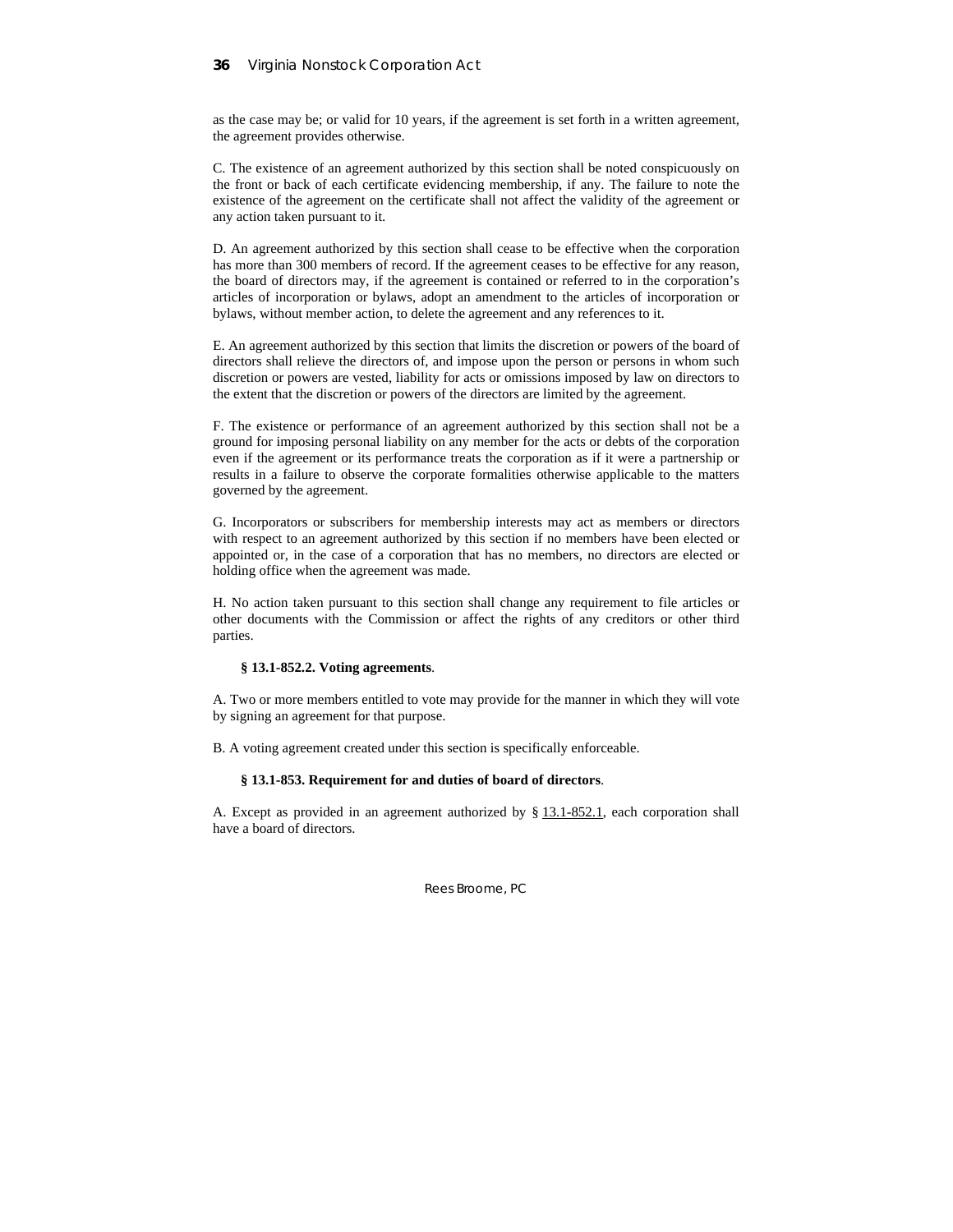as the case may be; or valid for 10 years, if the agreement is set forth in a written agreement, the agreement provides otherwise.

C. The existence of an agreement authorized by this section shall be noted conspicuously on the front or back of each certificate evidencing membership, if any. The failure to note the existence of the agreement on the certificate shall not affect the validity of the agreement or any action taken pursuant to it.

D. An agreement authorized by this section shall cease to be effective when the corporation has more than 300 members of record. If the agreement ceases to be effective for any reason, the board of directors may, if the agreement is contained or referred to in the corporation's articles of incorporation or bylaws, adopt an amendment to the articles of incorporation or bylaws, without member action, to delete the agreement and any references to it.

E. An agreement authorized by this section that limits the discretion or powers of the board of directors shall relieve the directors of, and impose upon the person or persons in whom such discretion or powers are vested, liability for acts or omissions imposed by law on directors to the extent that the discretion or powers of the directors are limited by the agreement.

F. The existence or performance of an agreement authorized by this section shall not be a ground for imposing personal liability on any member for the acts or debts of the corporation even if the agreement or its performance treats the corporation as if it were a partnership or results in a failure to observe the corporate formalities otherwise applicable to the matters governed by the agreement.

G. Incorporators or subscribers for membership interests may act as members or directors with respect to an agreement authorized by this section if no members have been elected or appointed or, in the case of a corporation that has no members, no directors are elected or holding office when the agreement was made.

H. No action taken pursuant to this section shall change any requirement to file articles or other documents with the Commission or affect the rights of any creditors or other third parties.

**§ 13.1-852.2. Voting agreements**.

A. Two or more members entitled to vote may provide for the manner in which they will vote by signing an agreement for that purpose.

B. A voting agreement created under this section is specifically enforceable.

**§ 13.1-853. Requirement for and duties of board of directors**.

A. Except as provided in an agreement authorized by § 13.1-852.1, each corporation shall have a board of directors.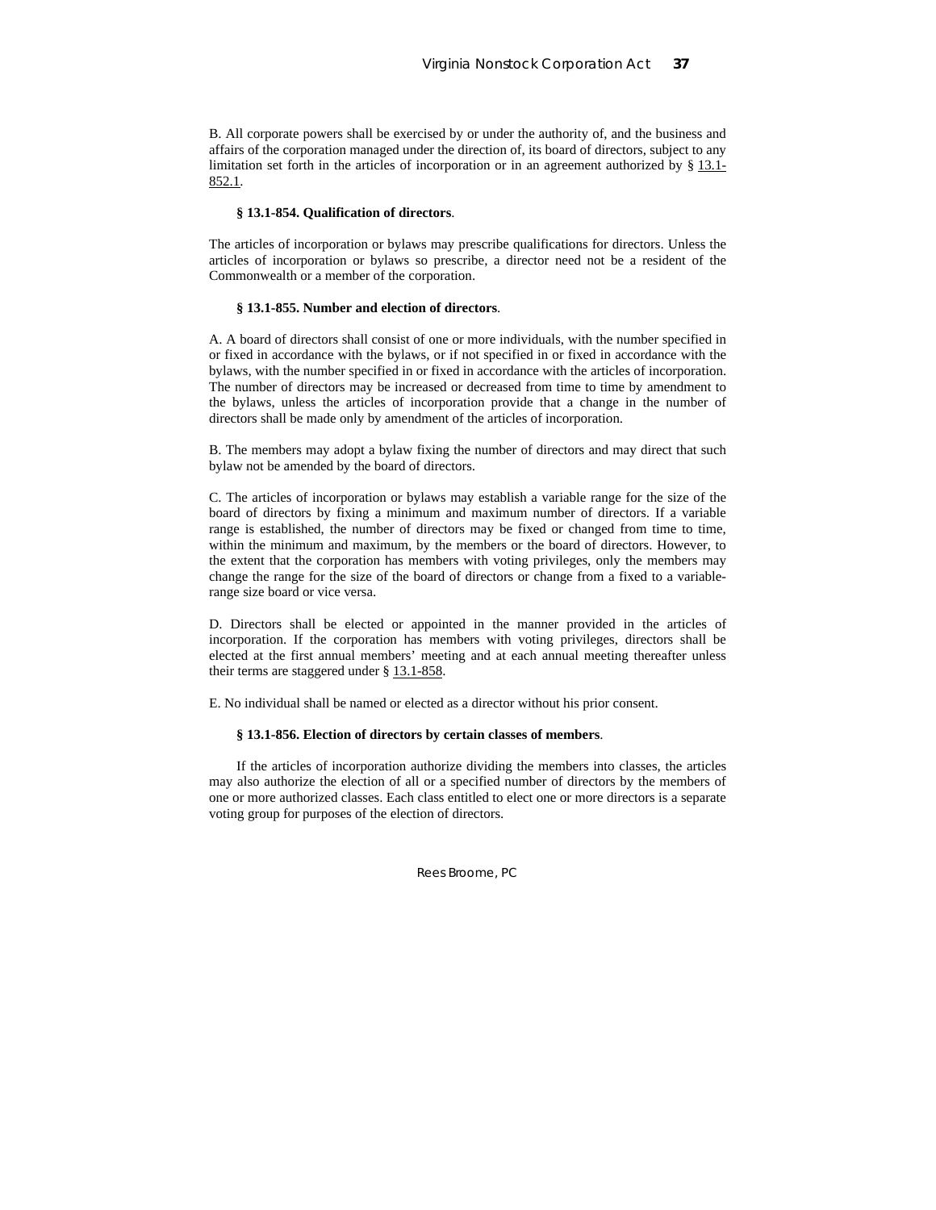B. All corporate powers shall be exercised by or under the authority of, and the business and affairs of the corporation managed under the direction of, its board of directors, subject to any limitation set forth in the articles of incorporation or in an agreement authorized by § 13.1-852.1.

### § 13.1-854. Qualification of directors.

The articles of incorporation or bylaws may prescribe qualifications for directors. Unless the articles of incorporation or bylaws so prescribe, a director need not be a resident of the Commonwealth or a member of the corporation.

### § 13.1-855. Number and election of directors.

A. A board of directors shall consist of one or more individuals, with the number specified in or fixed in accordance with the bylaws, or if not specified in or fixed in accordance with the bylaws, with the number specified in or fixed in accordance with the articles of incorporation. The number of directors may be increased or decreased from time to time by amendment to the bylaws, unless the articles of incorporation provide that a change in the number of directors shall be made only by amendment of the articles of incorporation.

B. The members may adopt a bylaw fixing the number of directors and may direct that such bylaw not be amended by the board of directors.

C. The articles of incorporation or bylaws may establish a variable range for the size of the board of directors by fixing a minimum and maximum number of directors. If a variable range is established, the number of directors may be fixed or changed from time to time, within the minimum and maximum, by the members or the board of directors. However, to the extent that the corporation has members with voting privileges, only the members may change the range for the size of the board of directors or change from a fixed to a variable-range size board or vice versa.

D. Directors shall be elected or appointed in the manner provided in the articles of incorporation. If the corporation has members with voting privileges, directors shall be elected at the first annual members' meeting and at each annual meeting thereafter unless their terms are staggered under § 13.1-858.

E. No individual shall be named or elected as a director without his prior consent.

### § 13.1-856. Election of directors by certain classes of members.

If the articles of incorporation authorize dividing the members into classes, the articles may also authorize the election of all or a specified number of directors by the members of one or more authorized classes. Each class entitled to elect one or more directors is a separate voting group for purposes of the election of directors.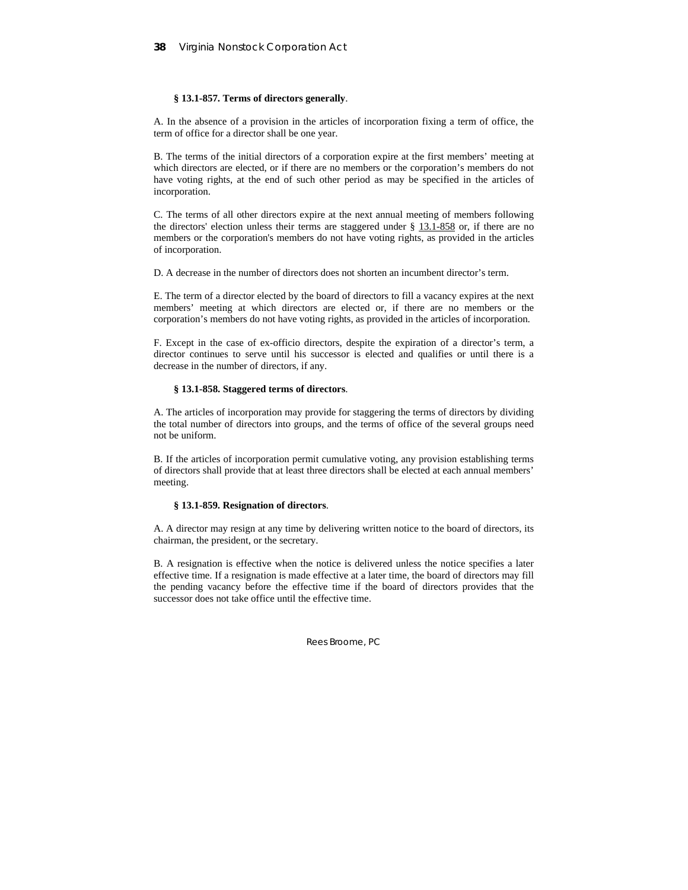**§ 13.1-857. Terms of directors generally**.

A. In the absence of a provision in the articles of incorporation fixing a term of office, the term of office for a director shall be one year.

B. The terms of the initial directors of a corporation expire at the first members' meeting at which directors are elected, or if there are no members or the corporation's members do not have voting rights, at the end of such other period as may be specified in the articles of incorporation.

C. The terms of all other directors expire at the next annual meeting of members following the directors' election unless their terms are staggered under § 13.1-858 or, if there are no members or the corporation's members do not have voting rights, as provided in the articles of incorporation.

D. A decrease in the number of directors does not shorten an incumbent director's term.

E. The term of a director elected by the board of directors to fill a vacancy expires at the next members' meeting at which directors are elected or, if there are no members or the corporation's members do not have voting rights, as provided in the articles of incorporation.

F. Except in the case of ex-officio directors, despite the expiration of a director's term, a director continues to serve until his successor is elected and qualifies or until there is a decrease in the number of directors, if any.

**§ 13.1-858. Staggered terms of directors**.

A. The articles of incorporation may provide for staggering the terms of directors by dividing the total number of directors into groups, and the terms of office of the several groups need not be uniform.

B. If the articles of incorporation permit cumulative voting, any provision establishing terms of directors shall provide that at least three directors shall be elected at each annual members' meeting.

**§ 13.1-859. Resignation of directors**.

A. A director may resign at any time by delivering written notice to the board of directors, its chairman, the president, or the secretary.

B. A resignation is effective when the notice is delivered unless the notice specifies a later effective time. If a resignation is made effective at a later time, the board of directors may fill the pending vacancy before the effective time if the board of directors provides that the successor does not take office until the effective time.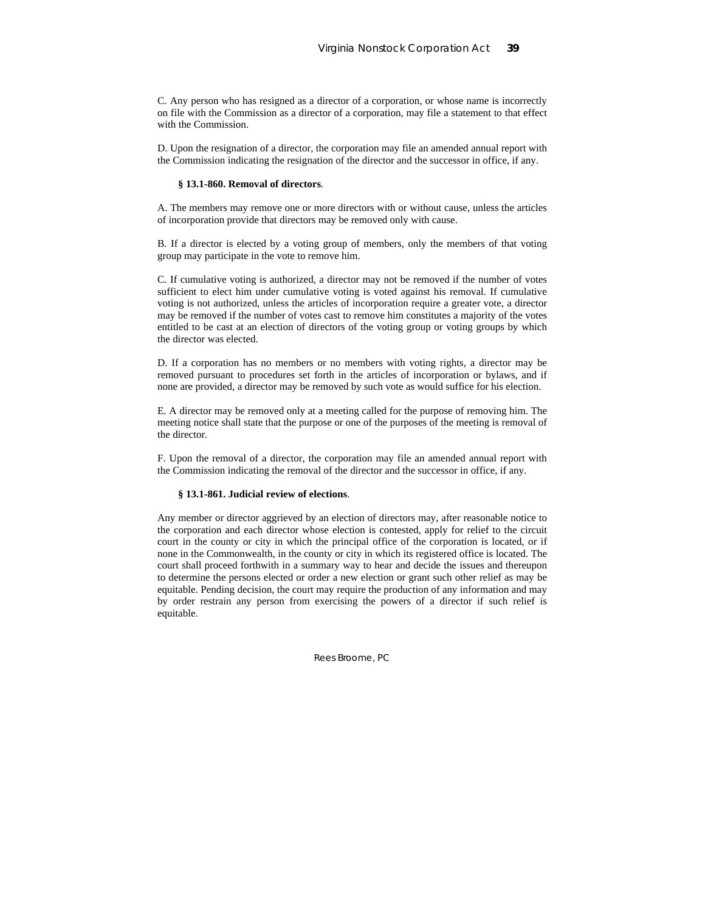C. Any person who has resigned as a director of a corporation, or whose name is incorrectly on file with the Commission as a director of a corporation, may file a statement to that effect with the Commission.

D. Upon the resignation of a director, the corporation may file an amended annual report with the Commission indicating the resignation of the director and the successor in office, if any.

**§ 13.1-860. Removal of directors**.

A. The members may remove one or more directors with or without cause, unless the articles of incorporation provide that directors may be removed only with cause.

B. If a director is elected by a voting group of members, only the members of that voting group may participate in the vote to remove him.

C. If cumulative voting is authorized, a director may not be removed if the number of votes sufficient to elect him under cumulative voting is voted against his removal. If cumulative voting is not authorized, unless the articles of incorporation require a greater vote, a director may be removed if the number of votes cast to remove him constitutes a majority of the votes entitled to be cast at an election of directors of the voting group or voting groups by which the director was elected.

D. If a corporation has no members or no members with voting rights, a director may be removed pursuant to procedures set forth in the articles of incorporation or bylaws, and if none are provided, a director may be removed by such vote as would suffice for his election.

E. A director may be removed only at a meeting called for the purpose of removing him. The meeting notice shall state that the purpose or one of the purposes of the meeting is removal of the director.

F. Upon the removal of a director, the corporation may file an amended annual report with the Commission indicating the removal of the director and the successor in office, if any.

**§ 13.1-861. Judicial review of elections**.

Any member or director aggrieved by an election of directors may, after reasonable notice to the corporation and each director whose election is contested, apply for relief to the circuit court in the county or city in which the principal office of the corporation is located, or if none in the Commonwealth, in the county or city in which its registered office is located. The court shall proceed forthwith in a summary way to hear and decide the issues and thereupon to determine the persons elected or order a new election or grant such other relief as may be equitable. Pending decision, the court may require the production of any information and may by order restrain any person from exercising the powers of a director if such relief is equitable.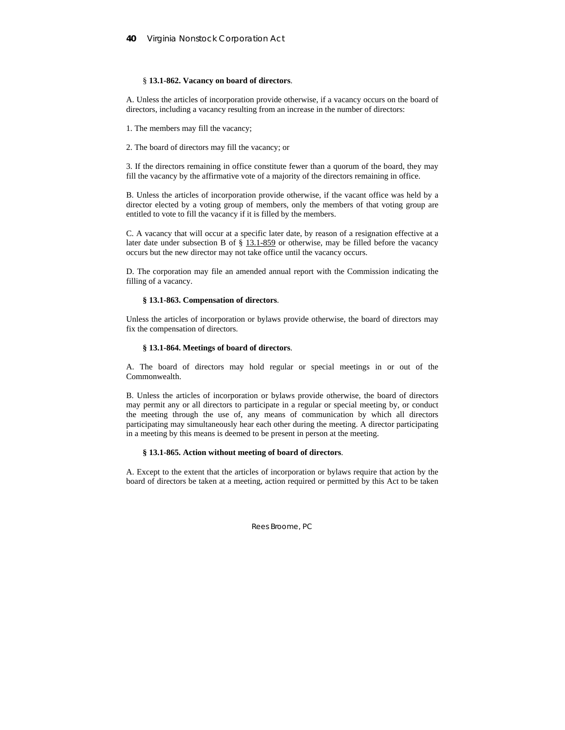**§ 13.1-862. Vacancy on board of directors**.

A. Unless the articles of incorporation provide otherwise, if a vacancy occurs on the board of directors, including a vacancy resulting from an increase in the number of directors:

1. The members may fill the vacancy;

2. The board of directors may fill the vacancy; or

3. If the directors remaining in office constitute fewer than a quorum of the board, they may fill the vacancy by the affirmative vote of a majority of the directors remaining in office.

B. Unless the articles of incorporation provide otherwise, if the vacant office was held by a director elected by a voting group of members, only the members of that voting group are entitled to vote to fill the vacancy if it is filled by the members.

C. A vacancy that will occur at a specific later date, by reason of a resignation effective at a later date under subsection B of § 13.1-859 or otherwise, may be filled before the vacancy occurs but the new director may not take office until the vacancy occurs.

D. The corporation may file an amended annual report with the Commission indicating the filling of a vacancy.

**§ 13.1-863. Compensation of directors**.

Unless the articles of incorporation or bylaws provide otherwise, the board of directors may fix the compensation of directors.

**§ 13.1-864. Meetings of board of directors**.

A. The board of directors may hold regular or special meetings in or out of the Commonwealth.

B. Unless the articles of incorporation or bylaws provide otherwise, the board of directors may permit any or all directors to participate in a regular or special meeting by, or conduct the meeting through the use of, any means of communication by which all directors participating may simultaneously hear each other during the meeting. A director participating in a meeting by this means is deemed to be present in person at the meeting.

**§ 13.1-865. Action without meeting of board of directors**.

A. Except to the extent that the articles of incorporation or bylaws require that action by the board of directors be taken at a meeting, action required or permitted by this Act to be taken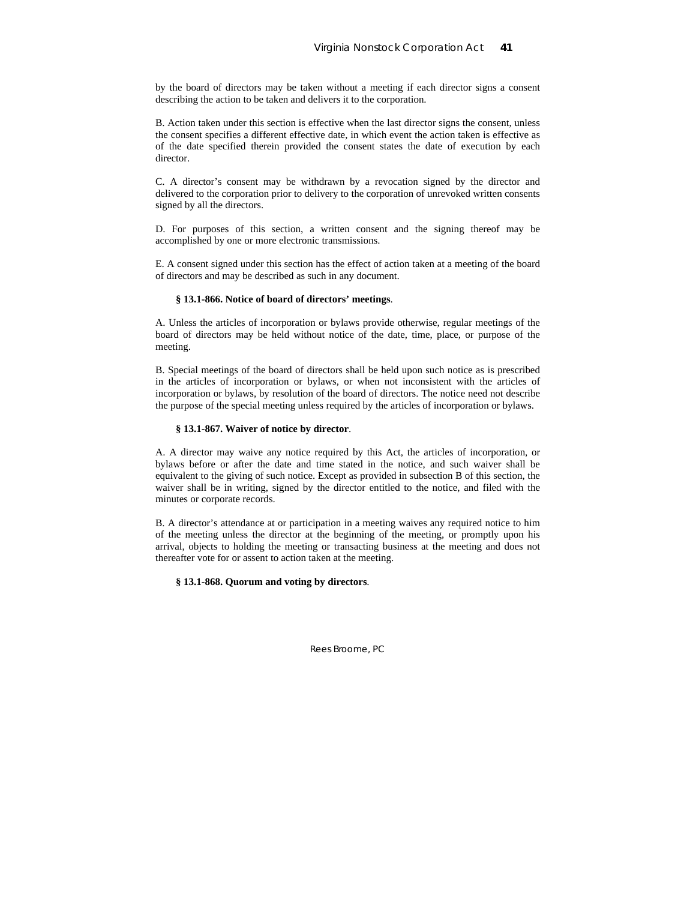by the board of directors may be taken without a meeting if each director signs a consent describing the action to be taken and delivers it to the corporation.

B. Action taken under this section is effective when the last director signs the consent, unless the consent specifies a different effective date, in which event the action taken is effective as of the date specified therein provided the consent states the date of execution by each director.

C. A director's consent may be withdrawn by a revocation signed by the director and delivered to the corporation prior to delivery to the corporation of unrevoked written consents signed by all the directors.

D. For purposes of this section, a written consent and the signing thereof may be accomplished by one or more electronic transmissions.

E. A consent signed under this section has the effect of action taken at a meeting of the board of directors and may be described as such in any document.

**§ 13.1-866. Notice of board of directors' meetings**.

A. Unless the articles of incorporation or bylaws provide otherwise, regular meetings of the board of directors may be held without notice of the date, time, place, or purpose of the meeting.

B. Special meetings of the board of directors shall be held upon such notice as is prescribed in the articles of incorporation or bylaws, or when not inconsistent with the articles of incorporation or bylaws, by resolution of the board of directors. The notice need not describe the purpose of the special meeting unless required by the articles of incorporation or bylaws.

**§ 13.1-867. Waiver of notice by director**.

A. A director may waive any notice required by this Act, the articles of incorporation, or bylaws before or after the date and time stated in the notice, and such waiver shall be equivalent to the giving of such notice. Except as provided in subsection B of this section, the waiver shall be in writing, signed by the director entitled to the notice, and filed with the minutes or corporate records.

B. A director's attendance at or participation in a meeting waives any required notice to him of the meeting unless the director at the beginning of the meeting, or promptly upon his arrival, objects to holding the meeting or transacting business at the meeting and does not thereafter vote for or assent to action taken at the meeting.

**§ 13.1-868. Quorum and voting by directors**.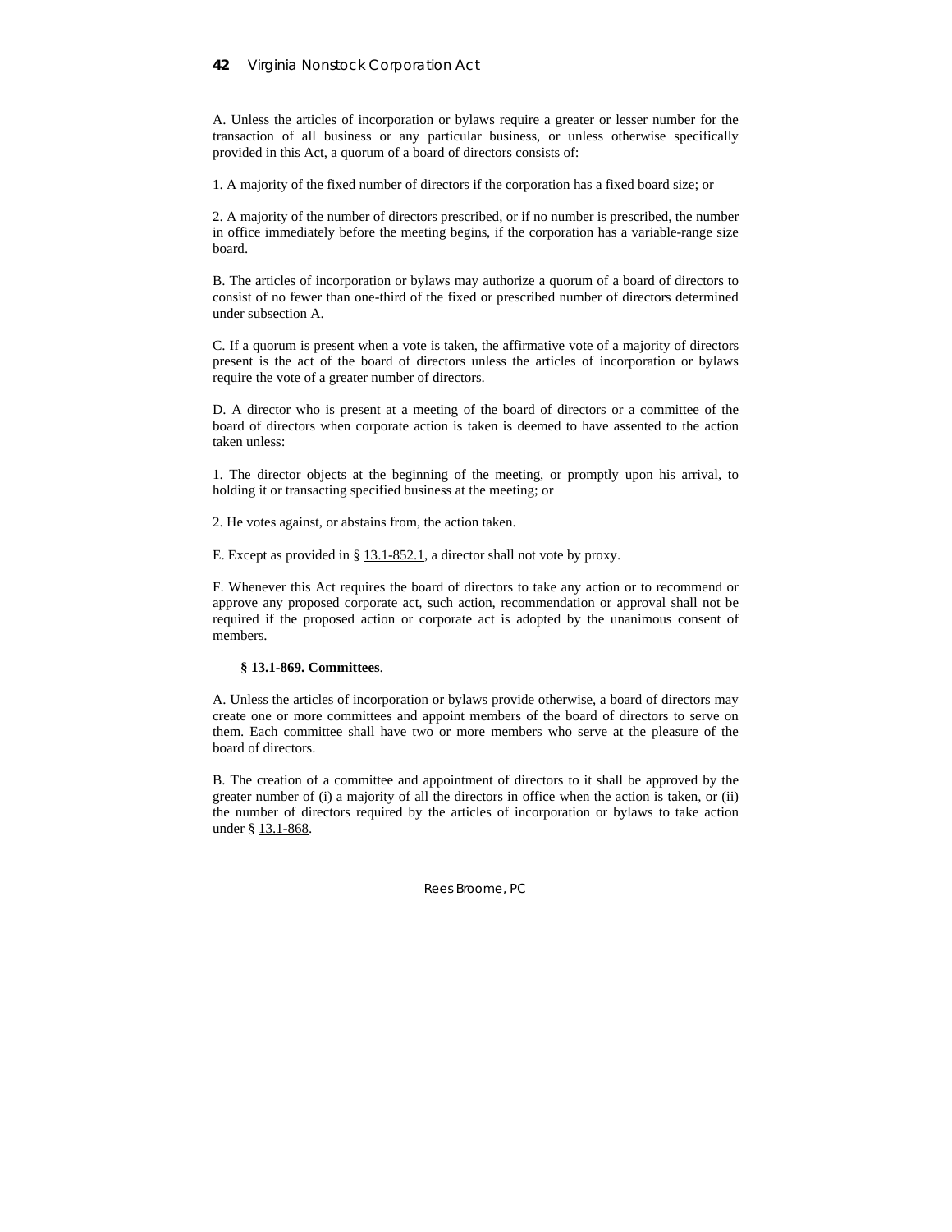A. Unless the articles of incorporation or bylaws require a greater or lesser number for the transaction of all business or any particular business, or unless otherwise specifically provided in this Act, a quorum of a board of directors consists of:

1. A majority of the fixed number of directors if the corporation has a fixed board size; or

2. A majority of the number of directors prescribed, or if no number is prescribed, the number in office immediately before the meeting begins, if the corporation has a variable-range size board.

B. The articles of incorporation or bylaws may authorize a quorum of a board of directors to consist of no fewer than one-third of the fixed or prescribed number of directors determined under subsection A.

C. If a quorum is present when a vote is taken, the affirmative vote of a majority of directors present is the act of the board of directors unless the articles of incorporation or bylaws require the vote of a greater number of directors.

D. A director who is present at a meeting of the board of directors or a committee of the board of directors when corporate action is taken is deemed to have assented to the action taken unless:

1. The director objects at the beginning of the meeting, or promptly upon his arrival, to holding it or transacting specified business at the meeting; or

2. He votes against, or abstains from, the action taken.

E. Except as provided in § 13.1-852.1, a director shall not vote by proxy.

F. Whenever this Act requires the board of directors to take any action or to recommend or approve any proposed corporate act, such action, recommendation or approval shall not be required if the proposed action or corporate act is adopted by the unanimous consent of members.

**§ 13.1-869. Committees**.

A. Unless the articles of incorporation or bylaws provide otherwise, a board of directors may create one or more committees and appoint members of the board of directors to serve on them. Each committee shall have two or more members who serve at the pleasure of the board of directors.

B. The creation of a committee and appointment of directors to it shall be approved by the greater number of (i) a majority of all the directors in office when the action is taken, or (ii) the number of directors required by the articles of incorporation or bylaws to take action under § 13.1-868.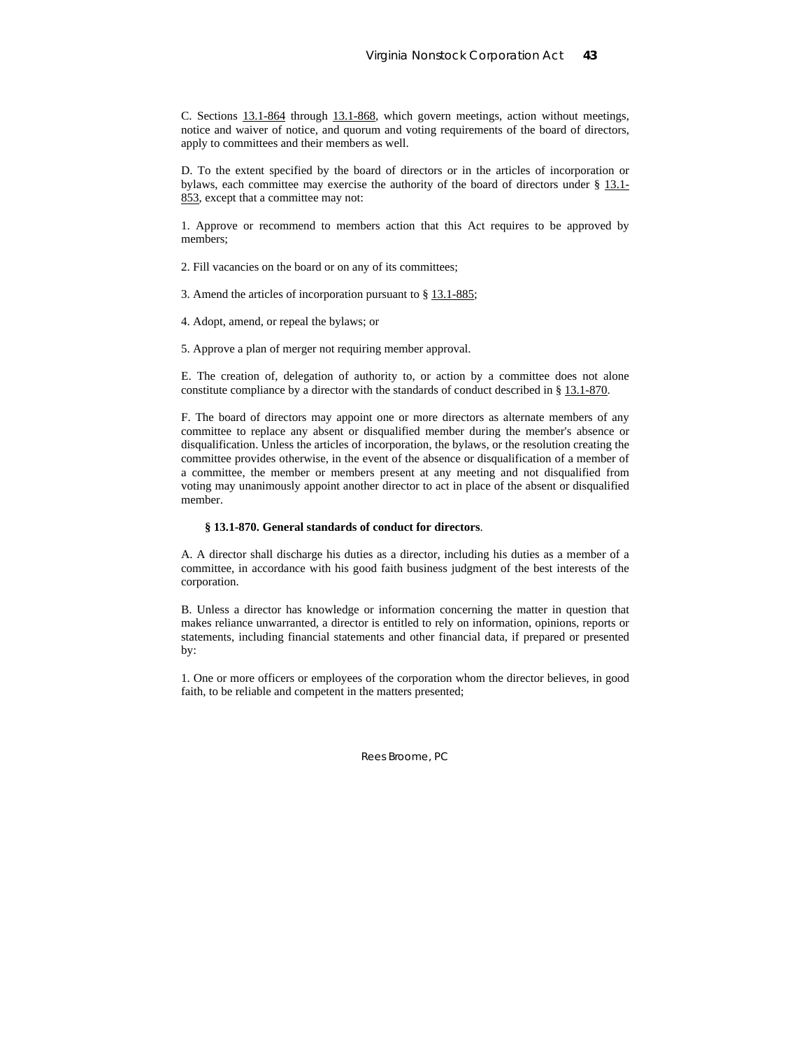C. Sections 13.1-864 through 13.1-868, which govern meetings, action without meetings, notice and waiver of notice, and quorum and voting requirements of the board of directors, apply to committees and their members as well.

D. To the extent specified by the board of directors or in the articles of incorporation or bylaws, each committee may exercise the authority of the board of directors under § 13.1-853, except that a committee may not:

1. Approve or recommend to members action that this Act requires to be approved by members;

2. Fill vacancies on the board or on any of its committees;

3. Amend the articles of incorporation pursuant to § 13.1-885;

4. Adopt, amend, or repeal the bylaws; or

5. Approve a plan of merger not requiring member approval.

E. The creation of, delegation of authority to, or action by a committee does not alone constitute compliance by a director with the standards of conduct described in § 13.1-870.

F. The board of directors may appoint one or more directors as alternate members of any committee to replace any absent or disqualified member during the member's absence or disqualification. Unless the articles of incorporation, the bylaws, or the resolution creating the committee provides otherwise, in the event of the absence or disqualification of a member of a committee, the member or members present at any meeting and not disqualified from voting may unanimously appoint another director to act in place of the absent or disqualified member.

**§ 13.1-870. General standards of conduct for directors**.

A. A director shall discharge his duties as a director, including his duties as a member of a committee, in accordance with his good faith business judgment of the best interests of the corporation.

B. Unless a director has knowledge or information concerning the matter in question that makes reliance unwarranted, a director is entitled to rely on information, opinions, reports or statements, including financial statements and other financial data, if prepared or presented by:

1. One or more officers or employees of the corporation whom the director believes, in good faith, to be reliable and competent in the matters presented;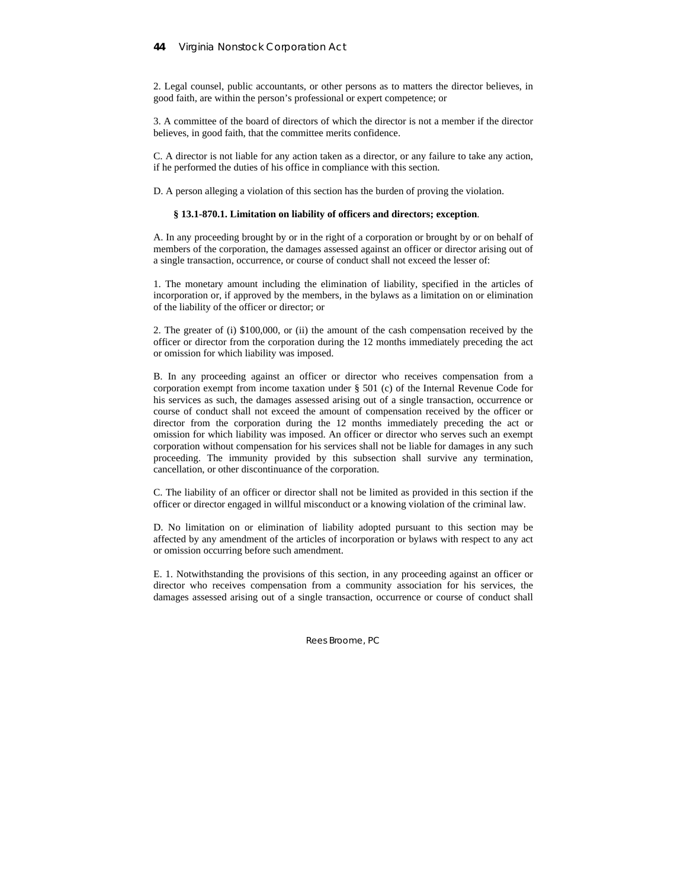2. Legal counsel, public accountants, or other persons as to matters the director believes, in good faith, are within the person's professional or expert competence; or

3. A committee of the board of directors of which the director is not a member if the director believes, in good faith, that the committee merits confidence.

C. A director is not liable for any action taken as a director, or any failure to take any action, if he performed the duties of his office in compliance with this section.

D. A person alleging a violation of this section has the burden of proving the violation.

**§ 13.1-870.1. Limitation on liability of officers and directors; exception**.

A. In any proceeding brought by or in the right of a corporation or brought by or on behalf of members of the corporation, the damages assessed against an officer or director arising out of a single transaction, occurrence, or course of conduct shall not exceed the lesser of:

1. The monetary amount including the elimination of liability, specified in the articles of incorporation or, if approved by the members, in the bylaws as a limitation on or elimination of the liability of the officer or director; or

2. The greater of (i) $100,000, or (ii) the amount of the cash compensation received by the officer or director from the corporation during the 12 months immediately preceding the act or omission for which liability was imposed.

B. In any proceeding against an officer or director who receives compensation from a corporation exempt from income taxation under § 501 (c) of the Internal Revenue Code for his services as such, the damages assessed arising out of a single transaction, occurrence or course of conduct shall not exceed the amount of compensation received by the officer or director from the corporation during the 12 months immediately preceding the act or omission for which liability was imposed. An officer or director who serves such an exempt corporation without compensation for his services shall not be liable for damages in any such proceeding. The immunity provided by this subsection shall survive any termination, cancellation, or other discontinuance of the corporation.

C. The liability of an officer or director shall not be limited as provided in this section if the officer or director engaged in willful misconduct or a knowing violation of the criminal law.

D. No limitation on or elimination of liability adopted pursuant to this section may be affected by any amendment of the articles of incorporation or bylaws with respect to any act or omission occurring before such amendment.

E. 1. Notwithstanding the provisions of this section, in any proceeding against an officer or director who receives compensation from a community association for his services, the damages assessed arising out of a single transaction, occurrence or course of conduct shall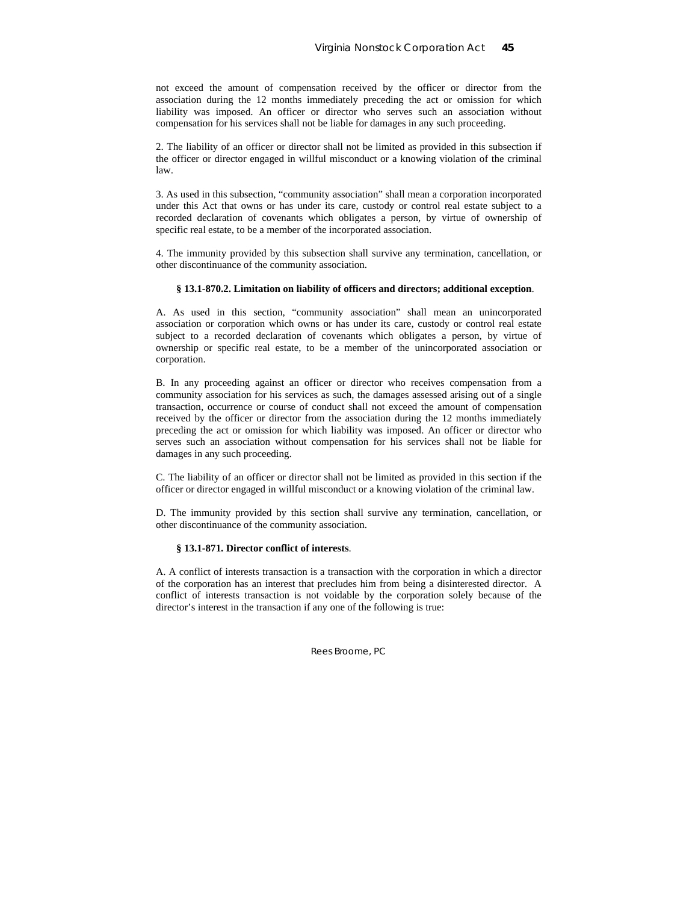not exceed the amount of compensation received by the officer or director from the association during the 12 months immediately preceding the act or omission for which liability was imposed. An officer or director who serves such an association without compensation for his services shall not be liable for damages in any such proceeding.

2. The liability of an officer or director shall not be limited as provided in this subsection if the officer or director engaged in willful misconduct or a knowing violation of the criminal law.

3. As used in this subsection, “community association” shall mean a corporation incorporated under this Act that owns or has under its care, custody or control real estate subject to a recorded declaration of covenants which obligates a person, by virtue of ownership of specific real estate, to be a member of the incorporated association.

4. The immunity provided by this subsection shall survive any termination, cancellation, or other discontinuance of the community association.

**§ 13.1-870.2. Limitation on liability of officers and directors; additional exception**.

A. As used in this section, “community association” shall mean an unincorporated association or corporation which owns or has under its care, custody or control real estate subject to a recorded declaration of covenants which obligates a person, by virtue of ownership or specific real estate, to be a member of the unincorporated association or corporation.

B. In any proceeding against an officer or director who receives compensation from a community association for his services as such, the damages assessed arising out of a single transaction, occurrence or course of conduct shall not exceed the amount of compensation received by the officer or director from the association during the 12 months immediately preceding the act or omission for which liability was imposed. An officer or director who serves such an association without compensation for his services shall not be liable for damages in any such proceeding.

C. The liability of an officer or director shall not be limited as provided in this section if the officer or director engaged in willful misconduct or a knowing violation of the criminal law.

D. The immunity provided by this section shall survive any termination, cancellation, or other discontinuance of the community association.

**§ 13.1-871. Director conflict of interests**.

A. A conflict of interests transaction is a transaction with the corporation in which a director of the corporation has an interest that precludes him from being a disinterested director. A conflict of interests transaction is not voidable by the corporation solely because of the director’s interest in the transaction if any one of the following is true: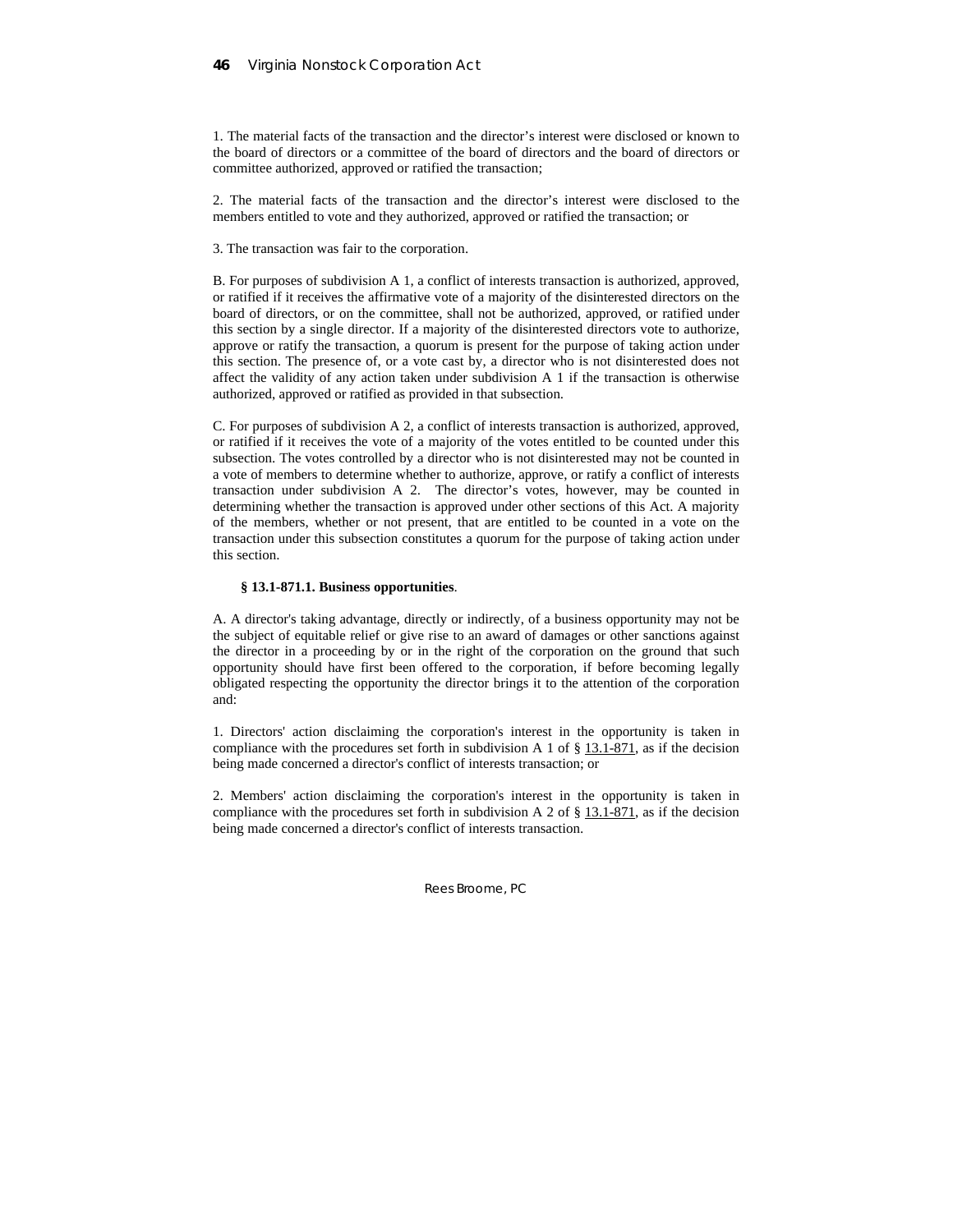1. The material facts of the transaction and the director's interest were disclosed or known to the board of directors or a committee of the board of directors and the board of directors or committee authorized, approved or ratified the transaction;

2. The material facts of the transaction and the director's interest were disclosed to the members entitled to vote and they authorized, approved or ratified the transaction; or

3. The transaction was fair to the corporation.

B. For purposes of subdivision A 1, a conflict of interests transaction is authorized, approved, or ratified if it receives the affirmative vote of a majority of the disinterested directors on the board of directors, or on the committee, shall not be authorized, approved, or ratified under this section by a single director. If a majority of the disinterested directors vote to authorize, approve or ratify the transaction, a quorum is present for the purpose of taking action under this section. The presence of, or a vote cast by, a director who is not disinterested does not affect the validity of any action taken under subdivision A 1 if the transaction is otherwise authorized, approved or ratified as provided in that subsection.

C. For purposes of subdivision A 2, a conflict of interests transaction is authorized, approved, or ratified if it receives the vote of a majority of the votes entitled to be counted under this subsection. The votes controlled by a director who is not disinterested may not be counted in a vote of members to determine whether to authorize, approve, or ratify a conflict of interests transaction under subdivision A 2. The director's votes, however, may be counted in determining whether the transaction is approved under other sections of this Act. A majority of the members, whether or not present, that are entitled to be counted in a vote on the transaction under this subsection constitutes a quorum for the purpose of taking action under this section.

**§ 13.1-871.1. Business opportunities**.

A. A director's taking advantage, directly or indirectly, of a business opportunity may not be the subject of equitable relief or give rise to an award of damages or other sanctions against the director in a proceeding by or in the right of the corporation on the ground that such opportunity should have first been offered to the corporation, if before becoming legally obligated respecting the opportunity the director brings it to the attention of the corporation and:

1. Directors' action disclaiming the corporation's interest in the opportunity is taken in compliance with the procedures set forth in subdivision A 1 of § 13.1-871, as if the decision being made concerned a director's conflict of interests transaction; or

2. Members' action disclaiming the corporation's interest in the opportunity is taken in compliance with the procedures set forth in subdivision A 2 of § 13.1-871, as if the decision being made concerned a director's conflict of interests transaction.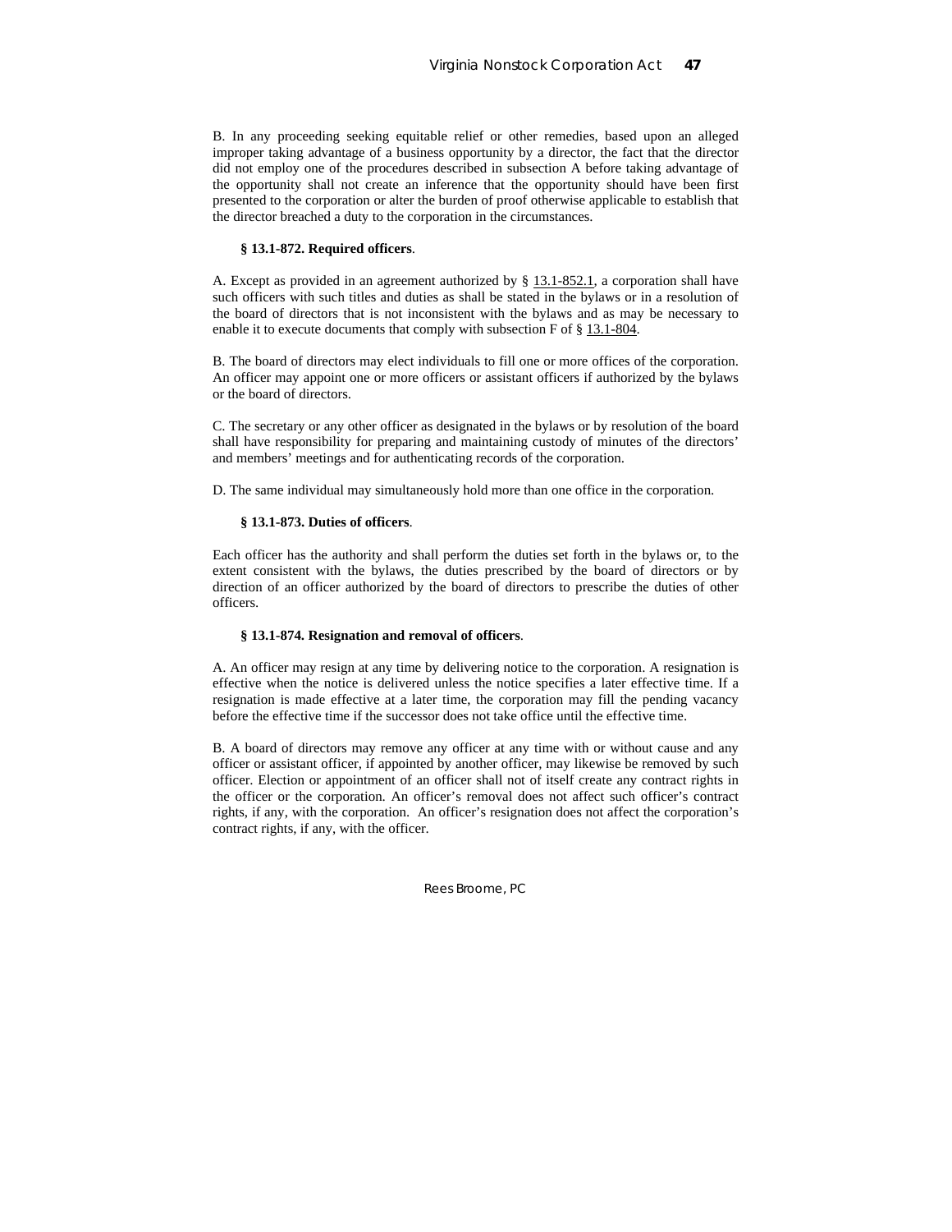B. In any proceeding seeking equitable relief or other remedies, based upon an alleged improper taking advantage of a business opportunity by a director, the fact that the director did not employ one of the procedures described in subsection A before taking advantage of the opportunity shall not create an inference that the opportunity should have been first presented to the corporation or alter the burden of proof otherwise applicable to establish that the director breached a duty to the corporation in the circumstances.

**§ 13.1-872. Required officers**.

A. Except as provided in an agreement authorized by § 13.1-852.1, a corporation shall have such officers with such titles and duties as shall be stated in the bylaws or in a resolution of the board of directors that is not inconsistent with the bylaws and as may be necessary to enable it to execute documents that comply with subsection F of § 13.1-804.

B. The board of directors may elect individuals to fill one or more offices of the corporation. An officer may appoint one or more officers or assistant officers if authorized by the bylaws or the board of directors.

C. The secretary or any other officer as designated in the bylaws or by resolution of the board shall have responsibility for preparing and maintaining custody of minutes of the directors' and members' meetings and for authenticating records of the corporation.

D. The same individual may simultaneously hold more than one office in the corporation.

**§ 13.1-873. Duties of officers**.

Each officer has the authority and shall perform the duties set forth in the bylaws or, to the extent consistent with the bylaws, the duties prescribed by the board of directors or by direction of an officer authorized by the board of directors to prescribe the duties of other officers.

**§ 13.1-874. Resignation and removal of officers**.

A. An officer may resign at any time by delivering notice to the corporation. A resignation is effective when the notice is delivered unless the notice specifies a later effective time. If a resignation is made effective at a later time, the corporation may fill the pending vacancy before the effective time if the successor does not take office until the effective time.

B. A board of directors may remove any officer at any time with or without cause and any officer or assistant officer, if appointed by another officer, may likewise be removed by such officer. Election or appointment of an officer shall not of itself create any contract rights in the officer or the corporation. An officer's removal does not affect such officer's contract rights, if any, with the corporation. An officer's resignation does not affect the corporation's contract rights, if any, with the officer.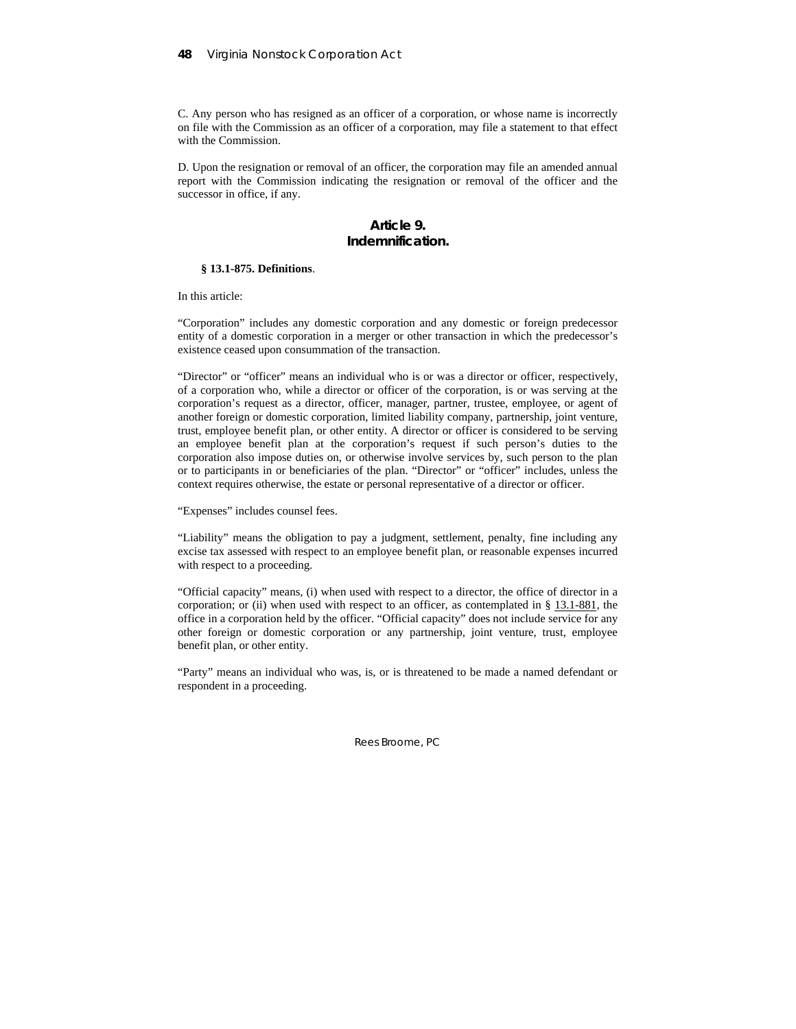C. Any person who has resigned as an officer of a corporation, or whose name is incorrectly on file with the Commission as an officer of a corporation, may file a statement to that effect with the Commission.

D. Upon the resignation or removal of an officer, the corporation may file an amended annual report with the Commission indicating the resignation or removal of the officer and the successor in office, if any.

## Article 9.
## Indemnification.

### § 13.1-875. Definitions.

In this article:

"Corporation" includes any domestic corporation and any domestic or foreign predecessor entity of a domestic corporation in a merger or other transaction in which the predecessor's existence ceased upon consummation of the transaction.

"Director" or "officer" means an individual who is or was a director or officer, respectively, of a corporation who, while a director or officer of the corporation, is or was serving at the corporation's request as a director, officer, manager, partner, trustee, employee, or agent of another foreign or domestic corporation, limited liability company, partnership, joint venture, trust, employee benefit plan, or other entity. A director or officer is considered to be serving an employee benefit plan at the corporation's request if such person's duties to the corporation also impose duties on, or otherwise involve services by, such person to the plan or to participants in or beneficiaries of the plan. "Director" or "officer" includes, unless the context requires otherwise, the estate or personal representative of a director or officer.

"Expenses" includes counsel fees.

"Liability" means the obligation to pay a judgment, settlement, penalty, fine including any excise tax assessed with respect to an employee benefit plan, or reasonable expenses incurred with respect to a proceeding.

"Official capacity" means, (i) when used with respect to a director, the office of director in a corporation; or (ii) when used with respect to an officer, as contemplated in § 13.1-881, the office in a corporation held by the officer. "Official capacity" does not include service for any other foreign or domestic corporation or any partnership, joint venture, trust, employee benefit plan, or other entity.

"Party" means an individual who was, is, or is threatened to be made a named defendant or respondent in a proceeding.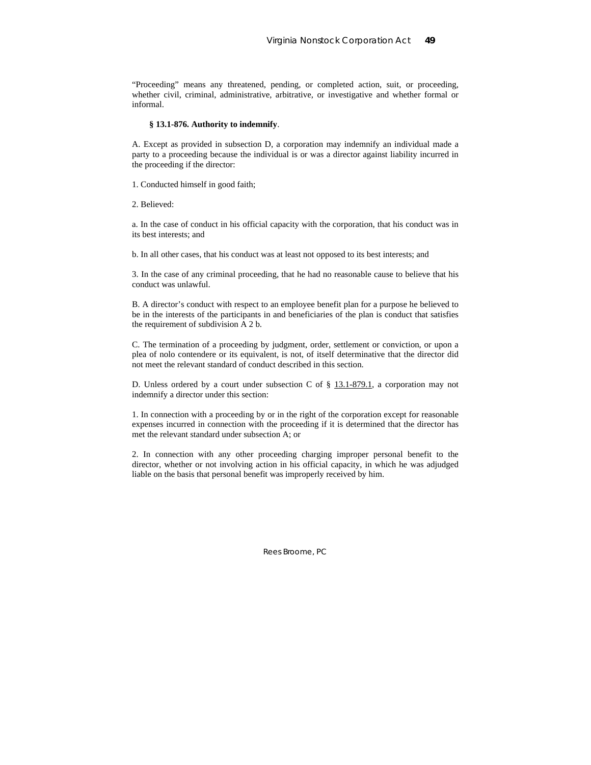"Proceeding" means any threatened, pending, or completed action, suit, or proceeding, whether civil, criminal, administrative, arbitrative, or investigative and whether formal or informal.

**§ 13.1-876. Authority to indemnify**.

A. Except as provided in subsection D, a corporation may indemnify an individual made a party to a proceeding because the individual is or was a director against liability incurred in the proceeding if the director:

1. Conducted himself in good faith;

2. Believed:

a. In the case of conduct in his official capacity with the corporation, that his conduct was in its best interests; and

b. In all other cases, that his conduct was at least not opposed to its best interests; and

3. In the case of any criminal proceeding, that he had no reasonable cause to believe that his conduct was unlawful.

B. A director's conduct with respect to an employee benefit plan for a purpose he believed to be in the interests of the participants in and beneficiaries of the plan is conduct that satisfies the requirement of subdivision A 2 b.

C. The termination of a proceeding by judgment, order, settlement or conviction, or upon a plea of nolo contendere or its equivalent, is not, of itself determinative that the director did not meet the relevant standard of conduct described in this section.

D. Unless ordered by a court under subsection C of § 13.1-879.1, a corporation may not indemnify a director under this section:

1. In connection with a proceeding by or in the right of the corporation except for reasonable expenses incurred in connection with the proceeding if it is determined that the director has met the relevant standard under subsection A; or

2. In connection with any other proceeding charging improper personal benefit to the director, whether or not involving action in his official capacity, in which he was adjudged liable on the basis that personal benefit was improperly received by him.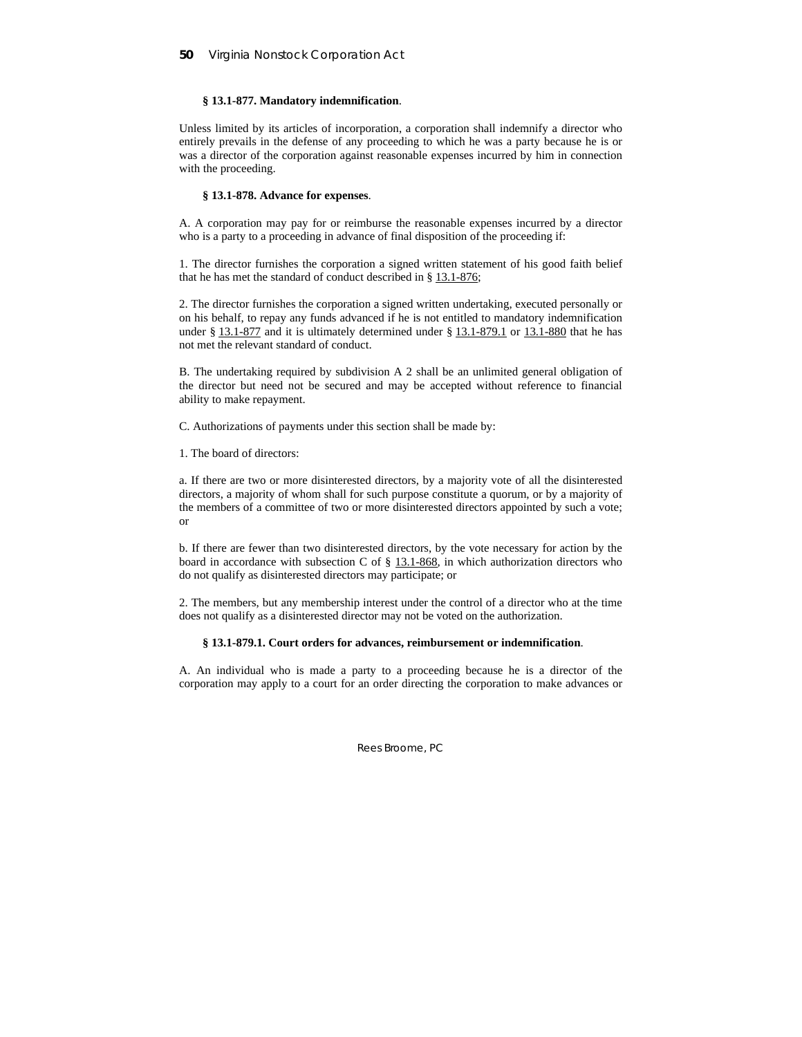**§ 13.1-877. Mandatory indemnification**.

Unless limited by its articles of incorporation, a corporation shall indemnify a director who entirely prevails in the defense of any proceeding to which he was a party because he is or was a director of the corporation against reasonable expenses incurred by him in connection with the proceeding.

**§ 13.1-878. Advance for expenses**.

A. A corporation may pay for or reimburse the reasonable expenses incurred by a director who is a party to a proceeding in advance of final disposition of the proceeding if:

1. The director furnishes the corporation a signed written statement of his good faith belief that he has met the standard of conduct described in § 13.1-876;

2. The director furnishes the corporation a signed written undertaking, executed personally or on his behalf, to repay any funds advanced if he is not entitled to mandatory indemnification under § 13.1-877 and it is ultimately determined under § 13.1-879.1 or 13.1-880 that he has not met the relevant standard of conduct.

B. The undertaking required by subdivision A 2 shall be an unlimited general obligation of the director but need not be secured and may be accepted without reference to financial ability to make repayment.

C. Authorizations of payments under this section shall be made by:

1. The board of directors:

a. If there are two or more disinterested directors, by a majority vote of all the disinterested directors, a majority of whom shall for such purpose constitute a quorum, or by a majority of the members of a committee of two or more disinterested directors appointed by such a vote; or

b. If there are fewer than two disinterested directors, by the vote necessary for action by the board in accordance with subsection C of § 13.1-868, in which authorization directors who do not qualify as disinterested directors may participate; or

2. The members, but any membership interest under the control of a director who at the time does not qualify as a disinterested director may not be voted on the authorization.

**§ 13.1-879.1. Court orders for advances, reimbursement or indemnification**.

A. An individual who is made a party to a proceeding because he is a director of the corporation may apply to a court for an order directing the corporation to make advances or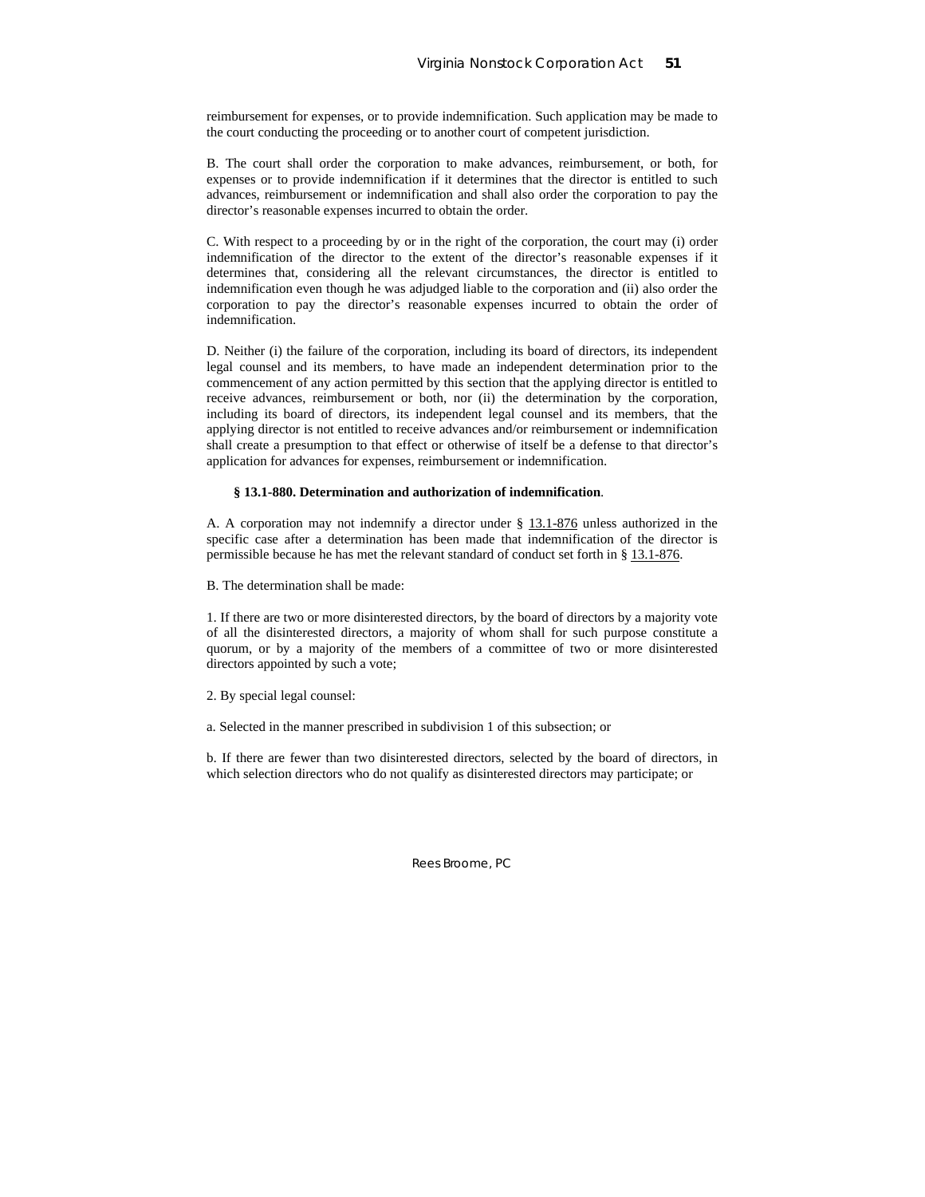reimbursement for expenses, or to provide indemnification. Such application may be made to the court conducting the proceeding or to another court of competent jurisdiction.

B. The court shall order the corporation to make advances, reimbursement, or both, for expenses or to provide indemnification if it determines that the director is entitled to such advances, reimbursement or indemnification and shall also order the corporation to pay the director's reasonable expenses incurred to obtain the order.

C. With respect to a proceeding by or in the right of the corporation, the court may (i) order indemnification of the director to the extent of the director's reasonable expenses if it determines that, considering all the relevant circumstances, the director is entitled to indemnification even though he was adjudged liable to the corporation and (ii) also order the corporation to pay the director's reasonable expenses incurred to obtain the order of indemnification.

D. Neither (i) the failure of the corporation, including its board of directors, its independent legal counsel and its members, to have made an independent determination prior to the commencement of any action permitted by this section that the applying director is entitled to receive advances, reimbursement or both, nor (ii) the determination by the corporation, including its board of directors, its independent legal counsel and its members, that the applying director is not entitled to receive advances and/or reimbursement or indemnification shall create a presumption to that effect or otherwise of itself be a defense to that director's application for advances for expenses, reimbursement or indemnification.

**§ 13.1-880. Determination and authorization of indemnification**.

A. A corporation may not indemnify a director under § 13.1-876 unless authorized in the specific case after a determination has been made that indemnification of the director is permissible because he has met the relevant standard of conduct set forth in § 13.1-876.

B. The determination shall be made:

1. If there are two or more disinterested directors, by the board of directors by a majority vote of all the disinterested directors, a majority of whom shall for such purpose constitute a quorum, or by a majority of the members of a committee of two or more disinterested directors appointed by such a vote;

2. By special legal counsel:

a. Selected in the manner prescribed in subdivision 1 of this subsection; or

b. If there are fewer than two disinterested directors, selected by the board of directors, in which selection directors who do not qualify as disinterested directors may participate; or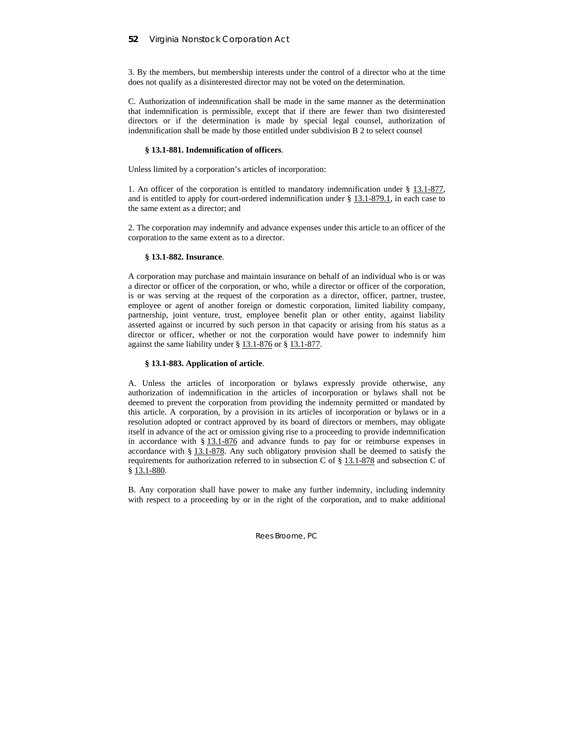3. By the members, but membership interests under the control of a director who at the time does not qualify as a disinterested director may not be voted on the determination.

C. Authorization of indemnification shall be made in the same manner as the determination that indemnification is permissible, except that if there are fewer than two disinterested directors or if the determination is made by special legal counsel, authorization of indemnification shall be made by those entitled under subdivision B 2 to select counsel

**§ 13.1-881. Indemnification of officers**.

Unless limited by a corporation's articles of incorporation:

1. An officer of the corporation is entitled to mandatory indemnification under § 13.1-877, and is entitled to apply for court-ordered indemnification under § 13.1-879.1, in each case to the same extent as a director; and

2. The corporation may indemnify and advance expenses under this article to an officer of the corporation to the same extent as to a director.

**§ 13.1-882. Insurance**.

A corporation may purchase and maintain insurance on behalf of an individual who is or was a director or officer of the corporation, or who, while a director or officer of the corporation, is or was serving at the request of the corporation as a director, officer, partner, trustee, employee or agent of another foreign or domestic corporation, limited liability company, partnership, joint venture, trust, employee benefit plan or other entity, against liability asserted against or incurred by such person in that capacity or arising from his status as a director or officer, whether or not the corporation would have power to indemnify him against the same liability under § 13.1-876 or § 13.1-877.

**§ 13.1-883. Application of article**.

A. Unless the articles of incorporation or bylaws expressly provide otherwise, any authorization of indemnification in the articles of incorporation or bylaws shall not be deemed to prevent the corporation from providing the indemnity permitted or mandated by this article. A corporation, by a provision in its articles of incorporation or bylaws or in a resolution adopted or contract approved by its board of directors or members, may obligate itself in advance of the act or omission giving rise to a proceeding to provide indemnification in accordance with § 13.1-876 and advance funds to pay for or reimburse expenses in accordance with § 13.1-878. Any such obligatory provision shall be deemed to satisfy the requirements for authorization referred to in subsection C of § 13.1-878 and subsection C of § 13.1-880.

B. Any corporation shall have power to make any further indemnity, including indemnity with respect to a proceeding by or in the right of the corporation, and to make additional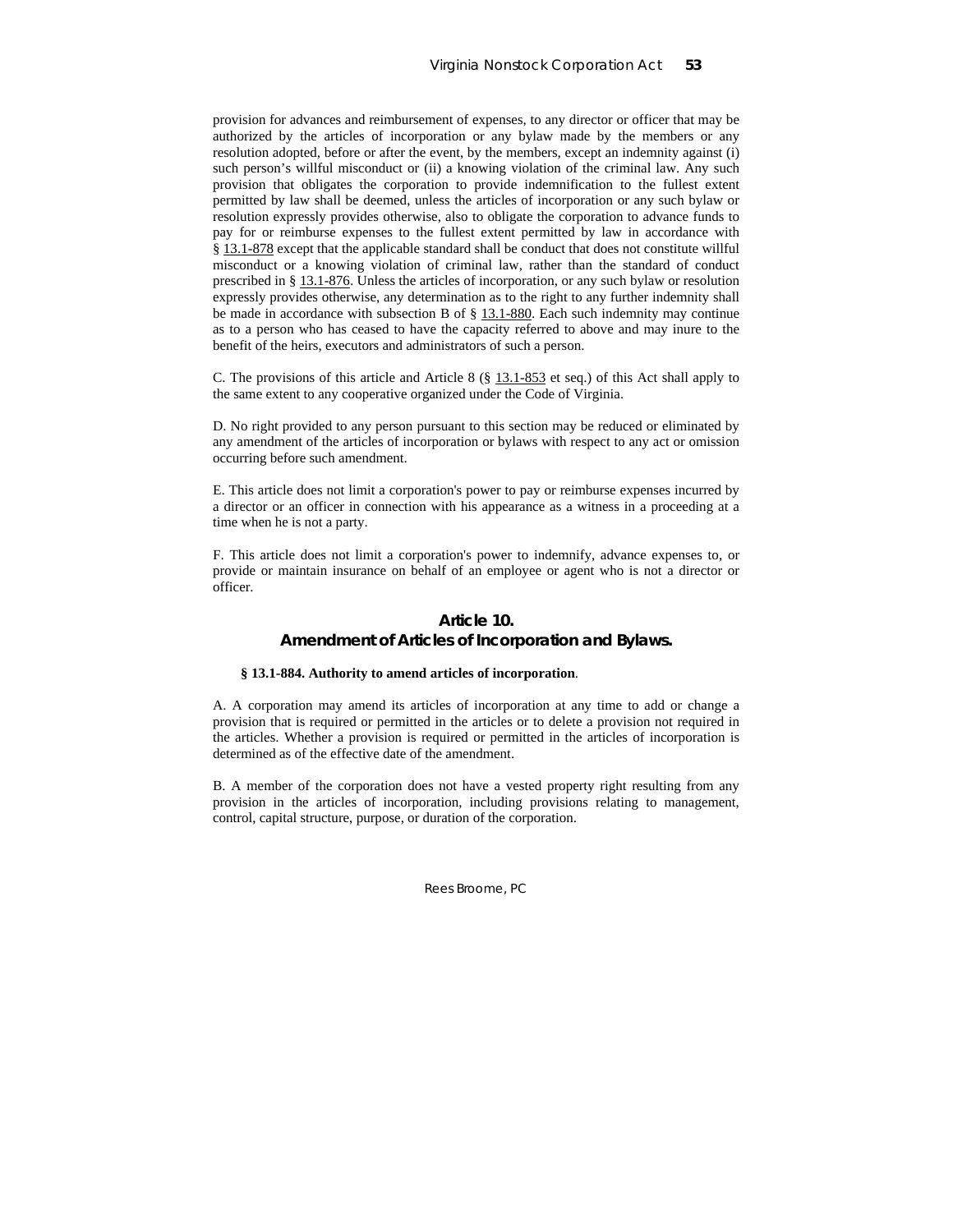provision for advances and reimbursement of expenses, to any director or officer that may be authorized by the articles of incorporation or any bylaw made by the members or any resolution adopted, before or after the event, by the members, except an indemnity against (i) such person's willful misconduct or (ii) a knowing violation of the criminal law. Any such provision that obligates the corporation to provide indemnification to the fullest extent permitted by law shall be deemed, unless the articles of incorporation or any such bylaw or resolution expressly provides otherwise, also to obligate the corporation to advance funds to pay for or reimburse expenses to the fullest extent permitted by law in accordance with § 13.1-878 except that the applicable standard shall be conduct that does not constitute willful misconduct or a knowing violation of criminal law, rather than the standard of conduct prescribed in § 13.1-876. Unless the articles of incorporation, or any such bylaw or resolution expressly provides otherwise, any determination as to the right to any further indemnity shall be made in accordance with subsection B of § 13.1-880. Each such indemnity may continue as to a person who has ceased to have the capacity referred to above and may inure to the benefit of the heirs, executors and administrators of such a person.

C. The provisions of this article and Article 8 (§ 13.1-853 et seq.) of this Act shall apply to the same extent to any cooperative organized under the Code of Virginia.

D. No right provided to any person pursuant to this section may be reduced or eliminated by any amendment of the articles of incorporation or bylaws with respect to any act or omission occurring before such amendment.

E. This article does not limit a corporation's power to pay or reimburse expenses incurred by a director or an officer in connection with his appearance as a witness in a proceeding at a time when he is not a party.

F. This article does not limit a corporation's power to indemnify, advance expenses to, or provide or maintain insurance on behalf of an employee or agent who is not a director or officer.

## Article 10.
## Amendment of Articles of Incorporation and Bylaws.

**§ 13.1-884. Authority to amend articles of incorporation**.

A. A corporation may amend its articles of incorporation at any time to add or change a provision that is required or permitted in the articles or to delete a provision not required in the articles. Whether a provision is required or permitted in the articles of incorporation is determined as of the effective date of the amendment.

B. A member of the corporation does not have a vested property right resulting from any provision in the articles of incorporation, including provisions relating to management, control, capital structure, purpose, or duration of the corporation.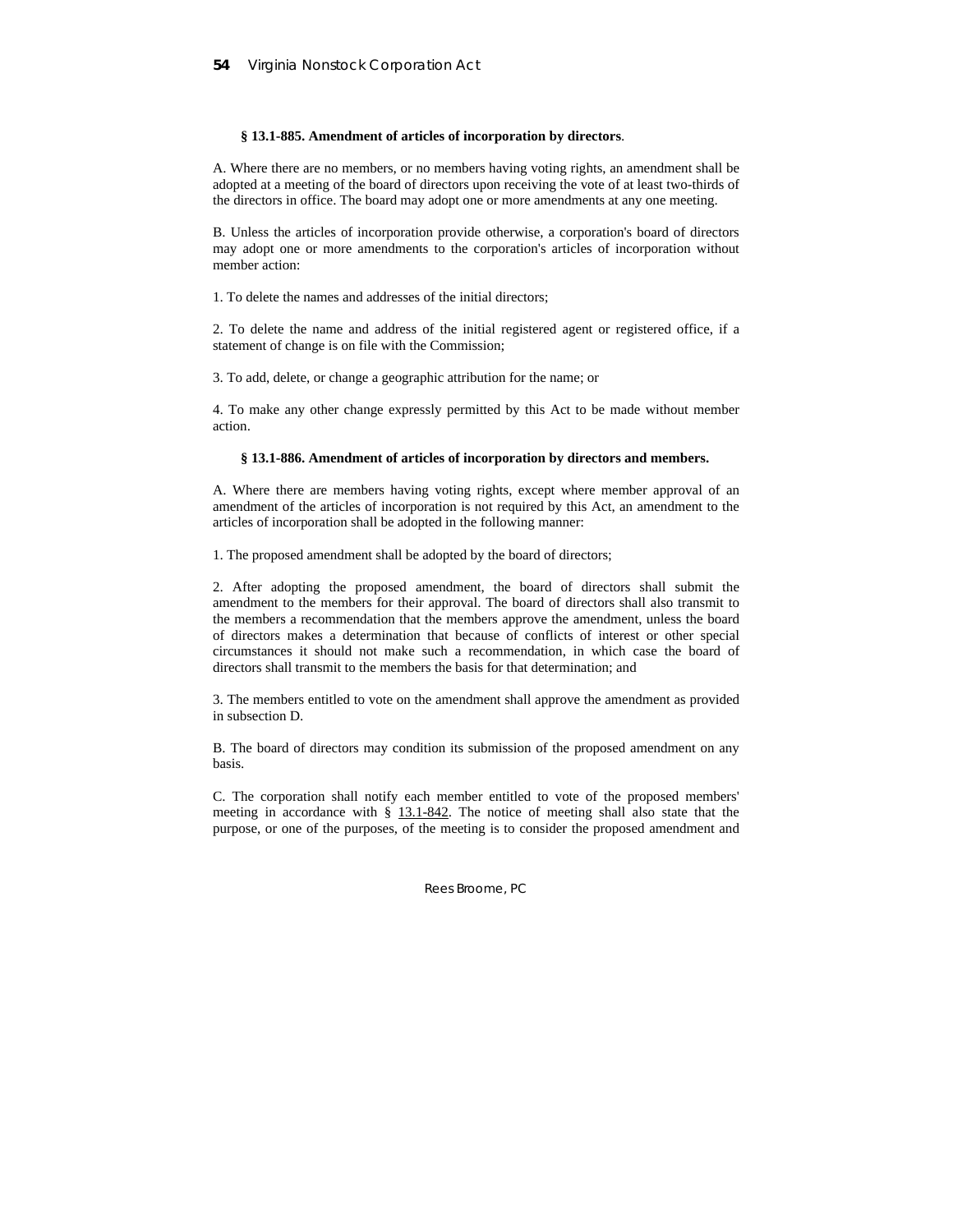**§ 13.1-885. Amendment of articles of incorporation by directors**.

A. Where there are no members, or no members having voting rights, an amendment shall be adopted at a meeting of the board of directors upon receiving the vote of at least two-thirds of the directors in office. The board may adopt one or more amendments at any one meeting.

B. Unless the articles of incorporation provide otherwise, a corporation's board of directors may adopt one or more amendments to the corporation's articles of incorporation without member action:

1. To delete the names and addresses of the initial directors;

2. To delete the name and address of the initial registered agent or registered office, if a statement of change is on file with the Commission;

3. To add, delete, or change a geographic attribution for the name; or

4. To make any other change expressly permitted by this Act to be made without member action.

**§ 13.1-886. Amendment of articles of incorporation by directors and members.**

A. Where there are members having voting rights, except where member approval of an amendment of the articles of incorporation is not required by this Act, an amendment to the articles of incorporation shall be adopted in the following manner:

1. The proposed amendment shall be adopted by the board of directors;

2. After adopting the proposed amendment, the board of directors shall submit the amendment to the members for their approval. The board of directors shall also transmit to the members a recommendation that the members approve the amendment, unless the board of directors makes a determination that because of conflicts of interest or other special circumstances it should not make such a recommendation, in which case the board of directors shall transmit to the members the basis for that determination; and

3. The members entitled to vote on the amendment shall approve the amendment as provided in subsection D.

B. The board of directors may condition its submission of the proposed amendment on any basis.

C. The corporation shall notify each member entitled to vote of the proposed members' meeting in accordance with § 13.1-842. The notice of meeting shall also state that the purpose, or one of the purposes, of the meeting is to consider the proposed amendment and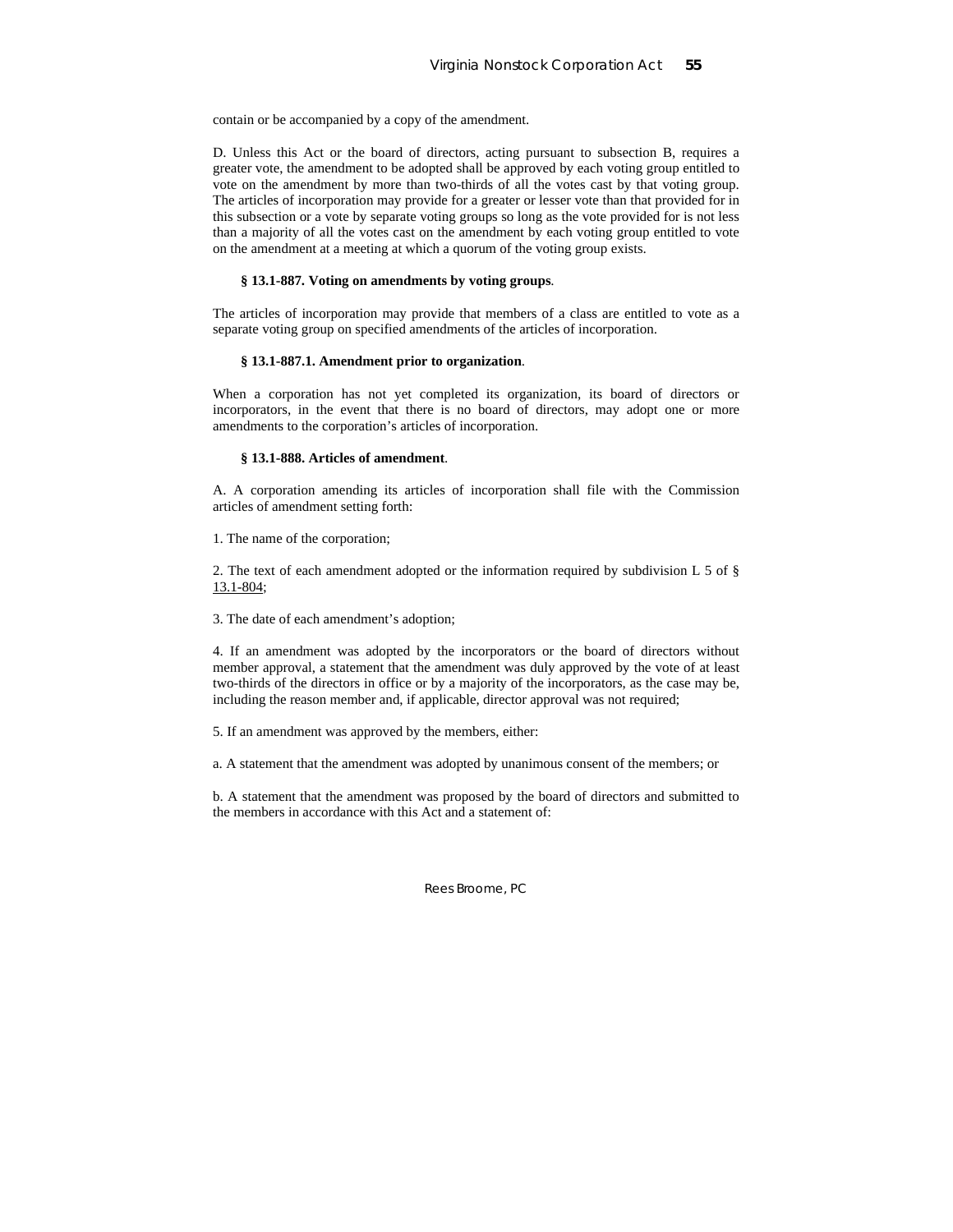contain or be accompanied by a copy of the amendment.

D. Unless this Act or the board of directors, acting pursuant to subsection B, requires a greater vote, the amendment to be adopted shall be approved by each voting group entitled to vote on the amendment by more than two-thirds of all the votes cast by that voting group. The articles of incorporation may provide for a greater or lesser vote than that provided for in this subsection or a vote by separate voting groups so long as the vote provided for is not less than a majority of all the votes cast on the amendment by each voting group entitled to vote on the amendment at a meeting at which a quorum of the voting group exists.

**§ 13.1-887. Voting on amendments by voting groups**.

The articles of incorporation may provide that members of a class are entitled to vote as a separate voting group on specified amendments of the articles of incorporation.

**§ 13.1-887.1. Amendment prior to organization**.

When a corporation has not yet completed its organization, its board of directors or incorporators, in the event that there is no board of directors, may adopt one or more amendments to the corporation's articles of incorporation.

**§ 13.1-888. Articles of amendment**.

A. A corporation amending its articles of incorporation shall file with the Commission articles of amendment setting forth:

1. The name of the corporation;

2. The text of each amendment adopted or the information required by subdivision L 5 of § 13.1-804;

3. The date of each amendment's adoption;

4. If an amendment was adopted by the incorporators or the board of directors without member approval, a statement that the amendment was duly approved by the vote of at least two-thirds of the directors in office or by a majority of the incorporators, as the case may be, including the reason member and, if applicable, director approval was not required;

5. If an amendment was approved by the members, either:

a. A statement that the amendment was adopted by unanimous consent of the members; or

b. A statement that the amendment was proposed by the board of directors and submitted to the members in accordance with this Act and a statement of: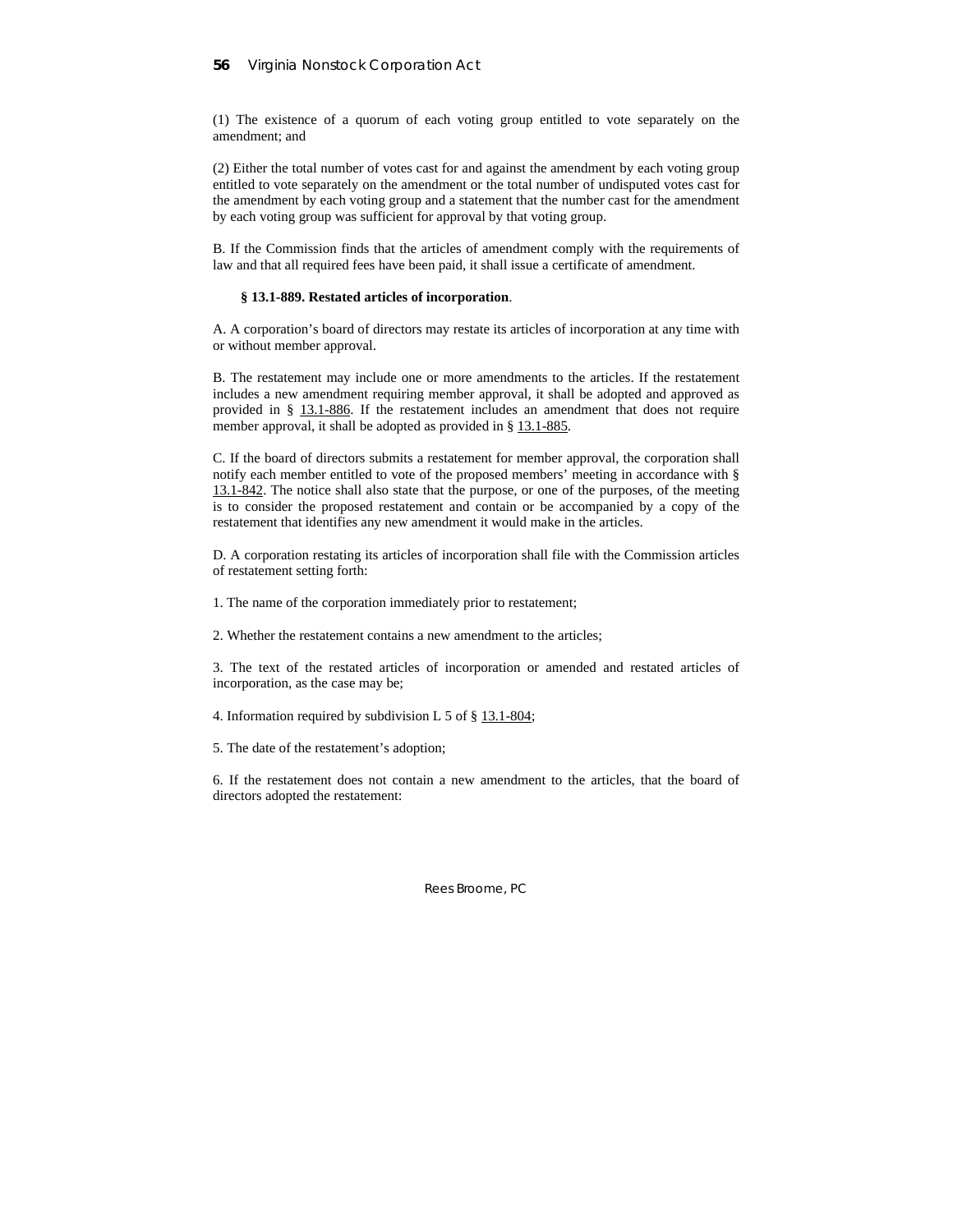(1) The existence of a quorum of each voting group entitled to vote separately on the amendment; and

(2) Either the total number of votes cast for and against the amendment by each voting group entitled to vote separately on the amendment or the total number of undisputed votes cast for the amendment by each voting group and a statement that the number cast for the amendment by each voting group was sufficient for approval by that voting group.

B. If the Commission finds that the articles of amendment comply with the requirements of law and that all required fees have been paid, it shall issue a certificate of amendment.

**§ 13.1-889. Restated articles of incorporation**.

A. A corporation's board of directors may restate its articles of incorporation at any time with or without member approval.

B. The restatement may include one or more amendments to the articles. If the restatement includes a new amendment requiring member approval, it shall be adopted and approved as provided in § 13.1-886. If the restatement includes an amendment that does not require member approval, it shall be adopted as provided in § 13.1-885.

C. If the board of directors submits a restatement for member approval, the corporation shall notify each member entitled to vote of the proposed members' meeting in accordance with § 13.1-842. The notice shall also state that the purpose, or one of the purposes, of the meeting is to consider the proposed restatement and contain or be accompanied by a copy of the restatement that identifies any new amendment it would make in the articles.

D. A corporation restating its articles of incorporation shall file with the Commission articles of restatement setting forth:

1. The name of the corporation immediately prior to restatement;

2. Whether the restatement contains a new amendment to the articles;

3. The text of the restated articles of incorporation or amended and restated articles of incorporation, as the case may be;

4. Information required by subdivision L 5 of § 13.1-804;

5. The date of the restatement's adoption;

6. If the restatement does not contain a new amendment to the articles, that the board of directors adopted the restatement: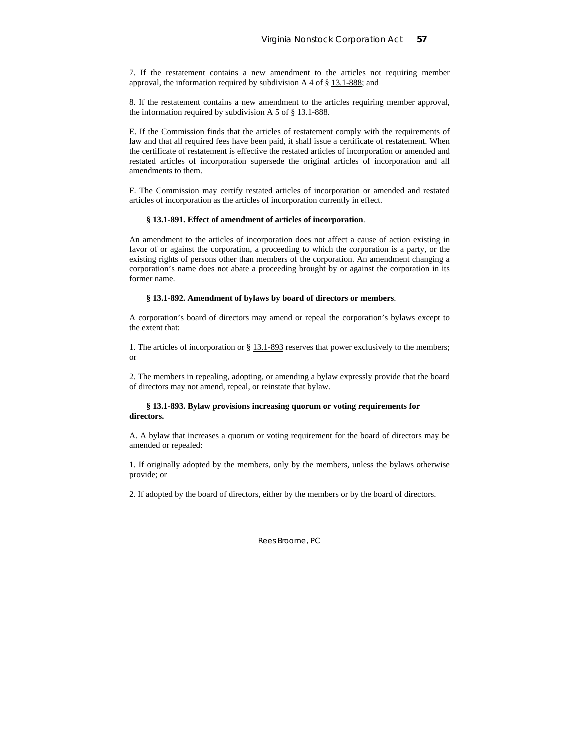7. If the restatement contains a new amendment to the articles not requiring member approval, the information required by subdivision A 4 of § 13.1-888; and

8. If the restatement contains a new amendment to the articles requiring member approval, the information required by subdivision A 5 of § 13.1-888.

E. If the Commission finds that the articles of restatement comply with the requirements of law and that all required fees have been paid, it shall issue a certificate of restatement. When the certificate of restatement is effective the restated articles of incorporation or amended and restated articles of incorporation supersede the original articles of incorporation and all amendments to them.

F. The Commission may certify restated articles of incorporation or amended and restated articles of incorporation as the articles of incorporation currently in effect.

**§ 13.1-891. Effect of amendment of articles of incorporation**.

An amendment to the articles of incorporation does not affect a cause of action existing in favor of or against the corporation, a proceeding to which the corporation is a party, or the existing rights of persons other than members of the corporation. An amendment changing a corporation's name does not abate a proceeding brought by or against the corporation in its former name.

**§ 13.1-892. Amendment of bylaws by board of directors or members**.

A corporation's board of directors may amend or repeal the corporation's bylaws except to the extent that:

1. The articles of incorporation or § 13.1-893 reserves that power exclusively to the members; or

2. The members in repealing, adopting, or amending a bylaw expressly provide that the board of directors may not amend, repeal, or reinstate that bylaw.

**§ 13.1-893. Bylaw provisions increasing quorum or voting requirements for directors.**

A. A bylaw that increases a quorum or voting requirement for the board of directors may be amended or repealed:

1. If originally adopted by the members, only by the members, unless the bylaws otherwise provide; or

2. If adopted by the board of directors, either by the members or by the board of directors.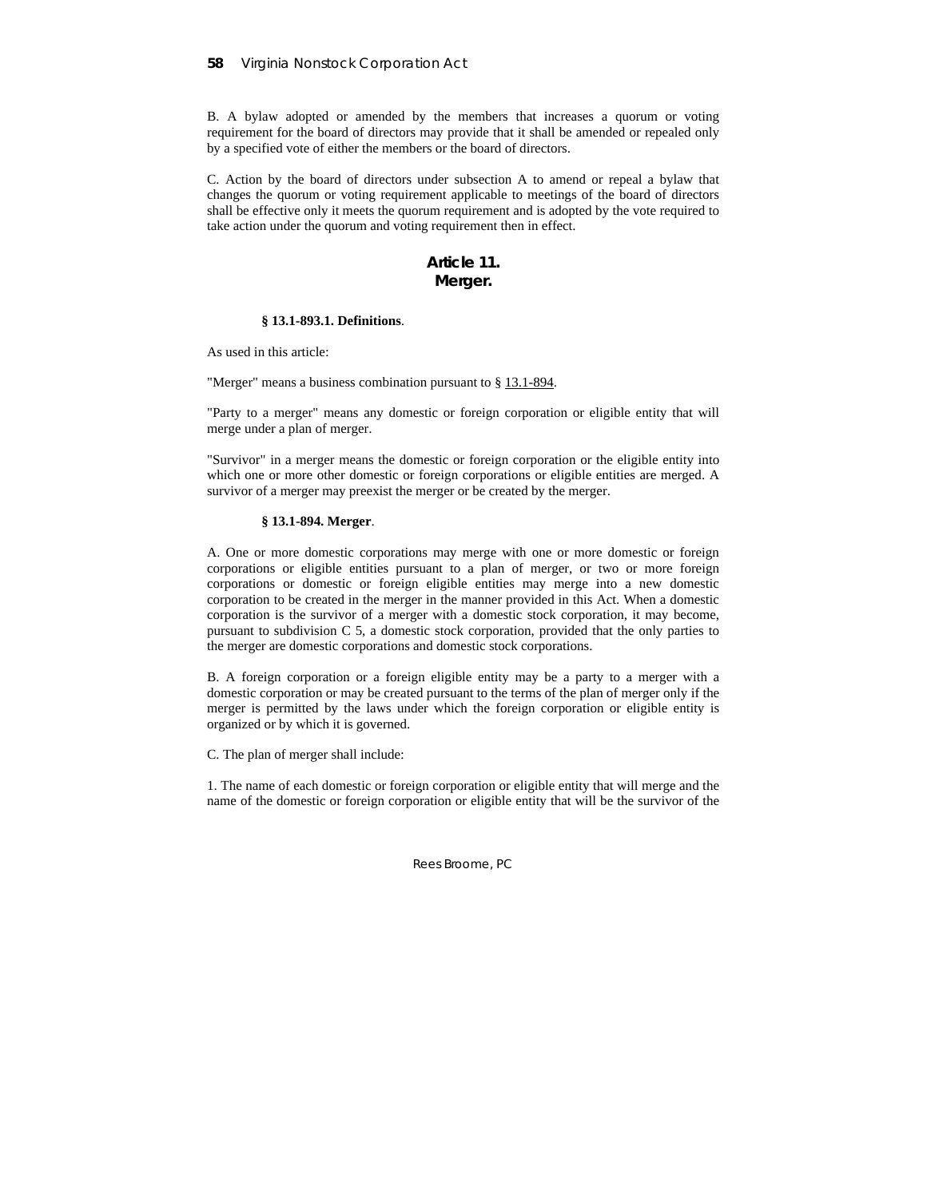B. A bylaw adopted or amended by the members that increases a quorum or voting requirement for the board of directors may provide that it shall be amended or repealed only by a specified vote of either the members or the board of directors.

C. Action by the board of directors under subsection A to amend or repeal a bylaw that changes the quorum or voting requirement applicable to meetings of the board of directors shall be effective only it meets the quorum requirement and is adopted by the vote required to take action under the quorum and voting requirement then in effect.

## Article 11.
## Merger.

### § 13.1-893.1. Definitions.

As used in this article:

"Merger" means a business combination pursuant to § 13.1-894.

"Party to a merger" means any domestic or foreign corporation or eligible entity that will merge under a plan of merger.

"Survivor" in a merger means the domestic or foreign corporation or the eligible entity into which one or more other domestic or foreign corporations or eligible entities are merged. A survivor of a merger may preexist the merger or be created by the merger.

### § 13.1-894. Merger.

A. One or more domestic corporations may merge with one or more domestic or foreign corporations or eligible entities pursuant to a plan of merger, or two or more foreign corporations or domestic or foreign eligible entities may merge into a new domestic corporation to be created in the merger in the manner provided in this Act. When a domestic corporation is the survivor of a merger with a domestic stock corporation, it may become, pursuant to subdivision C 5, a domestic stock corporation, provided that the only parties to the merger are domestic corporations and domestic stock corporations.

B. A foreign corporation or a foreign eligible entity may be a party to a merger with a domestic corporation or may be created pursuant to the terms of the plan of merger only if the merger is permitted by the laws under which the foreign corporation or eligible entity is organized or by which it is governed.

C. The plan of merger shall include:

1. The name of each domestic or foreign corporation or eligible entity that will merge and the name of the domestic or foreign corporation or eligible entity that will be the survivor of the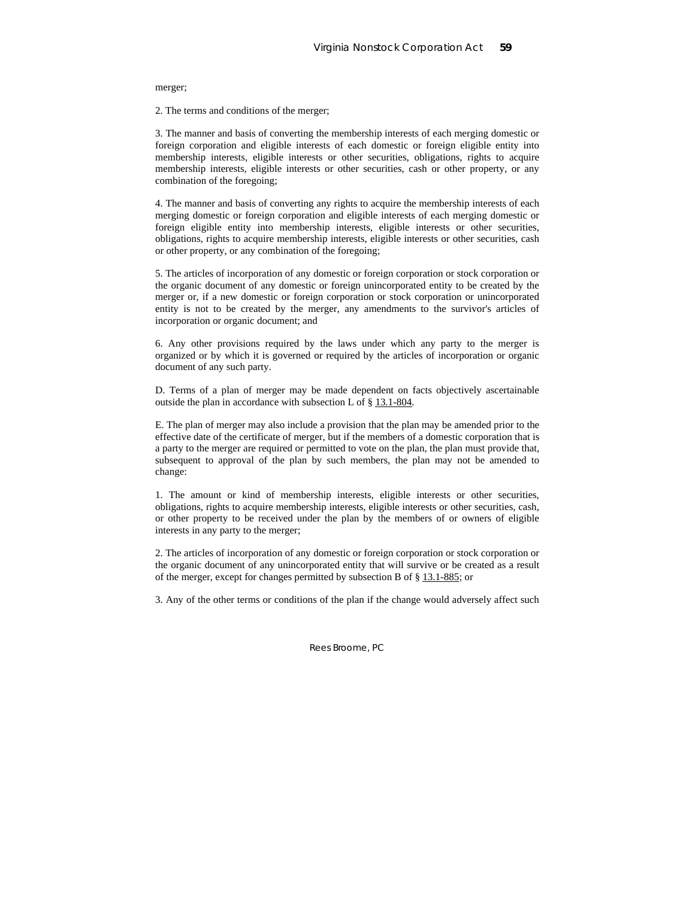merger;

2. The terms and conditions of the merger;

3. The manner and basis of converting the membership interests of each merging domestic or foreign corporation and eligible interests of each domestic or foreign eligible entity into membership interests, eligible interests or other securities, obligations, rights to acquire membership interests, eligible interests or other securities, cash or other property, or any combination of the foregoing;

4. The manner and basis of converting any rights to acquire the membership interests of each merging domestic or foreign corporation and eligible interests of each merging domestic or foreign eligible entity into membership interests, eligible interests or other securities, obligations, rights to acquire membership interests, eligible interests or other securities, cash or other property, or any combination of the foregoing;

5. The articles of incorporation of any domestic or foreign corporation or stock corporation or the organic document of any domestic or foreign unincorporated entity to be created by the merger or, if a new domestic or foreign corporation or stock corporation or unincorporated entity is not to be created by the merger, any amendments to the survivor's articles of incorporation or organic document; and

6. Any other provisions required by the laws under which any party to the merger is organized or by which it is governed or required by the articles of incorporation or organic document of any such party.

D. Terms of a plan of merger may be made dependent on facts objectively ascertainable outside the plan in accordance with subsection L of § 13.1-804.

E. The plan of merger may also include a provision that the plan may be amended prior to the effective date of the certificate of merger, but if the members of a domestic corporation that is a party to the merger are required or permitted to vote on the plan, the plan must provide that, subsequent to approval of the plan by such members, the plan may not be amended to change:

1. The amount or kind of membership interests, eligible interests or other securities, obligations, rights to acquire membership interests, eligible interests or other securities, cash, or other property to be received under the plan by the members of or owners of eligible interests in any party to the merger;

2. The articles of incorporation of any domestic or foreign corporation or stock corporation or the organic document of any unincorporated entity that will survive or be created as a result of the merger, except for changes permitted by subsection B of § 13.1-885; or

3. Any of the other terms or conditions of the plan if the change would adversely affect such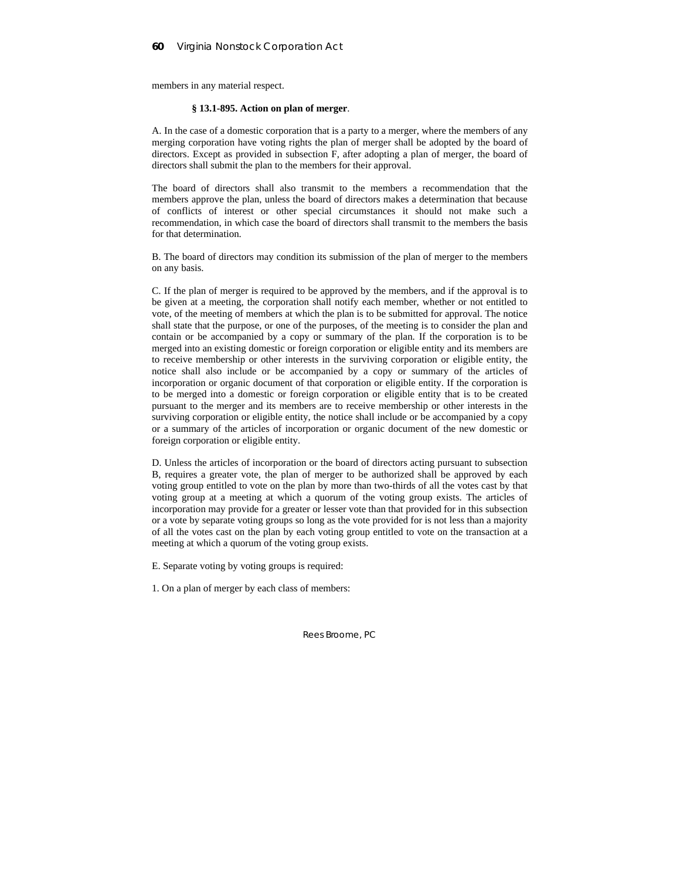members in any material respect.

**§ 13.1-895. Action on plan of merger**.

A. In the case of a domestic corporation that is a party to a merger, where the members of any merging corporation have voting rights the plan of merger shall be adopted by the board of directors. Except as provided in subsection F, after adopting a plan of merger, the board of directors shall submit the plan to the members for their approval.

The board of directors shall also transmit to the members a recommendation that the members approve the plan, unless the board of directors makes a determination that because of conflicts of interest or other special circumstances it should not make such a recommendation, in which case the board of directors shall transmit to the members the basis for that determination.

B. The board of directors may condition its submission of the plan of merger to the members on any basis.

C. If the plan of merger is required to be approved by the members, and if the approval is to be given at a meeting, the corporation shall notify each member, whether or not entitled to vote, of the meeting of members at which the plan is to be submitted for approval. The notice shall state that the purpose, or one of the purposes, of the meeting is to consider the plan and contain or be accompanied by a copy or summary of the plan. If the corporation is to be merged into an existing domestic or foreign corporation or eligible entity and its members are to receive membership or other interests in the surviving corporation or eligible entity, the notice shall also include or be accompanied by a copy or summary of the articles of incorporation or organic document of that corporation or eligible entity. If the corporation is to be merged into a domestic or foreign corporation or eligible entity that is to be created pursuant to the merger and its members are to receive membership or other interests in the surviving corporation or eligible entity, the notice shall include or be accompanied by a copy or a summary of the articles of incorporation or organic document of the new domestic or foreign corporation or eligible entity.

D. Unless the articles of incorporation or the board of directors acting pursuant to subsection B, requires a greater vote, the plan of merger to be authorized shall be approved by each voting group entitled to vote on the plan by more than two-thirds of all the votes cast by that voting group at a meeting at which a quorum of the voting group exists. The articles of incorporation may provide for a greater or lesser vote than that provided for in this subsection or a vote by separate voting groups so long as the vote provided for is not less than a majority of all the votes cast on the plan by each voting group entitled to vote on the transaction at a meeting at which a quorum of the voting group exists.

E. Separate voting by voting groups is required:

1. On a plan of merger by each class of members: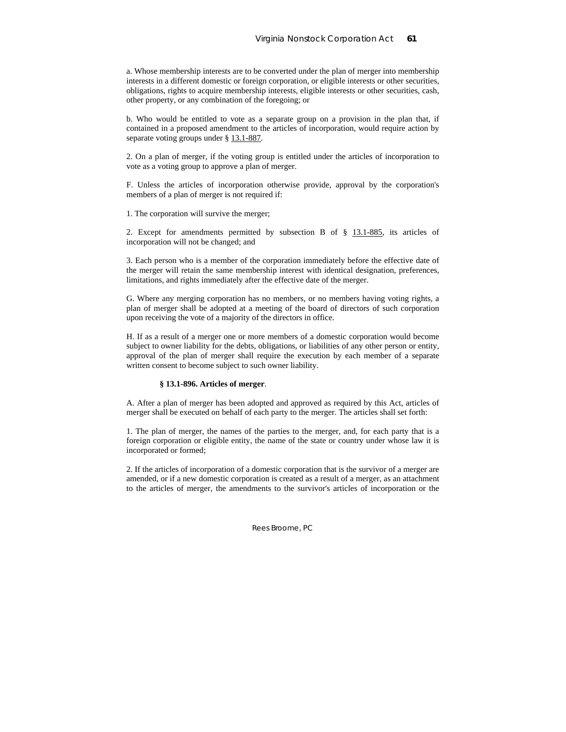a. Whose membership interests are to be converted under the plan of merger into membership interests in a different domestic or foreign corporation, or eligible interests or other securities, obligations, rights to acquire membership interests, eligible interests or other securities, cash, other property, or any combination of the foregoing; or

b. Who would be entitled to vote as a separate group on a provision in the plan that, if contained in a proposed amendment to the articles of incorporation, would require action by separate voting groups under § 13.1-887.

2. On a plan of merger, if the voting group is entitled under the articles of incorporation to vote as a voting group to approve a plan of merger.

F. Unless the articles of incorporation otherwise provide, approval by the corporation's members of a plan of merger is not required if:

1. The corporation will survive the merger;

2. Except for amendments permitted by subsection B of § 13.1-885, its articles of incorporation will not be changed; and

3. Each person who is a member of the corporation immediately before the effective date of the merger will retain the same membership interest with identical designation, preferences, limitations, and rights immediately after the effective date of the merger.

G. Where any merging corporation has no members, or no members having voting rights, a plan of merger shall be adopted at a meeting of the board of directors of such corporation upon receiving the vote of a majority of the directors in office.

H. If as a result of a merger one or more members of a domestic corporation would become subject to owner liability for the debts, obligations, or liabilities of any other person or entity, approval of the plan of merger shall require the execution by each member of a separate written consent to become subject to such owner liability.

**§ 13.1-896. Articles of merger**.

A. After a plan of merger has been adopted and approved as required by this Act, articles of merger shall be executed on behalf of each party to the merger. The articles shall set forth:

1. The plan of merger, the names of the parties to the merger, and, for each party that is a foreign corporation or eligible entity, the name of the state or country under whose law it is incorporated or formed;

2. If the articles of incorporation of a domestic corporation that is the survivor of a merger are amended, or if a new domestic corporation is created as a result of a merger, as an attachment to the articles of merger, the amendments to the survivor's articles of incorporation or the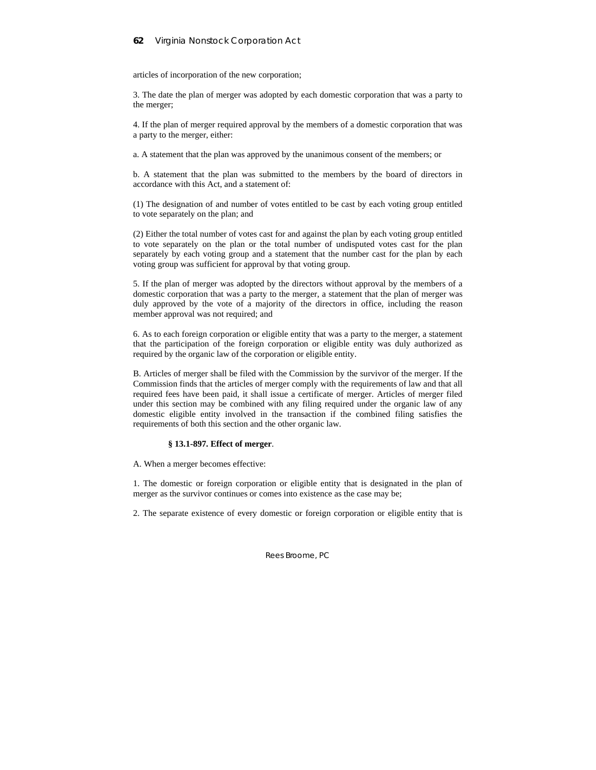articles of incorporation of the new corporation;

3. The date the plan of merger was adopted by each domestic corporation that was a party to the merger;

4. If the plan of merger required approval by the members of a domestic corporation that was a party to the merger, either:

a. A statement that the plan was approved by the unanimous consent of the members; or

b. A statement that the plan was submitted to the members by the board of directors in accordance with this Act, and a statement of:

(1) The designation of and number of votes entitled to be cast by each voting group entitled to vote separately on the plan; and

(2) Either the total number of votes cast for and against the plan by each voting group entitled to vote separately on the plan or the total number of undisputed votes cast for the plan separately by each voting group and a statement that the number cast for the plan by each voting group was sufficient for approval by that voting group.

5. If the plan of merger was adopted by the directors without approval by the members of a domestic corporation that was a party to the merger, a statement that the plan of merger was duly approved by the vote of a majority of the directors in office, including the reason member approval was not required; and

6. As to each foreign corporation or eligible entity that was a party to the merger, a statement that the participation of the foreign corporation or eligible entity was duly authorized as required by the organic law of the corporation or eligible entity.

B. Articles of merger shall be filed with the Commission by the survivor of the merger. If the Commission finds that the articles of merger comply with the requirements of law and that all required fees have been paid, it shall issue a certificate of merger. Articles of merger filed under this section may be combined with any filing required under the organic law of any domestic eligible entity involved in the transaction if the combined filing satisfies the requirements of both this section and the other organic law.

**§ 13.1-897. Effect of merger**.

A. When a merger becomes effective:

1. The domestic or foreign corporation or eligible entity that is designated in the plan of merger as the survivor continues or comes into existence as the case may be;

2. The separate existence of every domestic or foreign corporation or eligible entity that is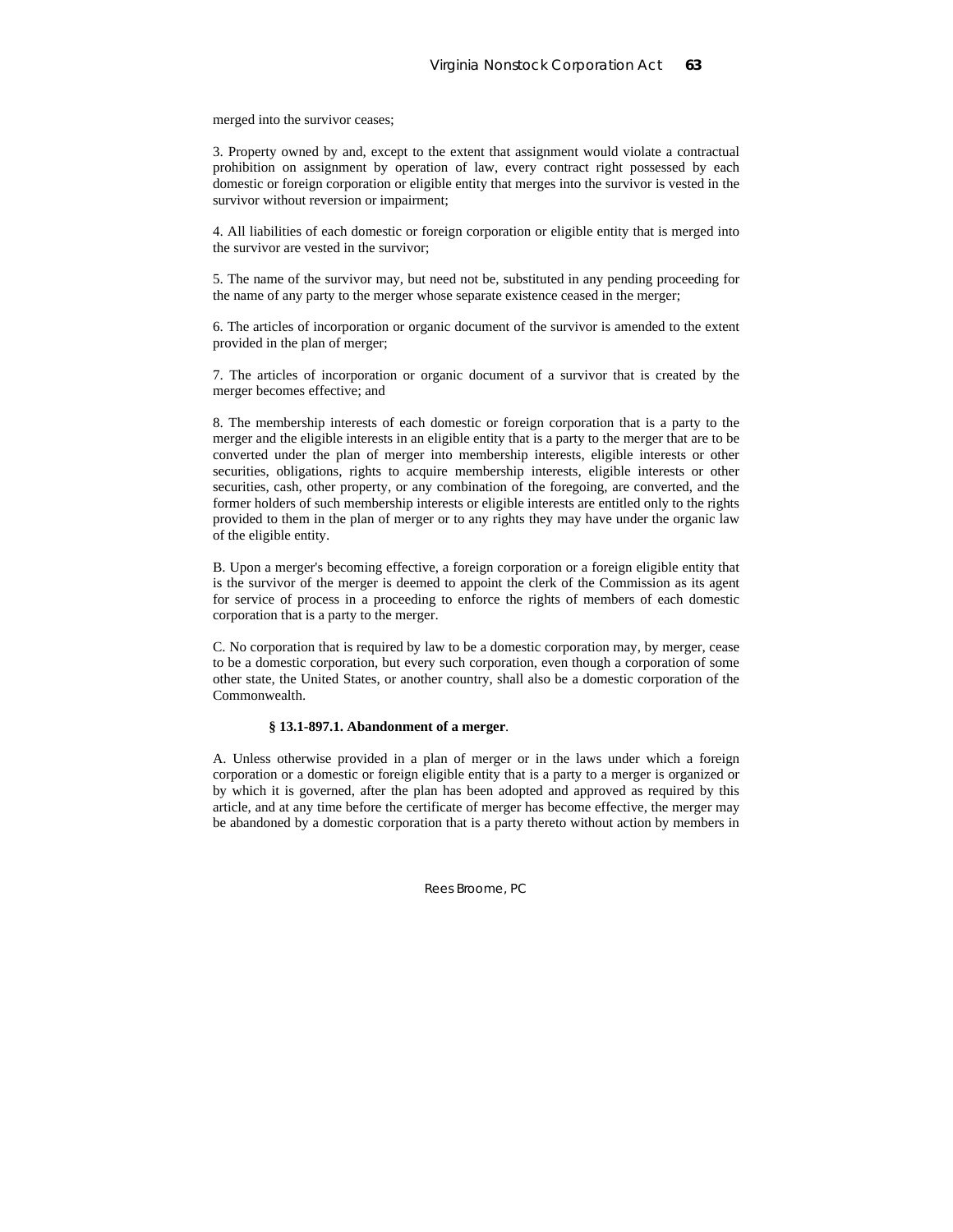merged into the survivor ceases;

3. Property owned by and, except to the extent that assignment would violate a contractual prohibition on assignment by operation of law, every contract right possessed by each domestic or foreign corporation or eligible entity that merges into the survivor is vested in the survivor without reversion or impairment;

4. All liabilities of each domestic or foreign corporation or eligible entity that is merged into the survivor are vested in the survivor;

5. The name of the survivor may, but need not be, substituted in any pending proceeding for the name of any party to the merger whose separate existence ceased in the merger;

6. The articles of incorporation or organic document of the survivor is amended to the extent provided in the plan of merger;

7. The articles of incorporation or organic document of a survivor that is created by the merger becomes effective; and

8. The membership interests of each domestic or foreign corporation that is a party to the merger and the eligible interests in an eligible entity that is a party to the merger that are to be converted under the plan of merger into membership interests, eligible interests or other securities, obligations, rights to acquire membership interests, eligible interests or other securities, cash, other property, or any combination of the foregoing, are converted, and the former holders of such membership interests or eligible interests are entitled only to the rights provided to them in the plan of merger or to any rights they may have under the organic law of the eligible entity.

B. Upon a merger's becoming effective, a foreign corporation or a foreign eligible entity that is the survivor of the merger is deemed to appoint the clerk of the Commission as its agent for service of process in a proceeding to enforce the rights of members of each domestic corporation that is a party to the merger.

C. No corporation that is required by law to be a domestic corporation may, by merger, cease to be a domestic corporation, but every such corporation, even though a corporation of some other state, the United States, or another country, shall also be a domestic corporation of the Commonwealth.

**§ 13.1-897.1. Abandonment of a merger**.

A. Unless otherwise provided in a plan of merger or in the laws under which a foreign corporation or a domestic or foreign eligible entity that is a party to a merger is organized or by which it is governed, after the plan has been adopted and approved as required by this article, and at any time before the certificate of merger has become effective, the merger may be abandoned by a domestic corporation that is a party thereto without action by members in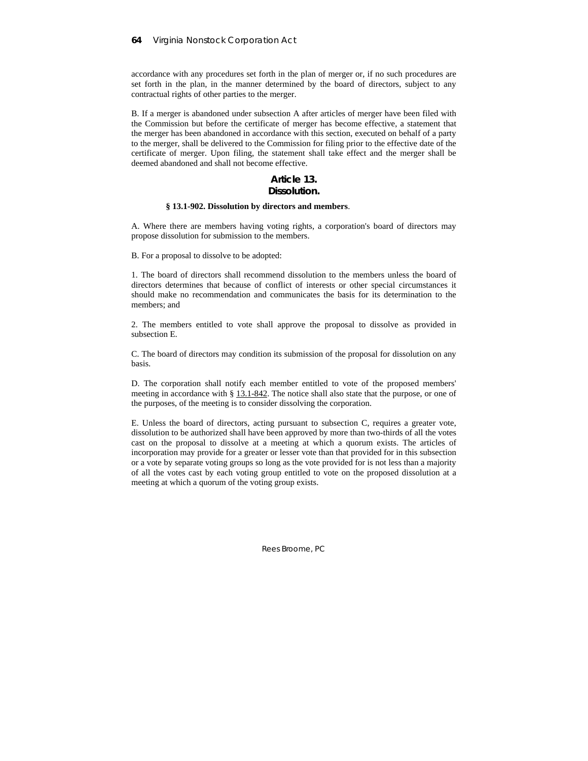accordance with any procedures set forth in the plan of merger or, if no such procedures are set forth in the plan, in the manner determined by the board of directors, subject to any contractual rights of other parties to the merger.

B. If a merger is abandoned under subsection A after articles of merger have been filed with the Commission but before the certificate of merger has become effective, a statement that the merger has been abandoned in accordance with this section, executed on behalf of a party to the merger, shall be delivered to the Commission for filing prior to the effective date of the certificate of merger. Upon filing, the statement shall take effect and the merger shall be deemed abandoned and shall not become effective.

## Article 13.
## Dissolution.

**§ 13.1-902. Dissolution by directors and members**.

A. Where there are members having voting rights, a corporation's board of directors may propose dissolution for submission to the members.

B. For a proposal to dissolve to be adopted:

1. The board of directors shall recommend dissolution to the members unless the board of directors determines that because of conflict of interests or other special circumstances it should make no recommendation and communicates the basis for its determination to the members; and

2. The members entitled to vote shall approve the proposal to dissolve as provided in subsection E.

C. The board of directors may condition its submission of the proposal for dissolution on any basis.

D. The corporation shall notify each member entitled to vote of the proposed members' meeting in accordance with § 13.1-842. The notice shall also state that the purpose, or one of the purposes, of the meeting is to consider dissolving the corporation.

E. Unless the board of directors, acting pursuant to subsection C, requires a greater vote, dissolution to be authorized shall have been approved by more than two-thirds of all the votes cast on the proposal to dissolve at a meeting at which a quorum exists. The articles of incorporation may provide for a greater or lesser vote than that provided for in this subsection or a vote by separate voting groups so long as the vote provided for is not less than a majority of all the votes cast by each voting group entitled to vote on the proposed dissolution at a meeting at which a quorum of the voting group exists.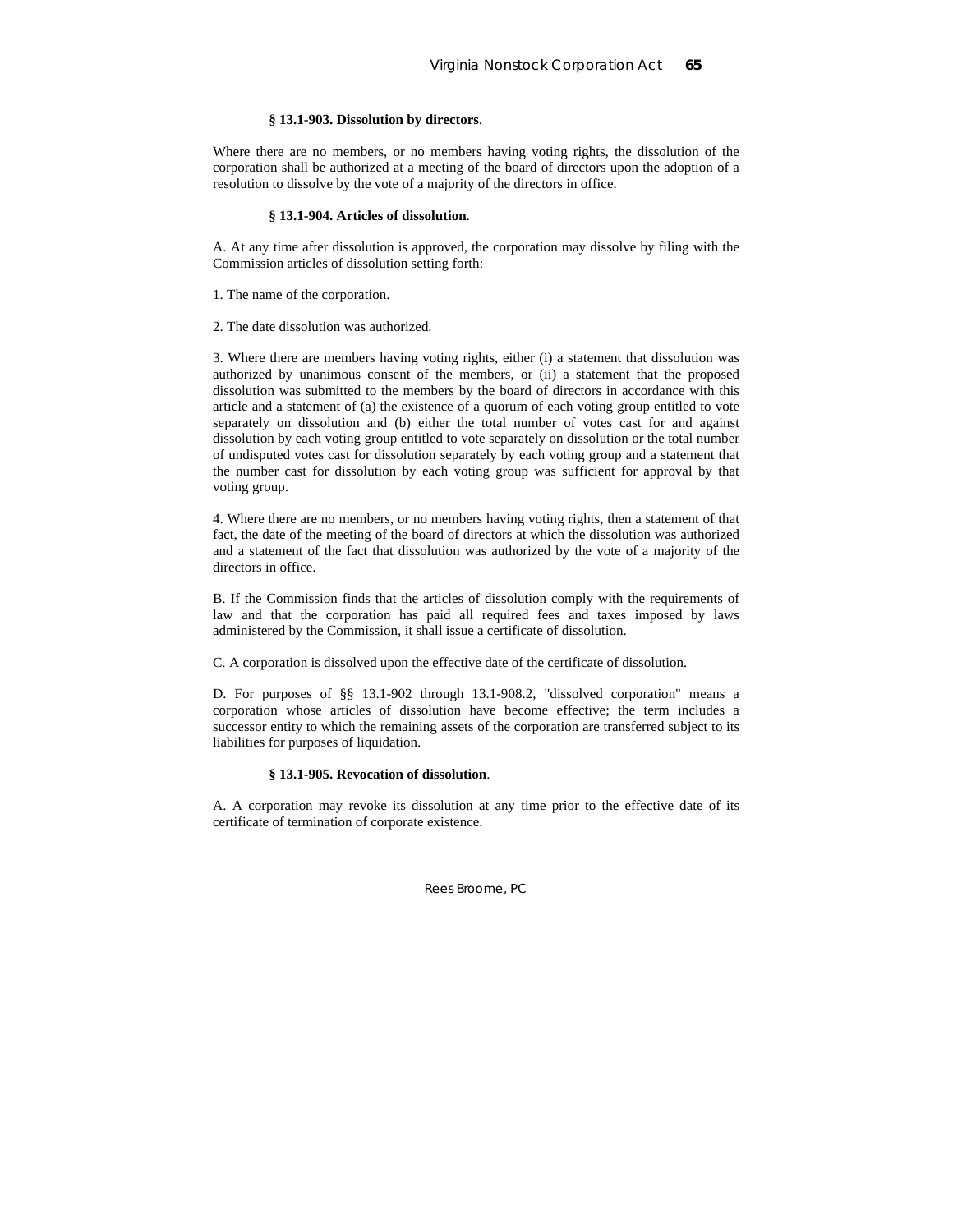**§ 13.1-903. Dissolution by directors**.

Where there are no members, or no members having voting rights, the dissolution of the corporation shall be authorized at a meeting of the board of directors upon the adoption of a resolution to dissolve by the vote of a majority of the directors in office.

**§ 13.1-904. Articles of dissolution**.

A. At any time after dissolution is approved, the corporation may dissolve by filing with the Commission articles of dissolution setting forth:

1. The name of the corporation.

2. The date dissolution was authorized.

3. Where there are members having voting rights, either (i) a statement that dissolution was authorized by unanimous consent of the members, or (ii) a statement that the proposed dissolution was submitted to the members by the board of directors in accordance with this article and a statement of (a) the existence of a quorum of each voting group entitled to vote separately on dissolution and (b) either the total number of votes cast for and against dissolution by each voting group entitled to vote separately on dissolution or the total number of undisputed votes cast for dissolution separately by each voting group and a statement that the number cast for dissolution by each voting group was sufficient for approval by that voting group.

4. Where there are no members, or no members having voting rights, then a statement of that fact, the date of the meeting of the board of directors at which the dissolution was authorized and a statement of the fact that dissolution was authorized by the vote of a majority of the directors in office.

B. If the Commission finds that the articles of dissolution comply with the requirements of law and that the corporation has paid all required fees and taxes imposed by laws administered by the Commission, it shall issue a certificate of dissolution.

C. A corporation is dissolved upon the effective date of the certificate of dissolution.

D. For purposes of §§ 13.1-902 through 13.1-908.2, "dissolved corporation" means a corporation whose articles of dissolution have become effective; the term includes a successor entity to which the remaining assets of the corporation are transferred subject to its liabilities for purposes of liquidation.

**§ 13.1-905. Revocation of dissolution**.

A. A corporation may revoke its dissolution at any time prior to the effective date of its certificate of termination of corporate existence.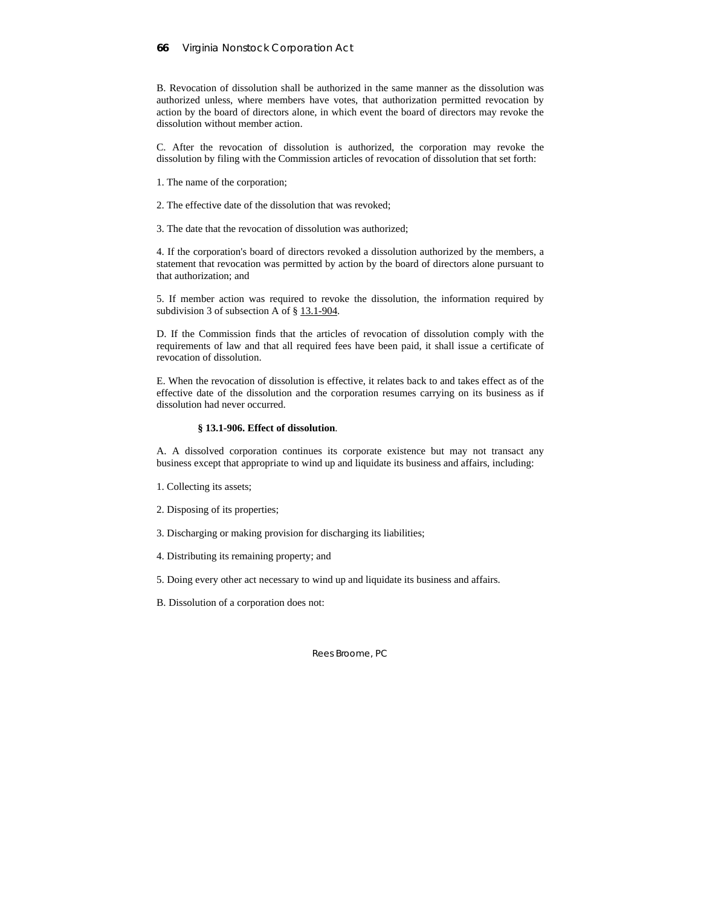B. Revocation of dissolution shall be authorized in the same manner as the dissolution was authorized unless, where members have votes, that authorization permitted revocation by action by the board of directors alone, in which event the board of directors may revoke the dissolution without member action.

C. After the revocation of dissolution is authorized, the corporation may revoke the dissolution by filing with the Commission articles of revocation of dissolution that set forth:

1. The name of the corporation;

2. The effective date of the dissolution that was revoked;

3. The date that the revocation of dissolution was authorized;

4. If the corporation's board of directors revoked a dissolution authorized by the members, a statement that revocation was permitted by action by the board of directors alone pursuant to that authorization; and

5. If member action was required to revoke the dissolution, the information required by subdivision 3 of subsection A of § 13.1-904.

D. If the Commission finds that the articles of revocation of dissolution comply with the requirements of law and that all required fees have been paid, it shall issue a certificate of revocation of dissolution.

E. When the revocation of dissolution is effective, it relates back to and takes effect as of the effective date of the dissolution and the corporation resumes carrying on its business as if dissolution had never occurred.

**§ 13.1-906. Effect of dissolution**.

A. A dissolved corporation continues its corporate existence but may not transact any business except that appropriate to wind up and liquidate its business and affairs, including:

1. Collecting its assets;

2. Disposing of its properties;

3. Discharging or making provision for discharging its liabilities;

4. Distributing its remaining property; and

5. Doing every other act necessary to wind up and liquidate its business and affairs.

B. Dissolution of a corporation does not: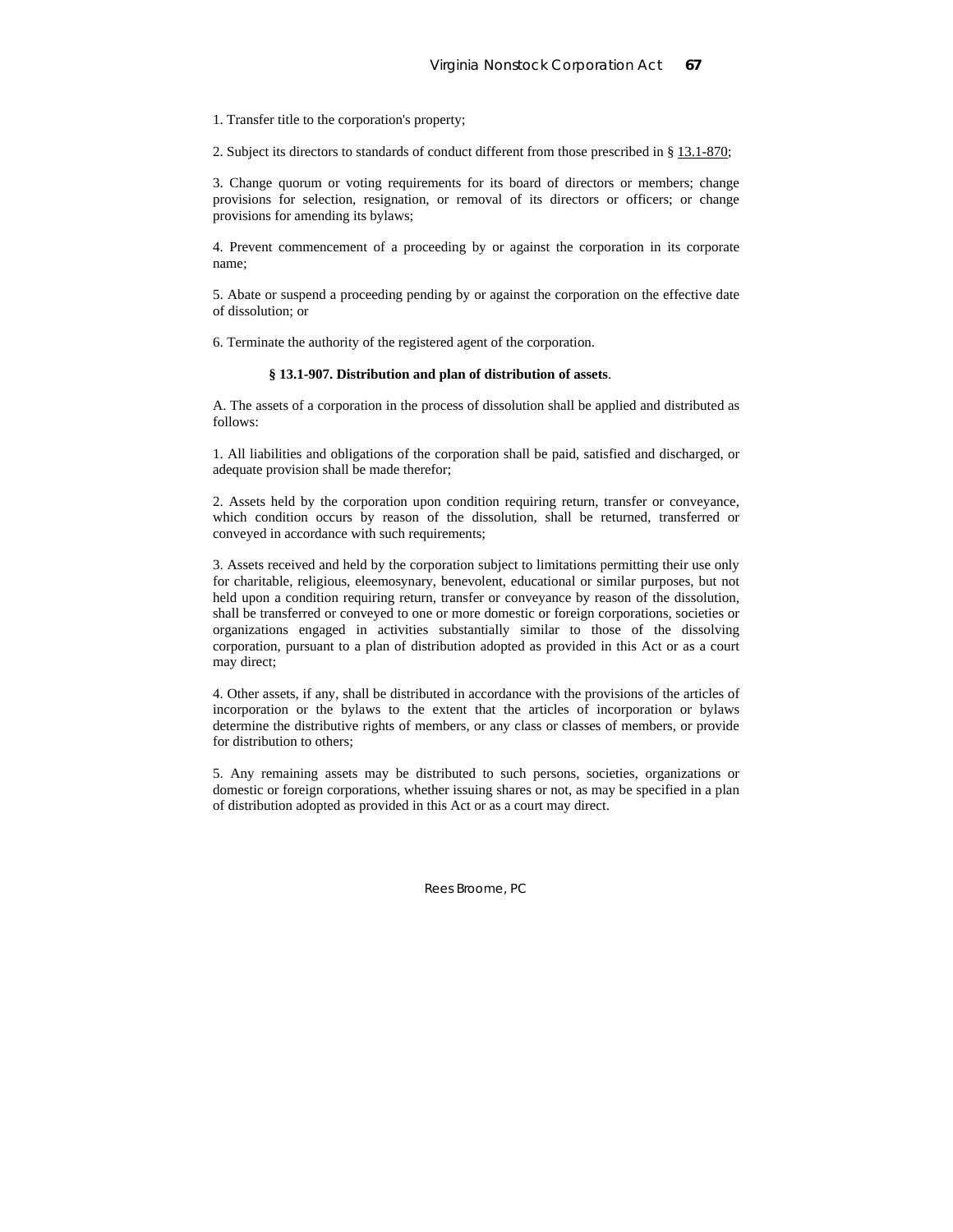1. Transfer title to the corporation's property;

2. Subject its directors to standards of conduct different from those prescribed in § 13.1-870;

3. Change quorum or voting requirements for its board of directors or members; change provisions for selection, resignation, or removal of its directors or officers; or change provisions for amending its bylaws;

4. Prevent commencement of a proceeding by or against the corporation in its corporate name;

5. Abate or suspend a proceeding pending by or against the corporation on the effective date of dissolution; or

6. Terminate the authority of the registered agent of the corporation.

**§ 13.1-907. Distribution and plan of distribution of assets**.

A. The assets of a corporation in the process of dissolution shall be applied and distributed as follows:

1. All liabilities and obligations of the corporation shall be paid, satisfied and discharged, or adequate provision shall be made therefor;

2. Assets held by the corporation upon condition requiring return, transfer or conveyance, which condition occurs by reason of the dissolution, shall be returned, transferred or conveyed in accordance with such requirements;

3. Assets received and held by the corporation subject to limitations permitting their use only for charitable, religious, eleemosynary, benevolent, educational or similar purposes, but not held upon a condition requiring return, transfer or conveyance by reason of the dissolution, shall be transferred or conveyed to one or more domestic or foreign corporations, societies or organizations engaged in activities substantially similar to those of the dissolving corporation, pursuant to a plan of distribution adopted as provided in this Act or as a court may direct;

4. Other assets, if any, shall be distributed in accordance with the provisions of the articles of incorporation or the bylaws to the extent that the articles of incorporation or bylaws determine the distributive rights of members, or any class or classes of members, or provide for distribution to others;

5. Any remaining assets may be distributed to such persons, societies, organizations or domestic or foreign corporations, whether issuing shares or not, as may be specified in a plan of distribution adopted as provided in this Act or as a court may direct.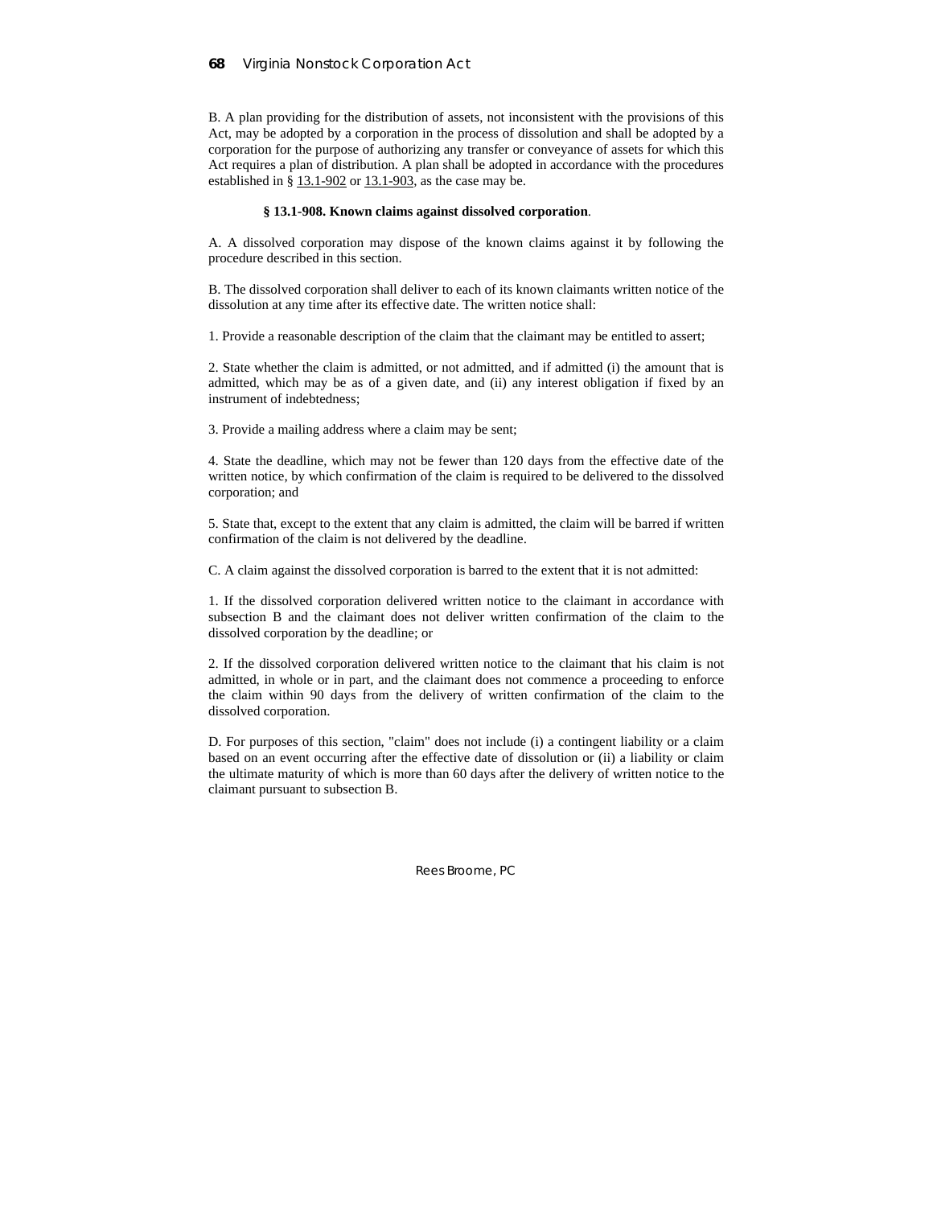B. A plan providing for the distribution of assets, not inconsistent with the provisions of this Act, may be adopted by a corporation in the process of dissolution and shall be adopted by a corporation for the purpose of authorizing any transfer or conveyance of assets for which this Act requires a plan of distribution. A plan shall be adopted in accordance with the procedures established in § 13.1-902 or 13.1-903, as the case may be.

### § 13.1-908. Known claims against dissolved corporation.

A. A dissolved corporation may dispose of the known claims against it by following the procedure described in this section.

B. The dissolved corporation shall deliver to each of its known claimants written notice of the dissolution at any time after its effective date. The written notice shall:

1. Provide a reasonable description of the claim that the claimant may be entitled to assert;

2. State whether the claim is admitted, or not admitted, and if admitted (i) the amount that is admitted, which may be as of a given date, and (ii) any interest obligation if fixed by an instrument of indebtedness;

3. Provide a mailing address where a claim may be sent;

4. State the deadline, which may not be fewer than 120 days from the effective date of the written notice, by which confirmation of the claim is required to be delivered to the dissolved corporation; and

5. State that, except to the extent that any claim is admitted, the claim will be barred if written confirmation of the claim is not delivered by the deadline.

C. A claim against the dissolved corporation is barred to the extent that it is not admitted:

1. If the dissolved corporation delivered written notice to the claimant in accordance with subsection B and the claimant does not deliver written confirmation of the claim to the dissolved corporation by the deadline; or

2. If the dissolved corporation delivered written notice to the claimant that his claim is not admitted, in whole or in part, and the claimant does not commence a proceeding to enforce the claim within 90 days from the delivery of written confirmation of the claim to the dissolved corporation.

D. For purposes of this section, "claim" does not include (i) a contingent liability or a claim based on an event occurring after the effective date of dissolution or (ii) a liability or claim the ultimate maturity of which is more than 60 days after the delivery of written notice to the claimant pursuant to subsection B.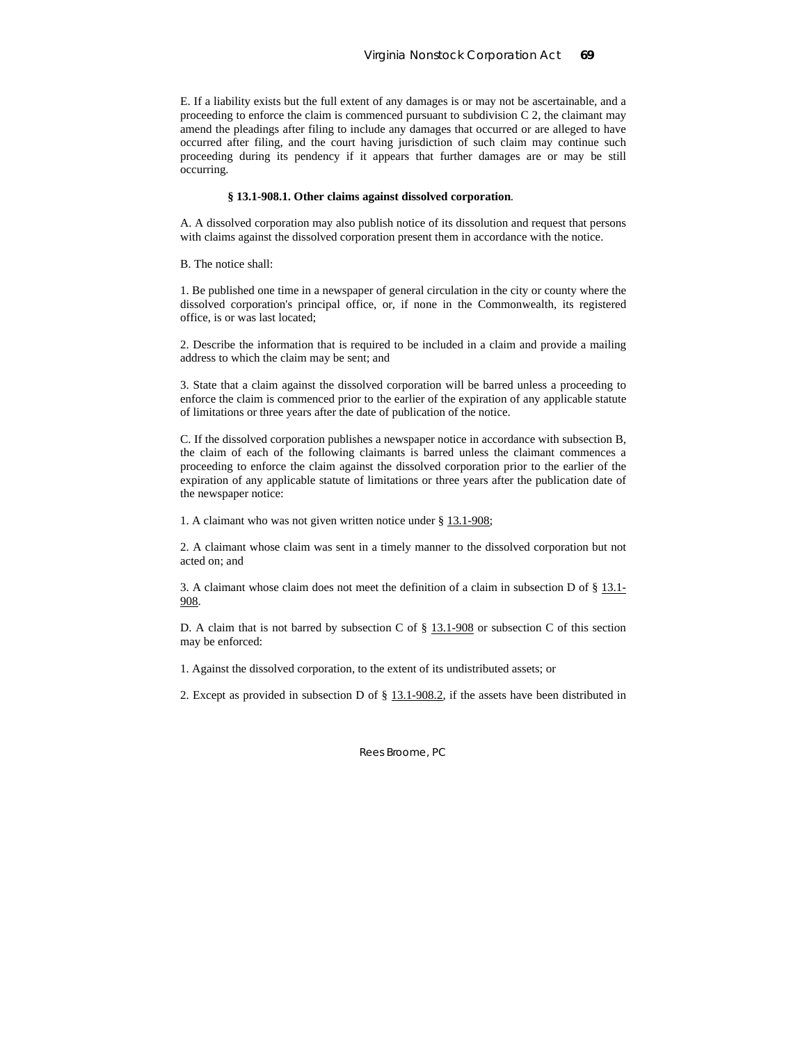E. If a liability exists but the full extent of any damages is or may not be ascertainable, and a proceeding to enforce the claim is commenced pursuant to subdivision C 2, the claimant may amend the pleadings after filing to include any damages that occurred or are alleged to have occurred after filing, and the court having jurisdiction of such claim may continue such proceeding during its pendency if it appears that further damages are or may be still occurring.

**§ 13.1-908.1. Other claims against dissolved corporation**.

A. A dissolved corporation may also publish notice of its dissolution and request that persons with claims against the dissolved corporation present them in accordance with the notice.

B. The notice shall:

1. Be published one time in a newspaper of general circulation in the city or county where the dissolved corporation's principal office, or, if none in the Commonwealth, its registered office, is or was last located;

2. Describe the information that is required to be included in a claim and provide a mailing address to which the claim may be sent; and

3. State that a claim against the dissolved corporation will be barred unless a proceeding to enforce the claim is commenced prior to the earlier of the expiration of any applicable statute of limitations or three years after the date of publication of the notice.

C. If the dissolved corporation publishes a newspaper notice in accordance with subsection B, the claim of each of the following claimants is barred unless the claimant commences a proceeding to enforce the claim against the dissolved corporation prior to the earlier of the expiration of any applicable statute of limitations or three years after the publication date of the newspaper notice:

1. A claimant who was not given written notice under § 13.1-908;

2. A claimant whose claim was sent in a timely manner to the dissolved corporation but not acted on; and

3. A claimant whose claim does not meet the definition of a claim in subsection D of § 13.1-908.

D. A claim that is not barred by subsection C of § 13.1-908 or subsection C of this section may be enforced:

1. Against the dissolved corporation, to the extent of its undistributed assets; or

2. Except as provided in subsection D of § 13.1-908.2, if the assets have been distributed in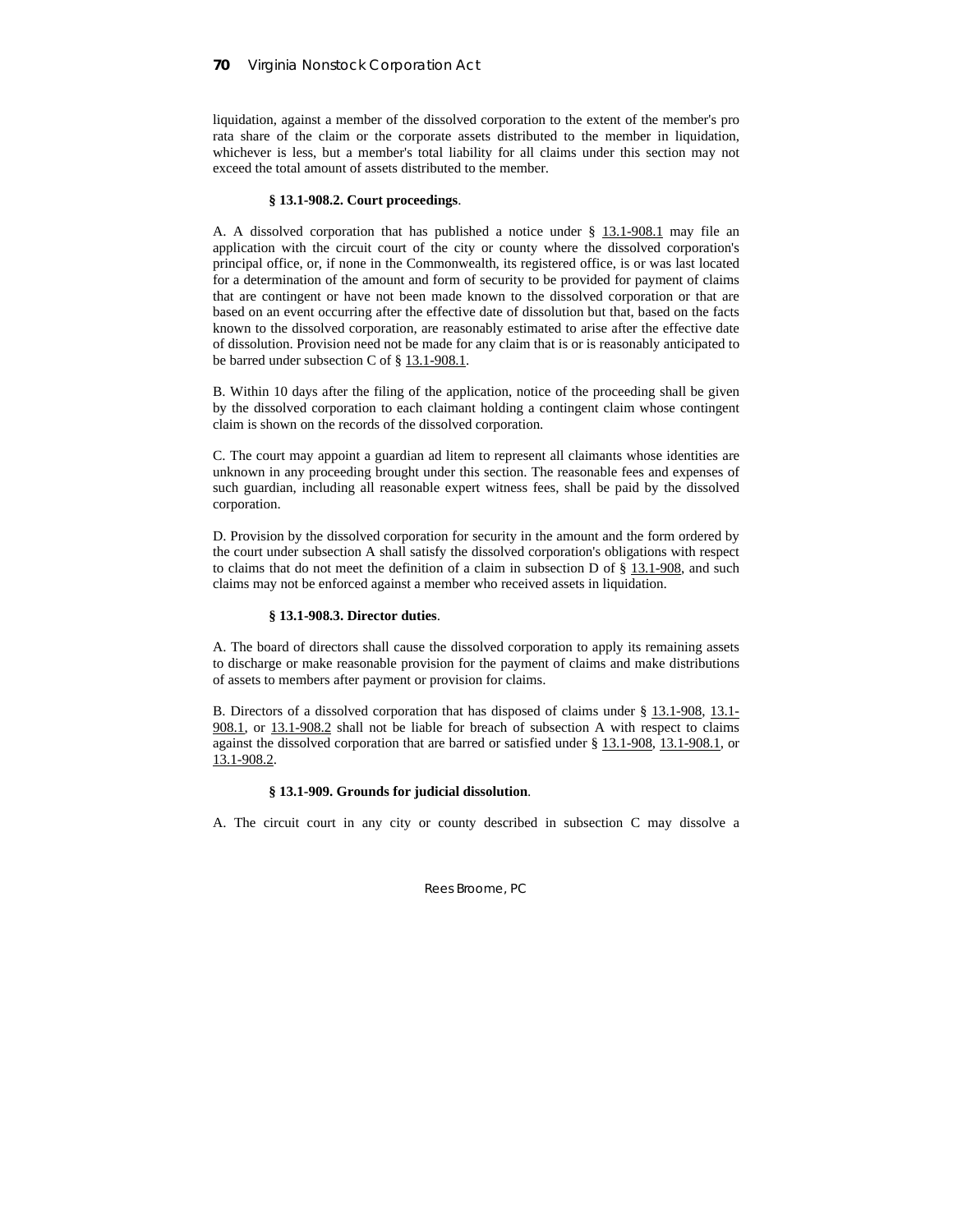liquidation, against a member of the dissolved corporation to the extent of the member's pro rata share of the claim or the corporate assets distributed to the member in liquidation, whichever is less, but a member's total liability for all claims under this section may not exceed the total amount of assets distributed to the member.

**§ 13.1-908.2. Court proceedings**.

A. A dissolved corporation that has published a notice under § 13.1-908.1 may file an application with the circuit court of the city or county where the dissolved corporation's principal office, or, if none in the Commonwealth, its registered office, is or was last located for a determination of the amount and form of security to be provided for payment of claims that are contingent or have not been made known to the dissolved corporation or that are based on an event occurring after the effective date of dissolution but that, based on the facts known to the dissolved corporation, are reasonably estimated to arise after the effective date of dissolution. Provision need not be made for any claim that is or is reasonably anticipated to be barred under subsection C of § 13.1-908.1.

B. Within 10 days after the filing of the application, notice of the proceeding shall be given by the dissolved corporation to each claimant holding a contingent claim whose contingent claim is shown on the records of the dissolved corporation.

C. The court may appoint a guardian ad litem to represent all claimants whose identities are unknown in any proceeding brought under this section. The reasonable fees and expenses of such guardian, including all reasonable expert witness fees, shall be paid by the dissolved corporation.

D. Provision by the dissolved corporation for security in the amount and the form ordered by the court under subsection A shall satisfy the dissolved corporation's obligations with respect to claims that do not meet the definition of a claim in subsection D of § 13.1-908, and such claims may not be enforced against a member who received assets in liquidation.

**§ 13.1-908.3. Director duties**.

A. The board of directors shall cause the dissolved corporation to apply its remaining assets to discharge or make reasonable provision for the payment of claims and make distributions of assets to members after payment or provision for claims.

B. Directors of a dissolved corporation that has disposed of claims under § 13.1-908, 13.1-908.1, or 13.1-908.2 shall not be liable for breach of subsection A with respect to claims against the dissolved corporation that are barred or satisfied under § 13.1-908, 13.1-908.1, or 13.1-908.2.

**§ 13.1-909. Grounds for judicial dissolution**.

A. The circuit court in any city or county described in subsection C may dissolve a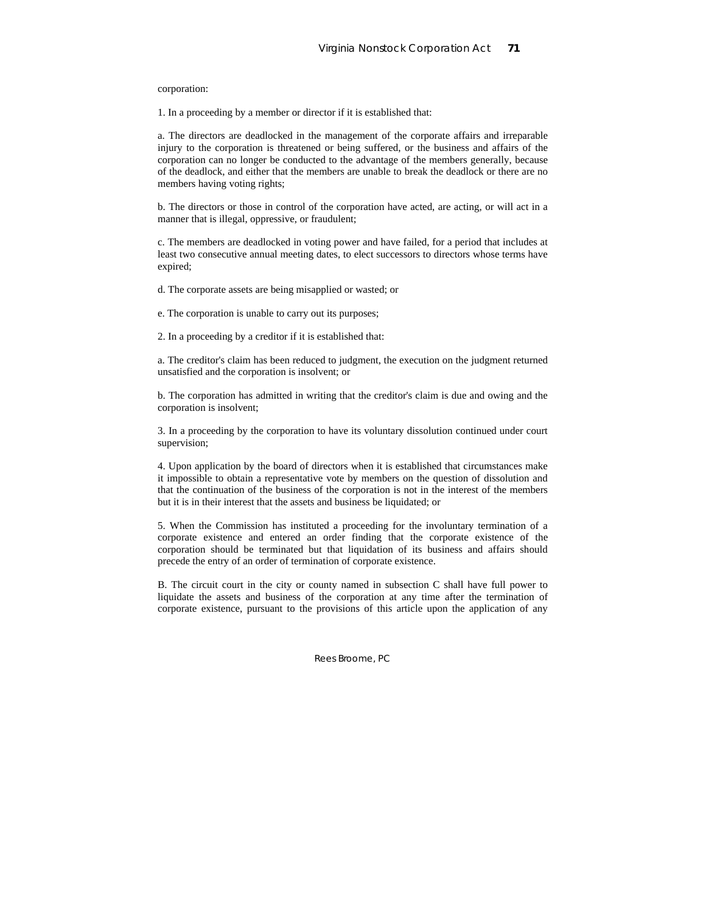corporation:

1. In a proceeding by a member or director if it is established that:

a. The directors are deadlocked in the management of the corporate affairs and irreparable injury to the corporation is threatened or being suffered, or the business and affairs of the corporation can no longer be conducted to the advantage of the members generally, because of the deadlock, and either that the members are unable to break the deadlock or there are no members having voting rights;

b. The directors or those in control of the corporation have acted, are acting, or will act in a manner that is illegal, oppressive, or fraudulent;

c. The members are deadlocked in voting power and have failed, for a period that includes at least two consecutive annual meeting dates, to elect successors to directors whose terms have expired;

d. The corporate assets are being misapplied or wasted; or

e. The corporation is unable to carry out its purposes;

2. In a proceeding by a creditor if it is established that:

a. The creditor's claim has been reduced to judgment, the execution on the judgment returned unsatisfied and the corporation is insolvent; or

b. The corporation has admitted in writing that the creditor's claim is due and owing and the corporation is insolvent;

3. In a proceeding by the corporation to have its voluntary dissolution continued under court supervision;

4. Upon application by the board of directors when it is established that circumstances make it impossible to obtain a representative vote by members on the question of dissolution and that the continuation of the business of the corporation is not in the interest of the members but it is in their interest that the assets and business be liquidated; or

5. When the Commission has instituted a proceeding for the involuntary termination of a corporate existence and entered an order finding that the corporate existence of the corporation should be terminated but that liquidation of its business and affairs should precede the entry of an order of termination of corporate existence.

B. The circuit court in the city or county named in subsection C shall have full power to liquidate the assets and business of the corporation at any time after the termination of corporate existence, pursuant to the provisions of this article upon the application of any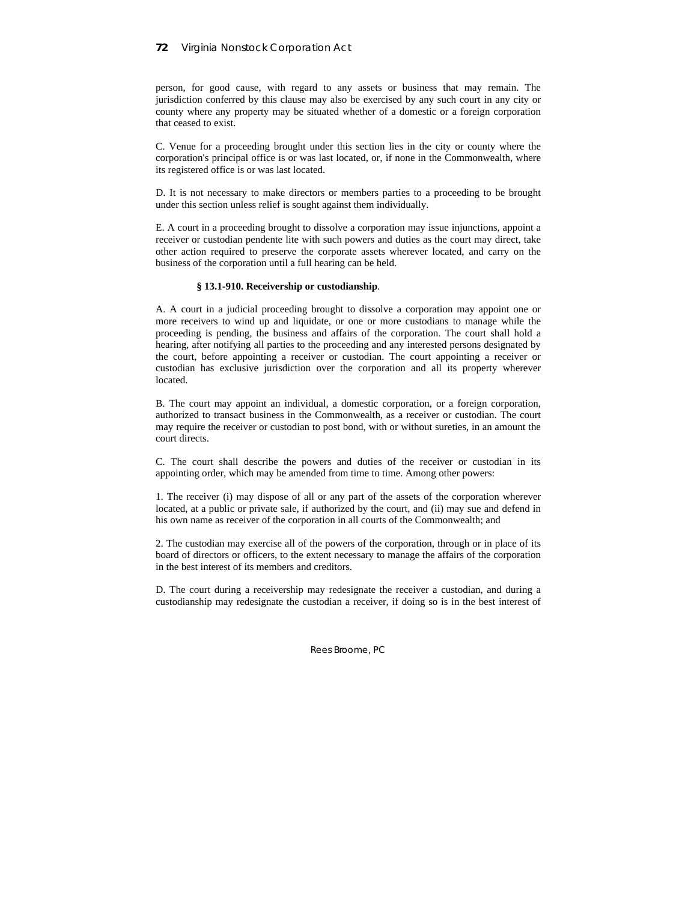person, for good cause, with regard to any assets or business that may remain. The jurisdiction conferred by this clause may also be exercised by any such court in any city or county where any property may be situated whether of a domestic or a foreign corporation that ceased to exist.

C. Venue for a proceeding brought under this section lies in the city or county where the corporation's principal office is or was last located, or, if none in the Commonwealth, where its registered office is or was last located.

D. It is not necessary to make directors or members parties to a proceeding to be brought under this section unless relief is sought against them individually.

E. A court in a proceeding brought to dissolve a corporation may issue injunctions, appoint a receiver or custodian pendente lite with such powers and duties as the court may direct, take other action required to preserve the corporate assets wherever located, and carry on the business of the corporation until a full hearing can be held.

**§ 13.1-910. Receivership or custodianship**.

A. A court in a judicial proceeding brought to dissolve a corporation may appoint one or more receivers to wind up and liquidate, or one or more custodians to manage while the proceeding is pending, the business and affairs of the corporation. The court shall hold a hearing, after notifying all parties to the proceeding and any interested persons designated by the court, before appointing a receiver or custodian. The court appointing a receiver or custodian has exclusive jurisdiction over the corporation and all its property wherever located.

B. The court may appoint an individual, a domestic corporation, or a foreign corporation, authorized to transact business in the Commonwealth, as a receiver or custodian. The court may require the receiver or custodian to post bond, with or without sureties, in an amount the court directs.

C. The court shall describe the powers and duties of the receiver or custodian in its appointing order, which may be amended from time to time. Among other powers:

1. The receiver (i) may dispose of all or any part of the assets of the corporation wherever located, at a public or private sale, if authorized by the court, and (ii) may sue and defend in his own name as receiver of the corporation in all courts of the Commonwealth; and

2. The custodian may exercise all of the powers of the corporation, through or in place of its board of directors or officers, to the extent necessary to manage the affairs of the corporation in the best interest of its members and creditors.

D. The court during a receivership may redesignate the receiver a custodian, and during a custodianship may redesignate the custodian a receiver, if doing so is in the best interest of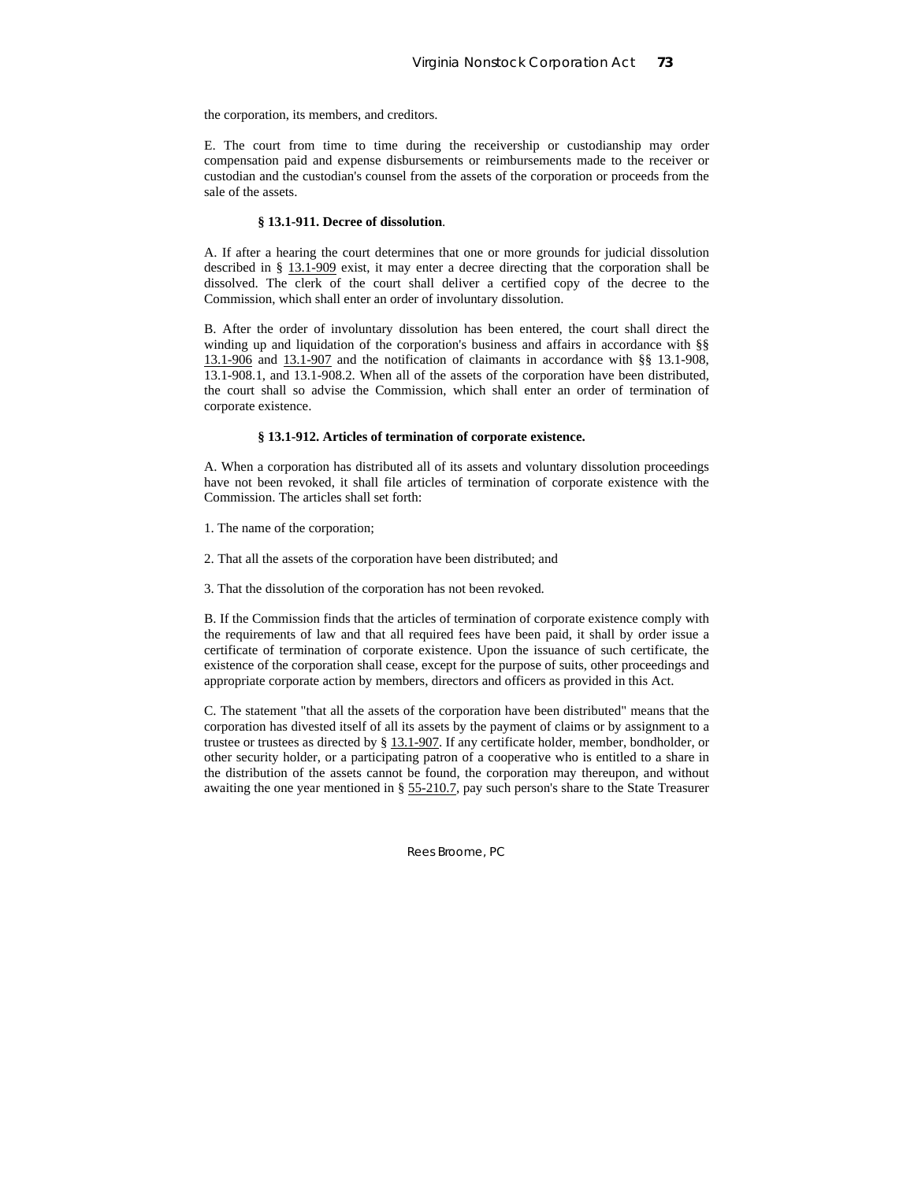the corporation, its members, and creditors.

E. The court from time to time during the receivership or custodianship may order compensation paid and expense disbursements or reimbursements made to the receiver or custodian and the custodian's counsel from the assets of the corporation or proceeds from the sale of the assets.

**§ 13.1-911. Decree of dissolution**.

A. If after a hearing the court determines that one or more grounds for judicial dissolution described in § 13.1-909 exist, it may enter a decree directing that the corporation shall be dissolved. The clerk of the court shall deliver a certified copy of the decree to the Commission, which shall enter an order of involuntary dissolution.

B. After the order of involuntary dissolution has been entered, the court shall direct the winding up and liquidation of the corporation's business and affairs in accordance with §§ 13.1-906 and 13.1-907 and the notification of claimants in accordance with §§ 13.1-908, 13.1-908.1, and 13.1-908.2. When all of the assets of the corporation have been distributed, the court shall so advise the Commission, which shall enter an order of termination of corporate existence.

**§ 13.1-912. Articles of termination of corporate existence.**

A. When a corporation has distributed all of its assets and voluntary dissolution proceedings have not been revoked, it shall file articles of termination of corporate existence with the Commission. The articles shall set forth:

1. The name of the corporation;

2. That all the assets of the corporation have been distributed; and

3. That the dissolution of the corporation has not been revoked.

B. If the Commission finds that the articles of termination of corporate existence comply with the requirements of law and that all required fees have been paid, it shall by order issue a certificate of termination of corporate existence. Upon the issuance of such certificate, the existence of the corporation shall cease, except for the purpose of suits, other proceedings and appropriate corporate action by members, directors and officers as provided in this Act.

C. The statement "that all the assets of the corporation have been distributed" means that the corporation has divested itself of all its assets by the payment of claims or by assignment to a trustee or trustees as directed by § 13.1-907. If any certificate holder, member, bondholder, or other security holder, or a participating patron of a cooperative who is entitled to a share in the distribution of the assets cannot be found, the corporation may thereupon, and without awaiting the one year mentioned in § 55-210.7, pay such person's share to the State Treasurer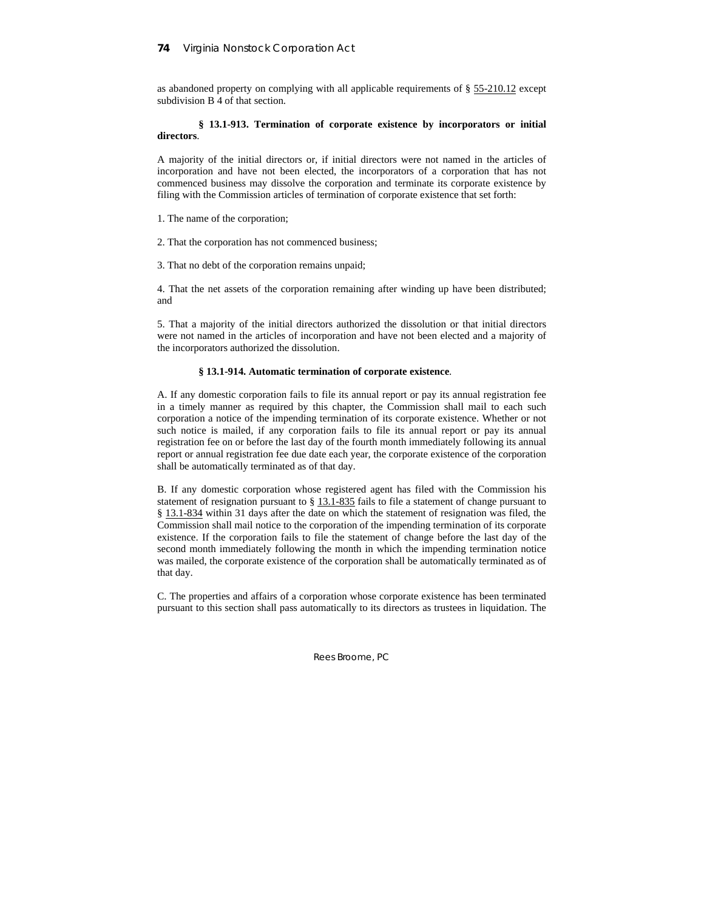as abandoned property on complying with all applicable requirements of § 55-210.12 except subdivision B 4 of that section.

**§ 13.1-913. Termination of corporate existence by incorporators or initial directors**.

A majority of the initial directors or, if initial directors were not named in the articles of incorporation and have not been elected, the incorporators of a corporation that has not commenced business may dissolve the corporation and terminate its corporate existence by filing with the Commission articles of termination of corporate existence that set forth:

1. The name of the corporation;

2. That the corporation has not commenced business;

3. That no debt of the corporation remains unpaid;

4. That the net assets of the corporation remaining after winding up have been distributed; and

5. That a majority of the initial directors authorized the dissolution or that initial directors were not named in the articles of incorporation and have not been elected and a majority of the incorporators authorized the dissolution.

**§ 13.1-914. Automatic termination of corporate existence**.

A. If any domestic corporation fails to file its annual report or pay its annual registration fee in a timely manner as required by this chapter, the Commission shall mail to each such corporation a notice of the impending termination of its corporate existence. Whether or not such notice is mailed, if any corporation fails to file its annual report or pay its annual registration fee on or before the last day of the fourth month immediately following its annual report or annual registration fee due date each year, the corporate existence of the corporation shall be automatically terminated as of that day.

B. If any domestic corporation whose registered agent has filed with the Commission his statement of resignation pursuant to § 13.1-835 fails to file a statement of change pursuant to § 13.1-834 within 31 days after the date on which the statement of resignation was filed, the Commission shall mail notice to the corporation of the impending termination of its corporate existence. If the corporation fails to file the statement of change before the last day of the second month immediately following the month in which the impending termination notice was mailed, the corporate existence of the corporation shall be automatically terminated as of that day.

C. The properties and affairs of a corporation whose corporate existence has been terminated pursuant to this section shall pass automatically to its directors as trustees in liquidation. The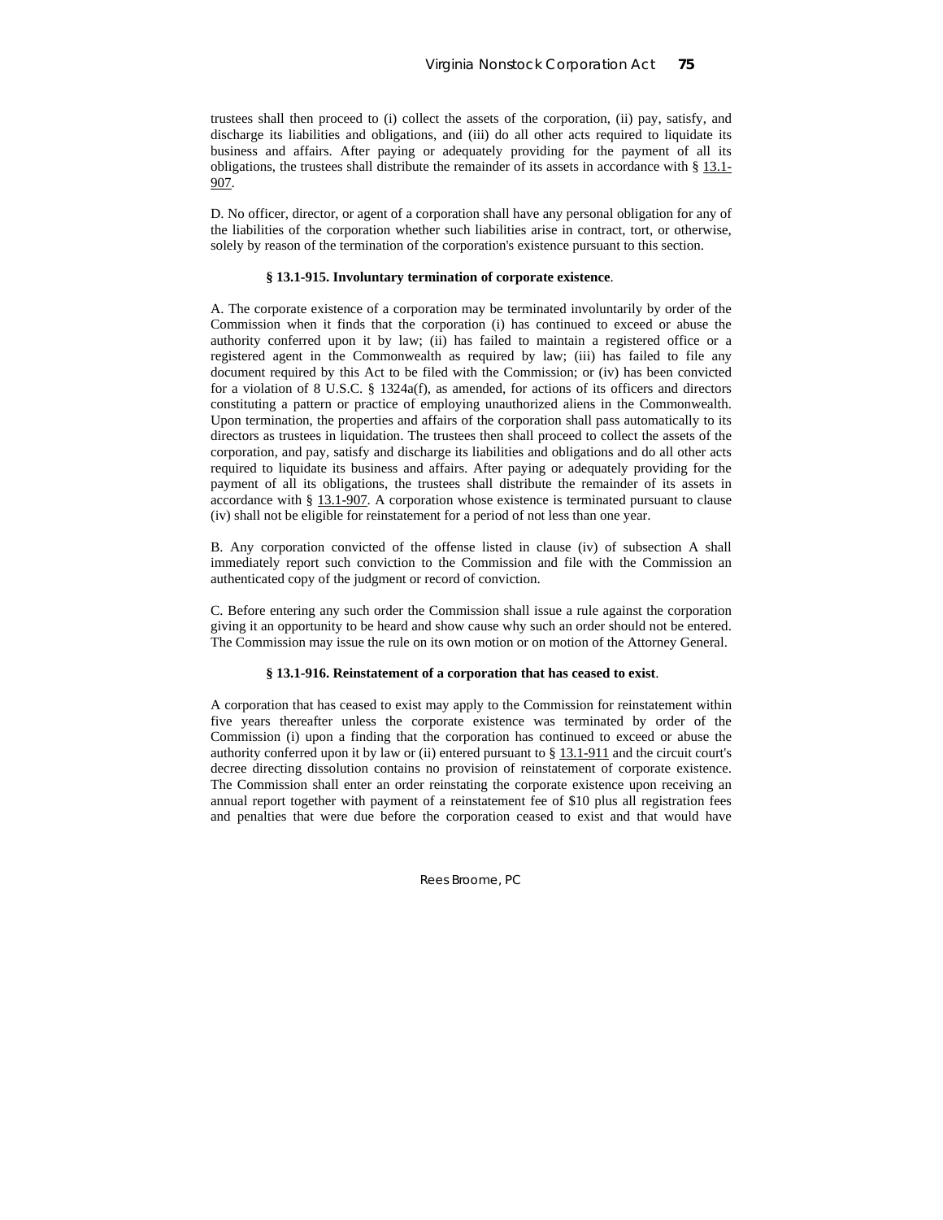trustees shall then proceed to (i) collect the assets of the corporation, (ii) pay, satisfy, and discharge its liabilities and obligations, and (iii) do all other acts required to liquidate its business and affairs. After paying or adequately providing for the payment of all its obligations, the trustees shall distribute the remainder of its assets in accordance with § 13.1-907.

D. No officer, director, or agent of a corporation shall have any personal obligation for any of the liabilities of the corporation whether such liabilities arise in contract, tort, or otherwise, solely by reason of the termination of the corporation's existence pursuant to this section.

### § 13.1-915. Involuntary termination of corporate existence.

A. The corporate existence of a corporation may be terminated involuntarily by order of the Commission when it finds that the corporation (i) has continued to exceed or abuse the authority conferred upon it by law; (ii) has failed to maintain a registered office or a registered agent in the Commonwealth as required by law; (iii) has failed to file any document required by this Act to be filed with the Commission; or (iv) has been convicted for a violation of 8 U.S.C. § 1324a(f), as amended, for actions of its officers and directors constituting a pattern or practice of employing unauthorized aliens in the Commonwealth. Upon termination, the properties and affairs of the corporation shall pass automatically to its directors as trustees in liquidation. The trustees then shall proceed to collect the assets of the corporation, and pay, satisfy and discharge its liabilities and obligations and do all other acts required to liquidate its business and affairs. After paying or adequately providing for the payment of all its obligations, the trustees shall distribute the remainder of its assets in accordance with § 13.1-907. A corporation whose existence is terminated pursuant to clause (iv) shall not be eligible for reinstatement for a period of not less than one year.

B. Any corporation convicted of the offense listed in clause (iv) of subsection A shall immediately report such conviction to the Commission and file with the Commission an authenticated copy of the judgment or record of conviction.

C. Before entering any such order the Commission shall issue a rule against the corporation giving it an opportunity to be heard and show cause why such an order should not be entered. The Commission may issue the rule on its own motion or on motion of the Attorney General.

### § 13.1-916. Reinstatement of a corporation that has ceased to exist.

A corporation that has ceased to exist may apply to the Commission for reinstatement within five years thereafter unless the corporate existence was terminated by order of the Commission (i) upon a finding that the corporation has continued to exceed or abuse the authority conferred upon it by law or (ii) entered pursuant to § 13.1-911 and the circuit court's decree directing dissolution contains no provision of reinstatement of corporate existence. The Commission shall enter an order reinstating the corporate existence upon receiving an annual report together with payment of a reinstatement fee of $10 plus all registration fees and penalties that were due before the corporation ceased to exist and that would have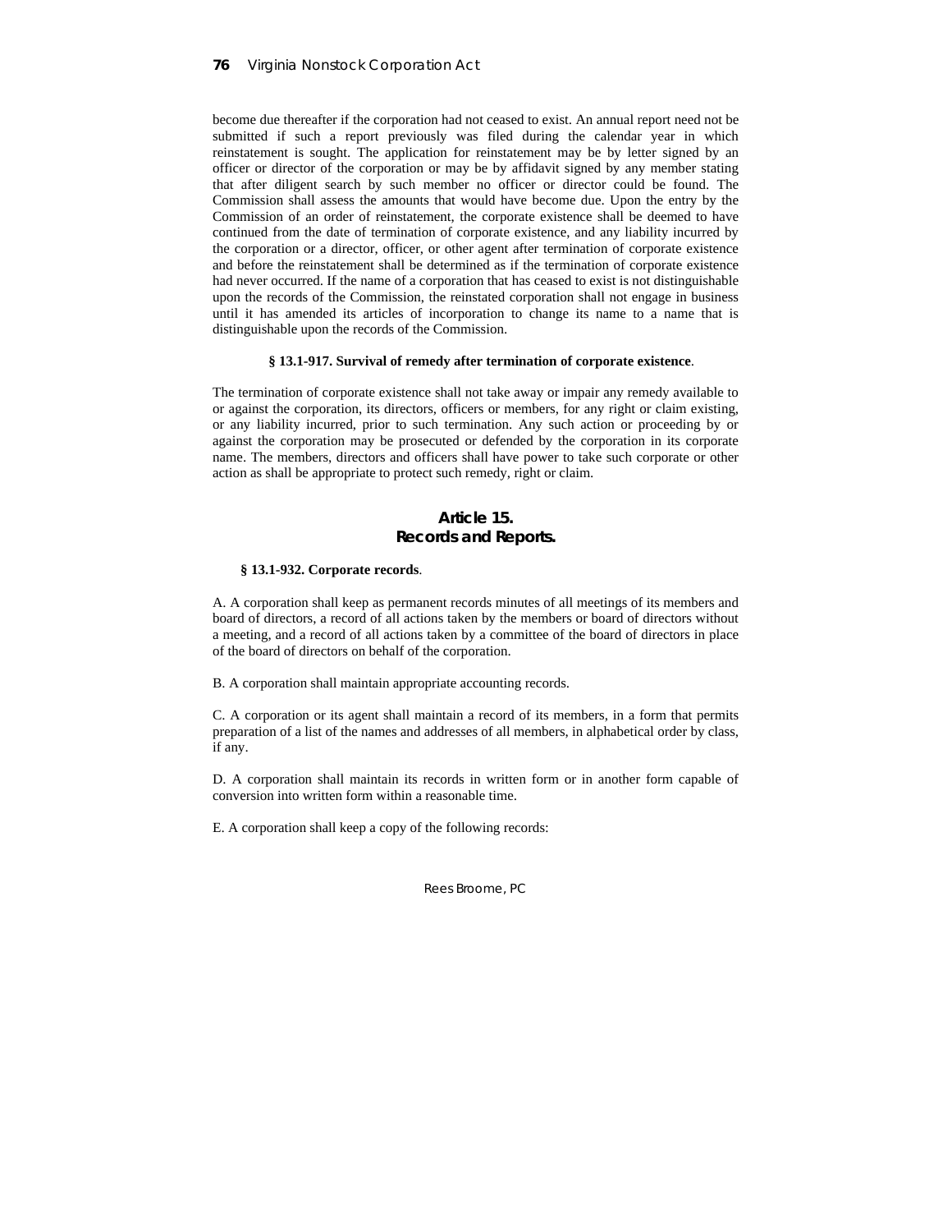become due thereafter if the corporation had not ceased to exist. An annual report need not be submitted if such a report previously was filed during the calendar year in which reinstatement is sought. The application for reinstatement may be by letter signed by an officer or director of the corporation or may be by affidavit signed by any member stating that after diligent search by such member no officer or director could be found. The Commission shall assess the amounts that would have become due. Upon the entry by the Commission of an order of reinstatement, the corporate existence shall be deemed to have continued from the date of termination of corporate existence, and any liability incurred by the corporation or a director, officer, or other agent after termination of corporate existence and before the reinstatement shall be determined as if the termination of corporate existence had never occurred. If the name of a corporation that has ceased to exist is not distinguishable upon the records of the Commission, the reinstated corporation shall not engage in business until it has amended its articles of incorporation to change its name to a name that is distinguishable upon the records of the Commission.

**§ 13.1-917. Survival of remedy after termination of corporate existence**.

The termination of corporate existence shall not take away or impair any remedy available to or against the corporation, its directors, officers or members, for any right or claim existing, or any liability incurred, prior to such termination. Any such action or proceeding by or against the corporation may be prosecuted or defended by the corporation in its corporate name. The members, directors and officers shall have power to take such corporate or other action as shall be appropriate to protect such remedy, right or claim.

## Article 15.
## Records and Reports.

**§ 13.1-932. Corporate records**.

A. A corporation shall keep as permanent records minutes of all meetings of its members and board of directors, a record of all actions taken by the members or board of directors without a meeting, and a record of all actions taken by a committee of the board of directors in place of the board of directors on behalf of the corporation.

B. A corporation shall maintain appropriate accounting records.

C. A corporation or its agent shall maintain a record of its members, in a form that permits preparation of a list of the names and addresses of all members, in alphabetical order by class, if any.

D. A corporation shall maintain its records in written form or in another form capable of conversion into written form within a reasonable time.

E. A corporation shall keep a copy of the following records: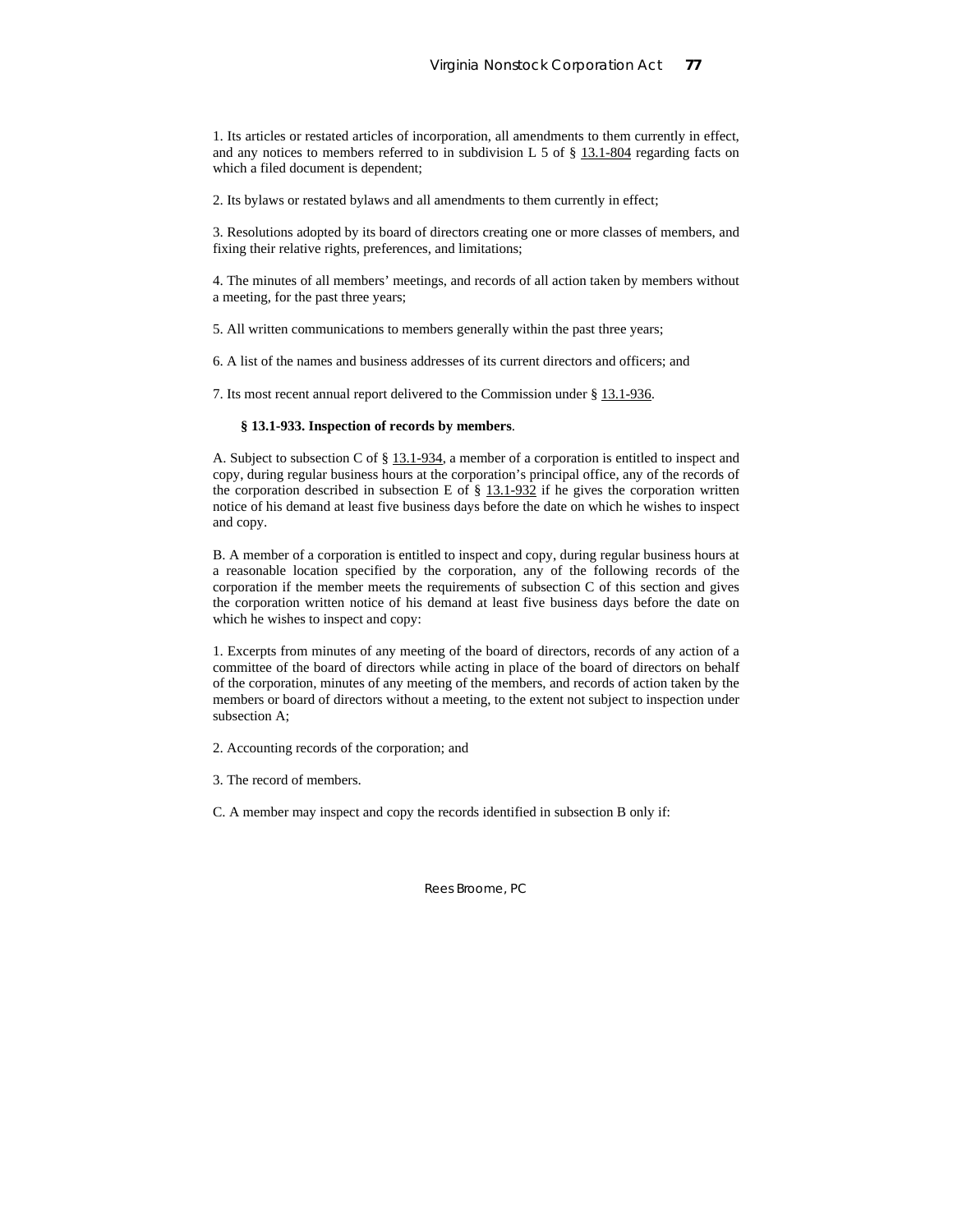1. Its articles or restated articles of incorporation, all amendments to them currently in effect, and any notices to members referred to in subdivision L 5 of § 13.1-804 regarding facts on which a filed document is dependent;

2. Its bylaws or restated bylaws and all amendments to them currently in effect;

3. Resolutions adopted by its board of directors creating one or more classes of members, and fixing their relative rights, preferences, and limitations;

4. The minutes of all members' meetings, and records of all action taken by members without a meeting, for the past three years;

5. All written communications to members generally within the past three years;

6. A list of the names and business addresses of its current directors and officers; and

7. Its most recent annual report delivered to the Commission under § 13.1-936.

**§ 13.1-933. Inspection of records by members**.

A. Subject to subsection C of § 13.1-934, a member of a corporation is entitled to inspect and copy, during regular business hours at the corporation's principal office, any of the records of the corporation described in subsection E of § 13.1-932 if he gives the corporation written notice of his demand at least five business days before the date on which he wishes to inspect and copy.

B. A member of a corporation is entitled to inspect and copy, during regular business hours at a reasonable location specified by the corporation, any of the following records of the corporation if the member meets the requirements of subsection C of this section and gives the corporation written notice of his demand at least five business days before the date on which he wishes to inspect and copy:

1. Excerpts from minutes of any meeting of the board of directors, records of any action of a committee of the board of directors while acting in place of the board of directors on behalf of the corporation, minutes of any meeting of the members, and records of action taken by the members or board of directors without a meeting, to the extent not subject to inspection under subsection A;

2. Accounting records of the corporation; and

3. The record of members.

C. A member may inspect and copy the records identified in subsection B only if: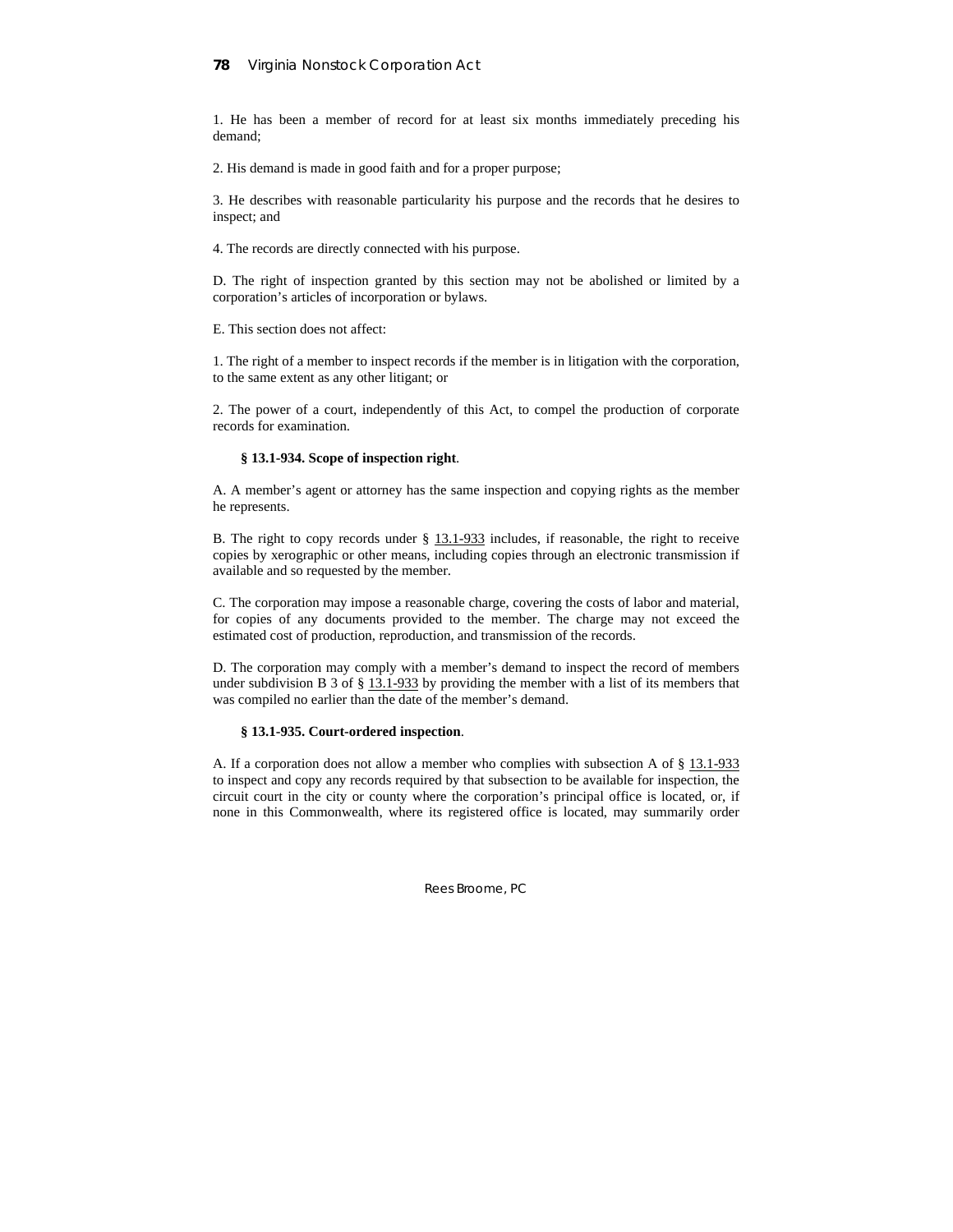1. He has been a member of record for at least six months immediately preceding his demand;

2. His demand is made in good faith and for a proper purpose;

3. He describes with reasonable particularity his purpose and the records that he desires to inspect; and

4. The records are directly connected with his purpose.

D. The right of inspection granted by this section may not be abolished or limited by a corporation's articles of incorporation or bylaws.

E. This section does not affect:

1. The right of a member to inspect records if the member is in litigation with the corporation, to the same extent as any other litigant; or

2. The power of a court, independently of this Act, to compel the production of corporate records for examination.

**§ 13.1-934. Scope of inspection right**.

A. A member's agent or attorney has the same inspection and copying rights as the member he represents.

B. The right to copy records under § 13.1-933 includes, if reasonable, the right to receive copies by xerographic or other means, including copies through an electronic transmission if available and so requested by the member.

C. The corporation may impose a reasonable charge, covering the costs of labor and material, for copies of any documents provided to the member. The charge may not exceed the estimated cost of production, reproduction, and transmission of the records.

D. The corporation may comply with a member's demand to inspect the record of members under subdivision B 3 of § 13.1-933 by providing the member with a list of its members that was compiled no earlier than the date of the member's demand.

**§ 13.1-935. Court-ordered inspection**.

A. If a corporation does not allow a member who complies with subsection A of § 13.1-933 to inspect and copy any records required by that subsection to be available for inspection, the circuit court in the city or county where the corporation's principal office is located, or, if none in this Commonwealth, where its registered office is located, may summarily order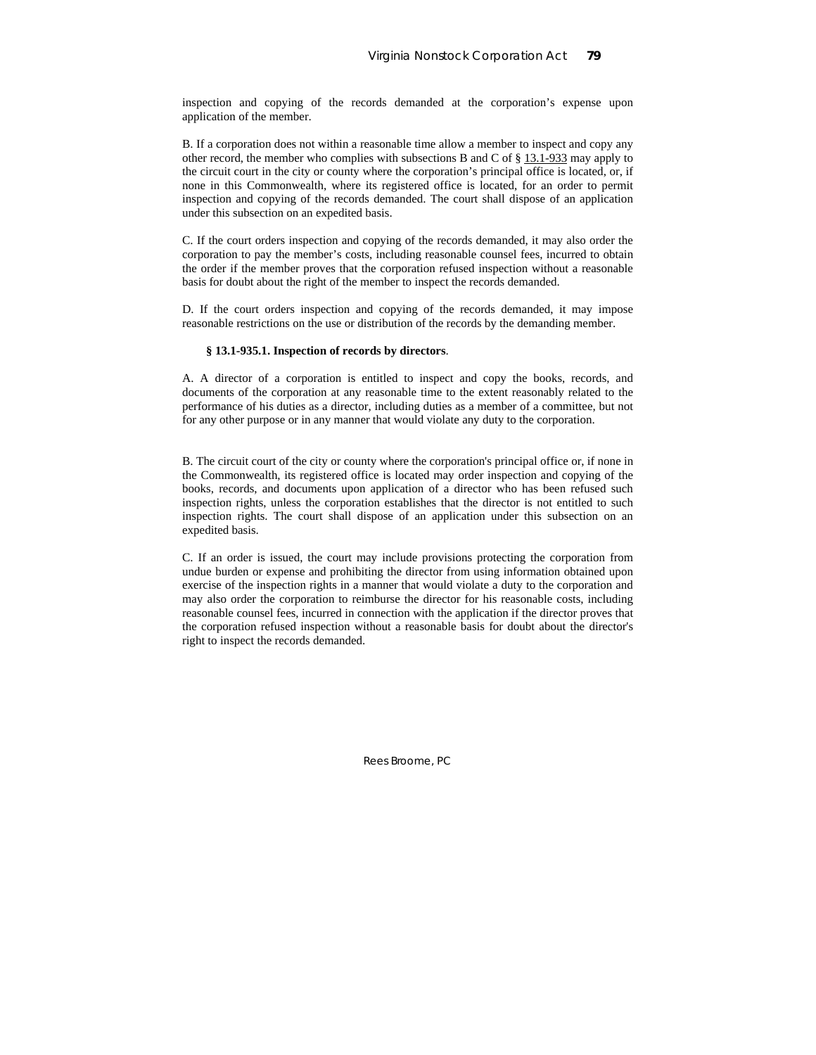inspection and copying of the records demanded at the corporation's expense upon application of the member.

B. If a corporation does not within a reasonable time allow a member to inspect and copy any other record, the member who complies with subsections B and C of § 13.1-933 may apply to the circuit court in the city or county where the corporation's principal office is located, or, if none in this Commonwealth, where its registered office is located, for an order to permit inspection and copying of the records demanded. The court shall dispose of an application under this subsection on an expedited basis.

C. If the court orders inspection and copying of the records demanded, it may also order the corporation to pay the member's costs, including reasonable counsel fees, incurred to obtain the order if the member proves that the corporation refused inspection without a reasonable basis for doubt about the right of the member to inspect the records demanded.

D. If the court orders inspection and copying of the records demanded, it may impose reasonable restrictions on the use or distribution of the records by the demanding member.

**§ 13.1-935.1. Inspection of records by directors**.

A. A director of a corporation is entitled to inspect and copy the books, records, and documents of the corporation at any reasonable time to the extent reasonably related to the performance of his duties as a director, including duties as a member of a committee, but not for any other purpose or in any manner that would violate any duty to the corporation.

B. The circuit court of the city or county where the corporation's principal office or, if none in the Commonwealth, its registered office is located may order inspection and copying of the books, records, and documents upon application of a director who has been refused such inspection rights, unless the corporation establishes that the director is not entitled to such inspection rights. The court shall dispose of an application under this subsection on an expedited basis.

C. If an order is issued, the court may include provisions protecting the corporation from undue burden or expense and prohibiting the director from using information obtained upon exercise of the inspection rights in a manner that would violate a duty to the corporation and may also order the corporation to reimburse the director for his reasonable costs, including reasonable counsel fees, incurred in connection with the application if the director proves that the corporation refused inspection without a reasonable basis for doubt about the director's right to inspect the records demanded.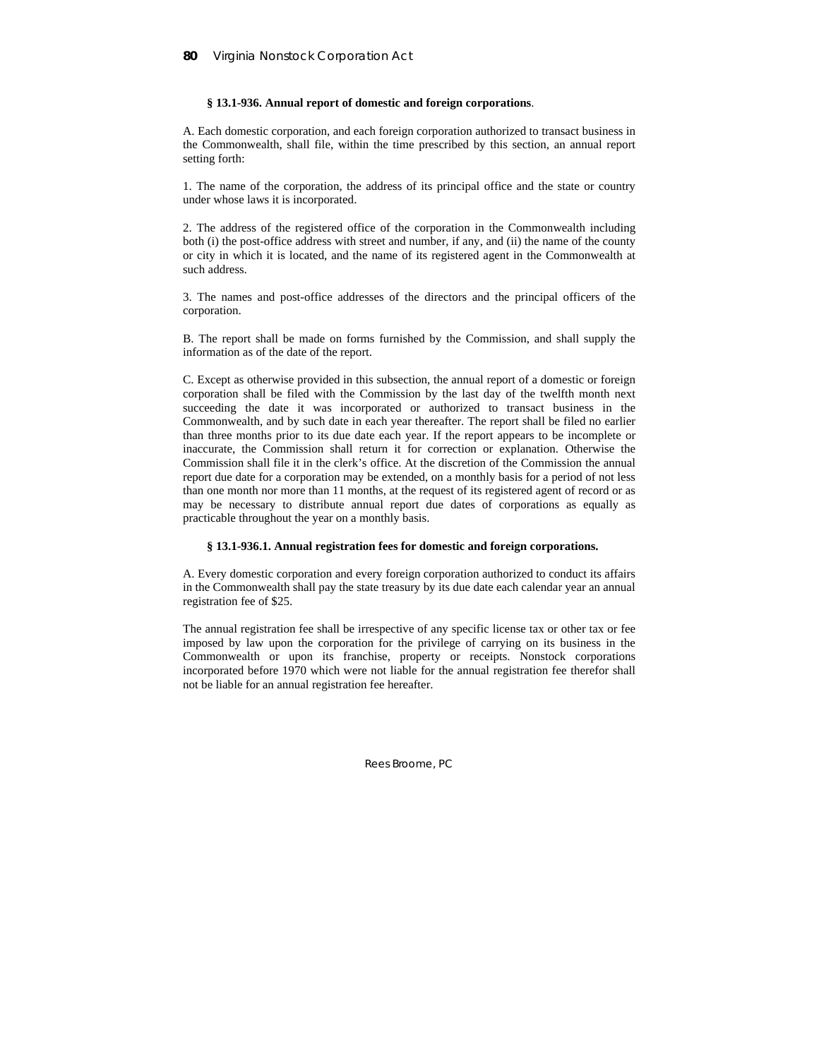**§ 13.1-936. Annual report of domestic and foreign corporations**.

A. Each domestic corporation, and each foreign corporation authorized to transact business in the Commonwealth, shall file, within the time prescribed by this section, an annual report setting forth:

1. The name of the corporation, the address of its principal office and the state or country under whose laws it is incorporated.

2. The address of the registered office of the corporation in the Commonwealth including both (i) the post-office address with street and number, if any, and (ii) the name of the county or city in which it is located, and the name of its registered agent in the Commonwealth at such address.

3. The names and post-office addresses of the directors and the principal officers of the corporation.

B. The report shall be made on forms furnished by the Commission, and shall supply the information as of the date of the report.

C. Except as otherwise provided in this subsection, the annual report of a domestic or foreign corporation shall be filed with the Commission by the last day of the twelfth month next succeeding the date it was incorporated or authorized to transact business in the Commonwealth, and by such date in each year thereafter. The report shall be filed no earlier than three months prior to its due date each year. If the report appears to be incomplete or inaccurate, the Commission shall return it for correction or explanation. Otherwise the Commission shall file it in the clerk's office. At the discretion of the Commission the annual report due date for a corporation may be extended, on a monthly basis for a period of not less than one month nor more than 11 months, at the request of its registered agent of record or as may be necessary to distribute annual report due dates of corporations as equally as practicable throughout the year on a monthly basis.

**§ 13.1-936.1. Annual registration fees for domestic and foreign corporations.**

A. Every domestic corporation and every foreign corporation authorized to conduct its affairs in the Commonwealth shall pay the state treasury by its due date each calendar year an annual registration fee of $25.

The annual registration fee shall be irrespective of any specific license tax or other tax or fee imposed by law upon the corporation for the privilege of carrying on its business in the Commonwealth or upon its franchise, property or receipts. Nonstock corporations incorporated before 1970 which were not liable for the annual registration fee therefor shall not be liable for an annual registration fee hereafter.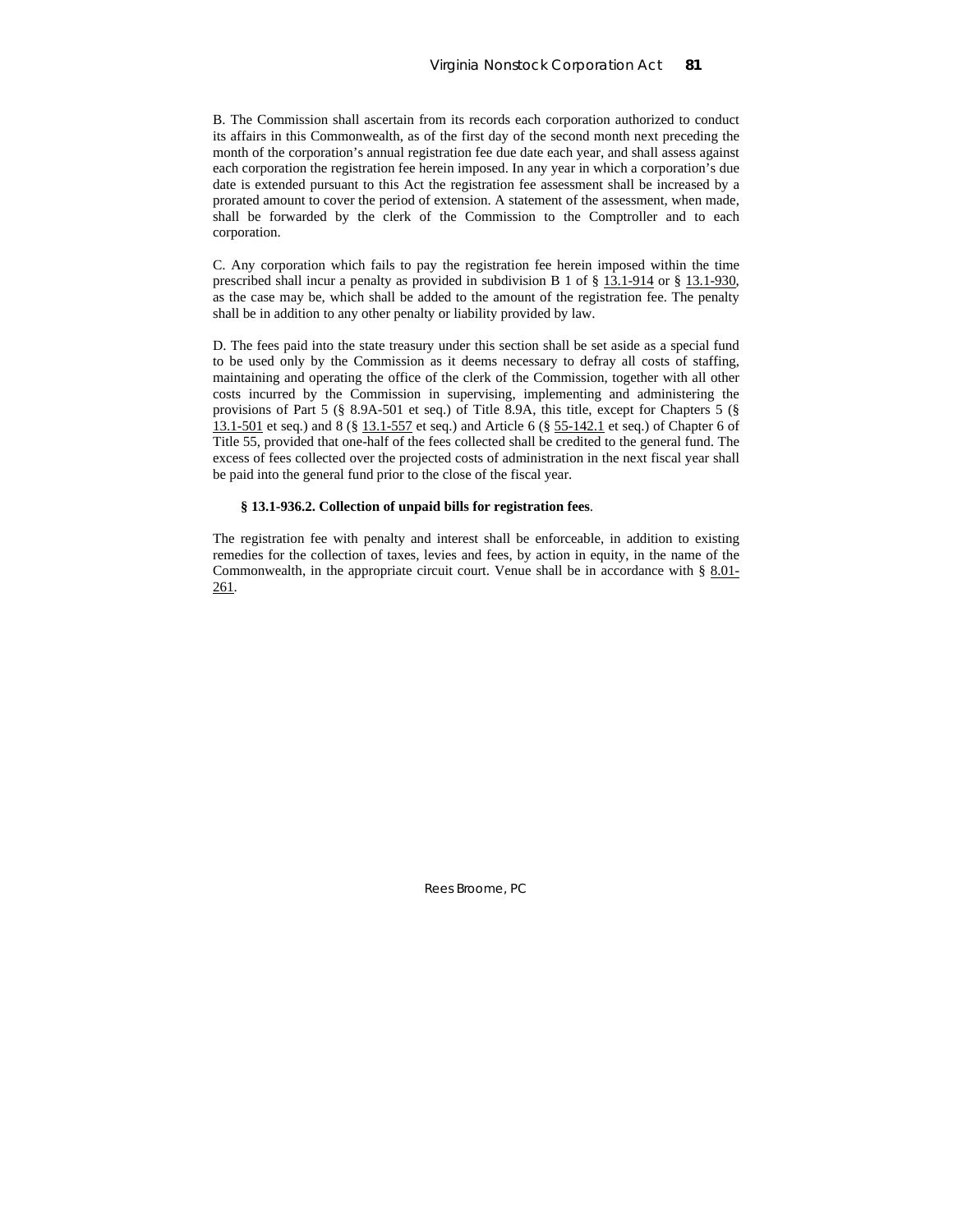B. The Commission shall ascertain from its records each corporation authorized to conduct its affairs in this Commonwealth, as of the first day of the second month next preceding the month of the corporation's annual registration fee due date each year, and shall assess against each corporation the registration fee herein imposed. In any year in which a corporation's due date is extended pursuant to this Act the registration fee assessment shall be increased by a prorated amount to cover the period of extension. A statement of the assessment, when made, shall be forwarded by the clerk of the Commission to the Comptroller and to each corporation.

C. Any corporation which fails to pay the registration fee herein imposed within the time prescribed shall incur a penalty as provided in subdivision B 1 of § 13.1-914 or § 13.1-930, as the case may be, which shall be added to the amount of the registration fee. The penalty shall be in addition to any other penalty or liability provided by law.

D. The fees paid into the state treasury under this section shall be set aside as a special fund to be used only by the Commission as it deems necessary to defray all costs of staffing, maintaining and operating the office of the clerk of the Commission, together with all other costs incurred by the Commission in supervising, implementing and administering the provisions of Part 5 (§ 8.9A-501 et seq.) of Title 8.9A, this title, except for Chapters 5 (§ 13.1-501 et seq.) and 8 (§ 13.1-557 et seq.) and Article 6 (§ 55-142.1 et seq.) of Chapter 6 of Title 55, provided that one-half of the fees collected shall be credited to the general fund. The excess of fees collected over the projected costs of administration in the next fiscal year shall be paid into the general fund prior to the close of the fiscal year.

**§ 13.1-936.2. Collection of unpaid bills for registration fees**.

The registration fee with penalty and interest shall be enforceable, in addition to existing remedies for the collection of taxes, levies and fees, by action in equity, in the name of the Commonwealth, in the appropriate circuit court. Venue shall be in accordance with § 8.01-261.